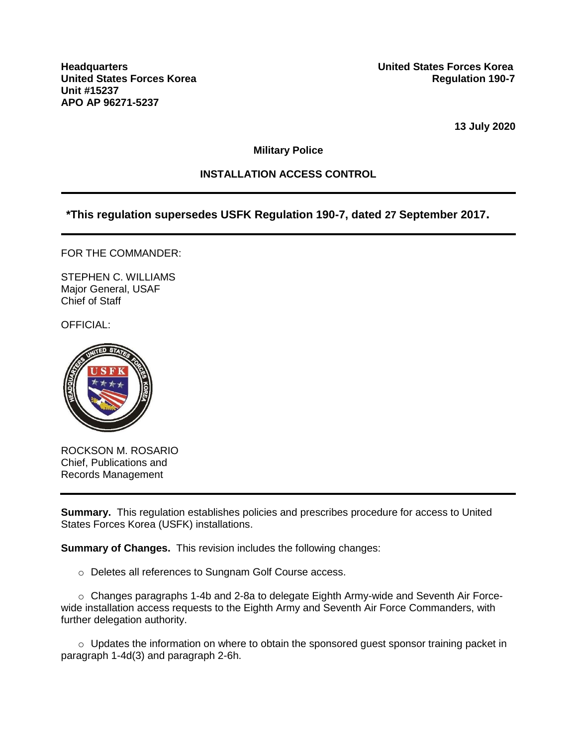**Headquarters**
**United States Forces Korea**
**Unit #15237**
**APO AP 96271-5237**

**United States Forces Korea**
**Regulation 190-7**

**13 July 2020**

**Military Police**

**INSTALLATION ACCESS CONTROL**

---

**\*This regulation supersedes USFK Regulation 190-7, dated 27 September 2017.**

---

FOR THE COMMANDER:

STEPHEN C. WILLIAMS
Major General, USAF
Chief of Staff

OFFICIAL:

ROCKSON M. ROSARIO
Chief, Publications and
Records Management

---

**Summary.** This regulation establishes policies and prescribes procedure for access to United States Forces Korea (USFK) installations.

**Summary of Changes.** This revision includes the following changes:

- Deletes all references to Sungnam Golf Course access.

- Changes paragraphs 1-4b and 2-8a to delegate Eighth Army-wide and Seventh Air Force-wide installation access requests to the Eighth Army and Seventh Air Force Commanders, with further delegation authority.

- Updates the information on where to obtain the sponsored guest sponsor training packet in paragraph 1-4d(3) and paragraph 2-6h.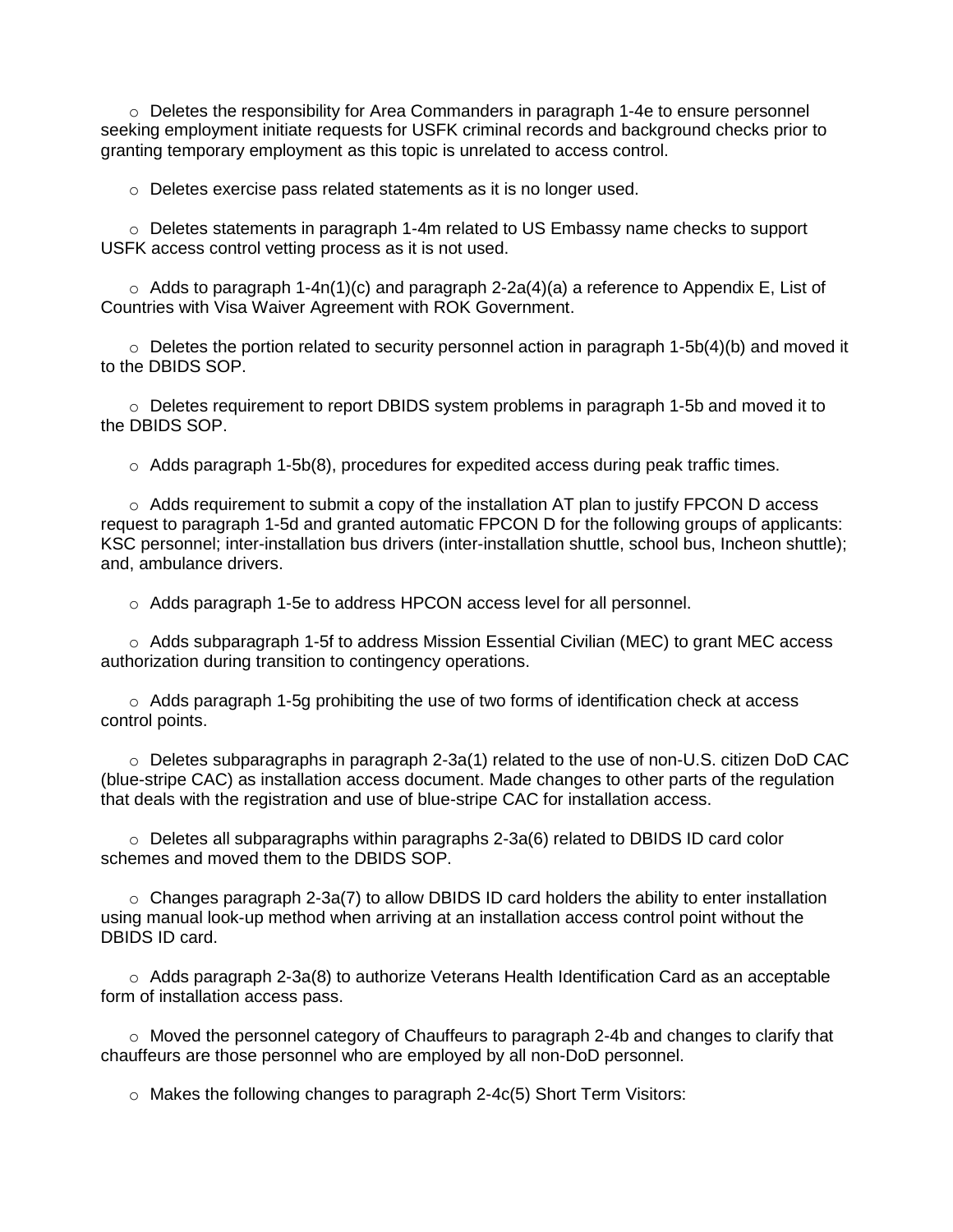- Deletes the responsibility for Area Commanders in paragraph 1-4e to ensure personnel seeking employment initiate requests for USFK criminal records and background checks prior to granting temporary employment as this topic is unrelated to access control.

- Deletes exercise pass related statements as it is no longer used.

- Deletes statements in paragraph 1-4m related to US Embassy name checks to support USFK access control vetting process as it is not used.

- Adds to paragraph 1-4n(1)(c) and paragraph 2-2a(4)(a) a reference to Appendix E, List of Countries with Visa Waiver Agreement with ROK Government.

- Deletes the portion related to security personnel action in paragraph 1-5b(4)(b) and moved it to the DBIDS SOP.

- Deletes requirement to report DBIDS system problems in paragraph 1-5b and moved it to the DBIDS SOP.

- Adds paragraph 1-5b(8), procedures for expedited access during peak traffic times.

- Adds requirement to submit a copy of the installation AT plan to justify FPCON D access request to paragraph 1-5d and granted automatic FPCON D for the following groups of applicants: KSC personnel; inter-installation bus drivers (inter-installation shuttle, school bus, Incheon shuttle); and, ambulance drivers.

- Adds paragraph 1-5e to address HPCON access level for all personnel.

- Adds subparagraph 1-5f to address Mission Essential Civilian (MEC) to grant MEC access authorization during transition to contingency operations.

- Adds paragraph 1-5g prohibiting the use of two forms of identification check at access control points.

- Deletes subparagraphs in paragraph 2-3a(1) related to the use of non-U.S. citizen DoD CAC (blue-stripe CAC) as installation access document. Made changes to other parts of the regulation that deals with the registration and use of blue-stripe CAC for installation access.

- Deletes all subparagraphs within paragraphs 2-3a(6) related to DBIDS ID card color schemes and moved them to the DBIDS SOP.

- Changes paragraph 2-3a(7) to allow DBIDS ID card holders the ability to enter installation using manual look-up method when arriving at an installation access control point without the DBIDS ID card.

- Adds paragraph 2-3a(8) to authorize Veterans Health Identification Card as an acceptable form of installation access pass.

- Moved the personnel category of Chauffeurs to paragraph 2-4b and changes to clarify that chauffeurs are those personnel who are employed by all non-DoD personnel.

- Makes the following changes to paragraph 2-4c(5) Short Term Visitors: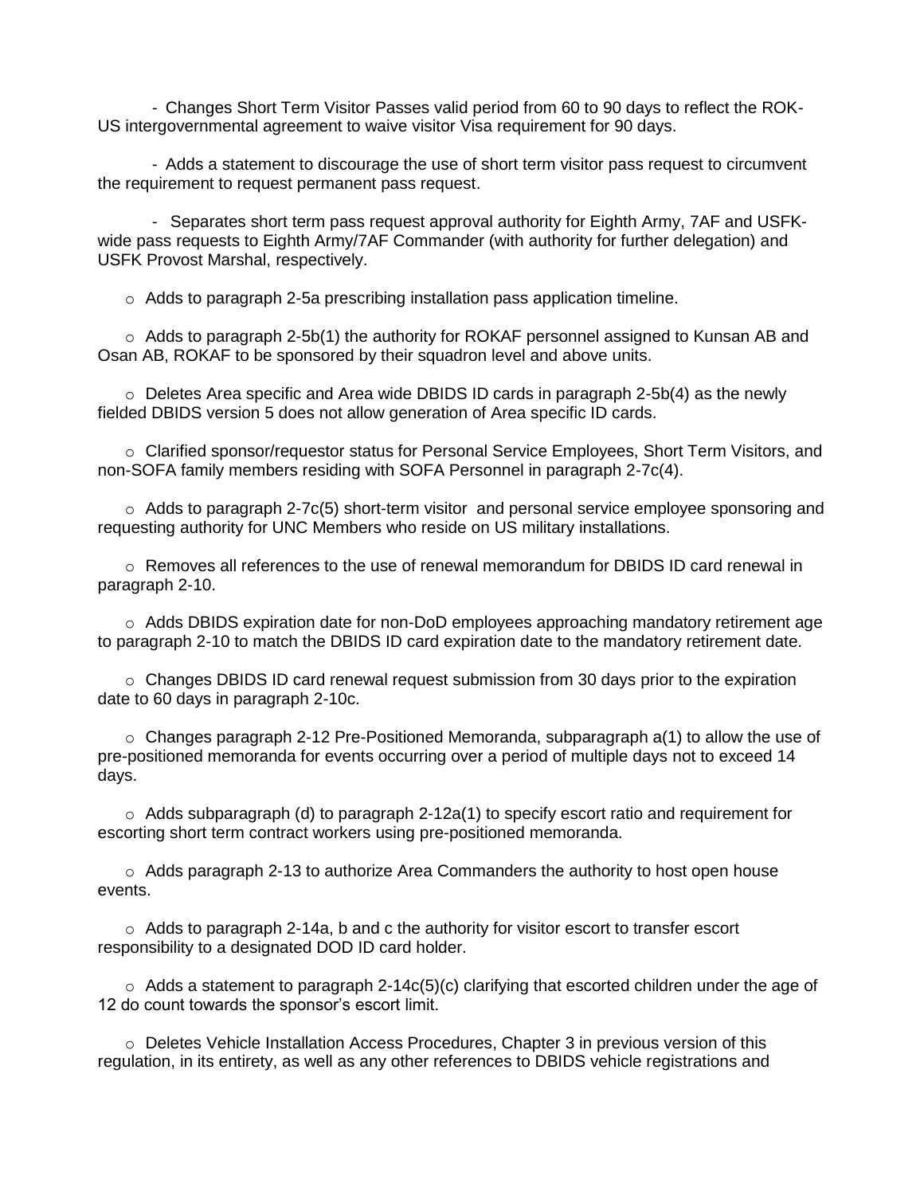- Changes Short Term Visitor Passes valid period from 60 to 90 days to reflect the ROK-US intergovernmental agreement to waive visitor Visa requirement for 90 days.

- Adds a statement to discourage the use of short term visitor pass request to circumvent the requirement to request permanent pass request.

- Separates short term pass request approval authority for Eighth Army, 7AF and USFK-wide pass requests to Eighth Army/7AF Commander (with authority for further delegation) and USFK Provost Marshal, respectively.

- Adds to paragraph 2-5a prescribing installation pass application timeline.

- Adds to paragraph 2-5b(1) the authority for ROKAF personnel assigned to Kunsan AB and Osan AB, ROKAF to be sponsored by their squadron level and above units.

- Deletes Area specific and Area wide DBIDS ID cards in paragraph 2-5b(4) as the newly fielded DBIDS version 5 does not allow generation of Area specific ID cards.

- Clarified sponsor/requestor status for Personal Service Employees, Short Term Visitors, and non-SOFA family members residing with SOFA Personnel in paragraph 2-7c(4).

- Adds to paragraph 2-7c(5) short-term visitor and personal service employee sponsoring and requesting authority for UNC Members who reside on US military installations.

- Removes all references to the use of renewal memorandum for DBIDS ID card renewal in paragraph 2-10.

- Adds DBIDS expiration date for non-DoD employees approaching mandatory retirement age to paragraph 2-10 to match the DBIDS ID card expiration date to the mandatory retirement date.

- Changes DBIDS ID card renewal request submission from 30 days prior to the expiration date to 60 days in paragraph 2-10c.

- Changes paragraph 2-12 Pre-Positioned Memoranda, subparagraph a(1) to allow the use of pre-positioned memoranda for events occurring over a period of multiple days not to exceed 14 days.

- Adds subparagraph (d) to paragraph 2-12a(1) to specify escort ratio and requirement for escorting short term contract workers using pre-positioned memoranda.

- Adds paragraph 2-13 to authorize Area Commanders the authority to host open house events.

- Adds to paragraph 2-14a, b and c the authority for visitor escort to transfer escort responsibility to a designated DOD ID card holder.

- Adds a statement to paragraph 2-14c(5)(c) clarifying that escorted children under the age of 12 do count towards the sponsor's escort limit.

- Deletes Vehicle Installation Access Procedures, Chapter 3 in previous version of this regulation, in its entirety, as well as any other references to DBIDS vehicle registrations and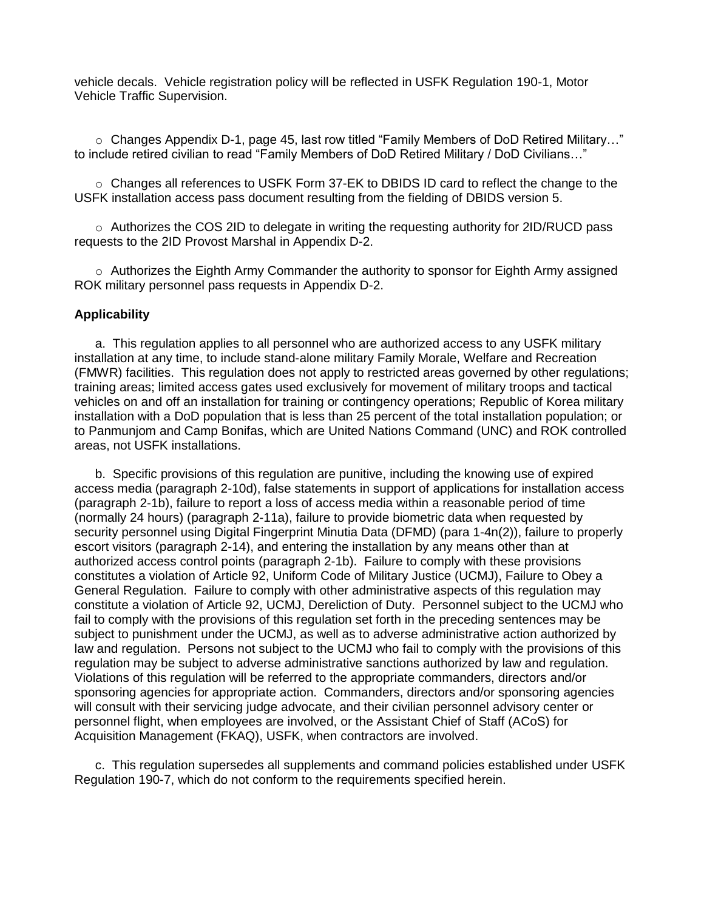vehicle decals. Vehicle registration policy will be reflected in USFK Regulation 190-1, Motor Vehicle Traffic Supervision.

- Changes Appendix D-1, page 45, last row titled "Family Members of DoD Retired Military…" to include retired civilian to read "Family Members of DoD Retired Military / DoD Civilians…"

- Changes all references to USFK Form 37-EK to DBIDS ID card to reflect the change to the USFK installation access pass document resulting from the fielding of DBIDS version 5.

- Authorizes the COS 2ID to delegate in writing the requesting authority for 2ID/RUCD pass requests to the 2ID Provost Marshal in Appendix D-2.

- Authorizes the Eighth Army Commander the authority to sponsor for Eighth Army assigned ROK military personnel pass requests in Appendix D-2.

**Applicability**

a. This regulation applies to all personnel who are authorized access to any USFK military installation at any time, to include stand-alone military Family Morale, Welfare and Recreation (FMWR) facilities. This regulation does not apply to restricted areas governed by other regulations; training areas; limited access gates used exclusively for movement of military troops and tactical vehicles on and off an installation for training or contingency operations; Republic of Korea military installation with a DoD population that is less than 25 percent of the total installation population; or to Panmunjom and Camp Bonifas, which are United Nations Command (UNC) and ROK controlled areas, not USFK installations.

b. Specific provisions of this regulation are punitive, including the knowing use of expired access media (paragraph 2-10d), false statements in support of applications for installation access (paragraph 2-1b), failure to report a loss of access media within a reasonable period of time (normally 24 hours) (paragraph 2-11a), failure to provide biometric data when requested by security personnel using Digital Fingerprint Minutia Data (DFMD) (para 1-4n(2)), failure to properly escort visitors (paragraph 2-14), and entering the installation by any means other than at authorized access control points (paragraph 2-1b). Failure to comply with these provisions constitutes a violation of Article 92, Uniform Code of Military Justice (UCMJ), Failure to Obey a General Regulation. Failure to comply with other administrative aspects of this regulation may constitute a violation of Article 92, UCMJ, Dereliction of Duty. Personnel subject to the UCMJ who fail to comply with the provisions of this regulation set forth in the preceding sentences may be subject to punishment under the UCMJ, as well as to adverse administrative action authorized by law and regulation. Persons not subject to the UCMJ who fail to comply with the provisions of this regulation may be subject to adverse administrative sanctions authorized by law and regulation. Violations of this regulation will be referred to the appropriate commanders, directors and/or sponsoring agencies for appropriate action. Commanders, directors and/or sponsoring agencies will consult with their servicing judge advocate, and their civilian personnel advisory center or personnel flight, when employees are involved, or the Assistant Chief of Staff (ACoS) for Acquisition Management (FKAQ), USFK, when contractors are involved.

c. This regulation supersedes all supplements and command policies established under USFK Regulation 190-7, which do not conform to the requirements specified herein.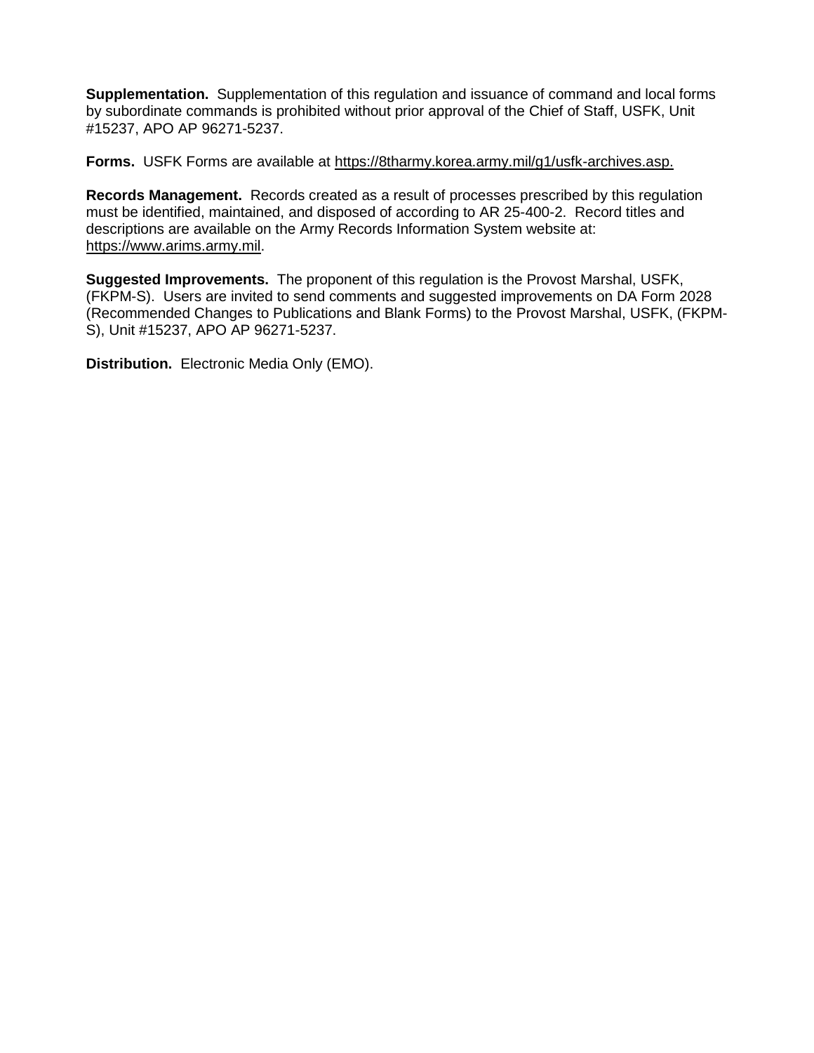**Supplementation.** Supplementation of this regulation and issuance of command and local forms by subordinate commands is prohibited without prior approval of the Chief of Staff, USFK, Unit #15237, APO AP 96271-5237.

**Forms.** USFK Forms are available at https://8tharmy.korea.army.mil/g1/usfk-archives.asp.

**Records Management.** Records created as a result of processes prescribed by this regulation must be identified, maintained, and disposed of according to AR 25-400-2. Record titles and descriptions are available on the Army Records Information System website at: https://www.arims.army.mil.

**Suggested Improvements.** The proponent of this regulation is the Provost Marshal, USFK, (FKPM-S). Users are invited to send comments and suggested improvements on DA Form 2028 (Recommended Changes to Publications and Blank Forms) to the Provost Marshal, USFK, (FKPM-S), Unit #15237, APO AP 96271-5237.

**Distribution.** Electronic Media Only (EMO).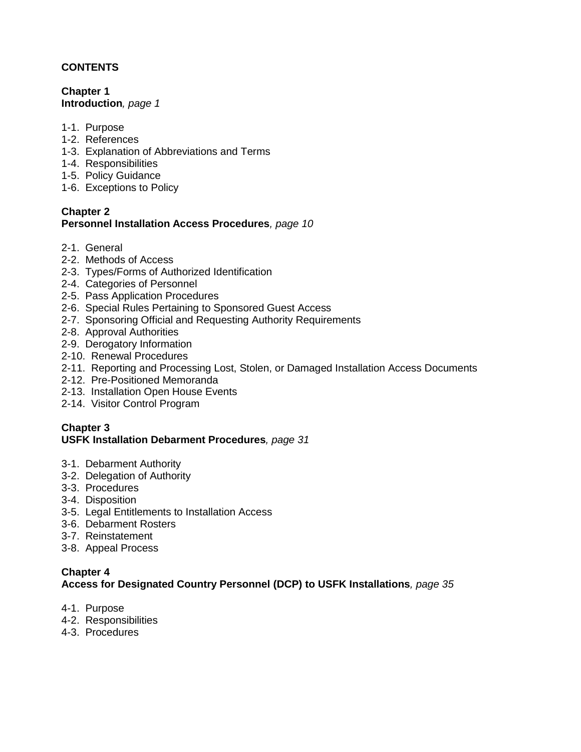**CONTENTS**

**Chapter 1**
**Introduction***, page 1*

1-1. Purpose
1-2. References
1-3. Explanation of Abbreviations and Terms
1-4. Responsibilities
1-5. Policy Guidance
1-6. Exceptions to Policy

**Chapter 2**
**Personnel Installation Access Procedures***, page 10*

2-1. General
2-2. Methods of Access
2-3. Types/Forms of Authorized Identification
2-4. Categories of Personnel
2-5. Pass Application Procedures
2-6. Special Rules Pertaining to Sponsored Guest Access
2-7. Sponsoring Official and Requesting Authority Requirements
2-8. Approval Authorities
2-9. Derogatory Information
2-10. Renewal Procedures
2-11. Reporting and Processing Lost, Stolen, or Damaged Installation Access Documents
2-12. Pre-Positioned Memoranda
2-13. Installation Open House Events
2-14. Visitor Control Program

**Chapter 3**
**USFK Installation Debarment Procedures***, page 31*

3-1. Debarment Authority
3-2. Delegation of Authority
3-3. Procedures
3-4. Disposition
3-5. Legal Entitlements to Installation Access
3-6. Debarment Rosters
3-7. Reinstatement
3-8. Appeal Process

**Chapter 4**
**Access for Designated Country Personnel (DCP) to USFK Installations***, page 35*

4-1. Purpose
4-2. Responsibilities
4-3. Procedures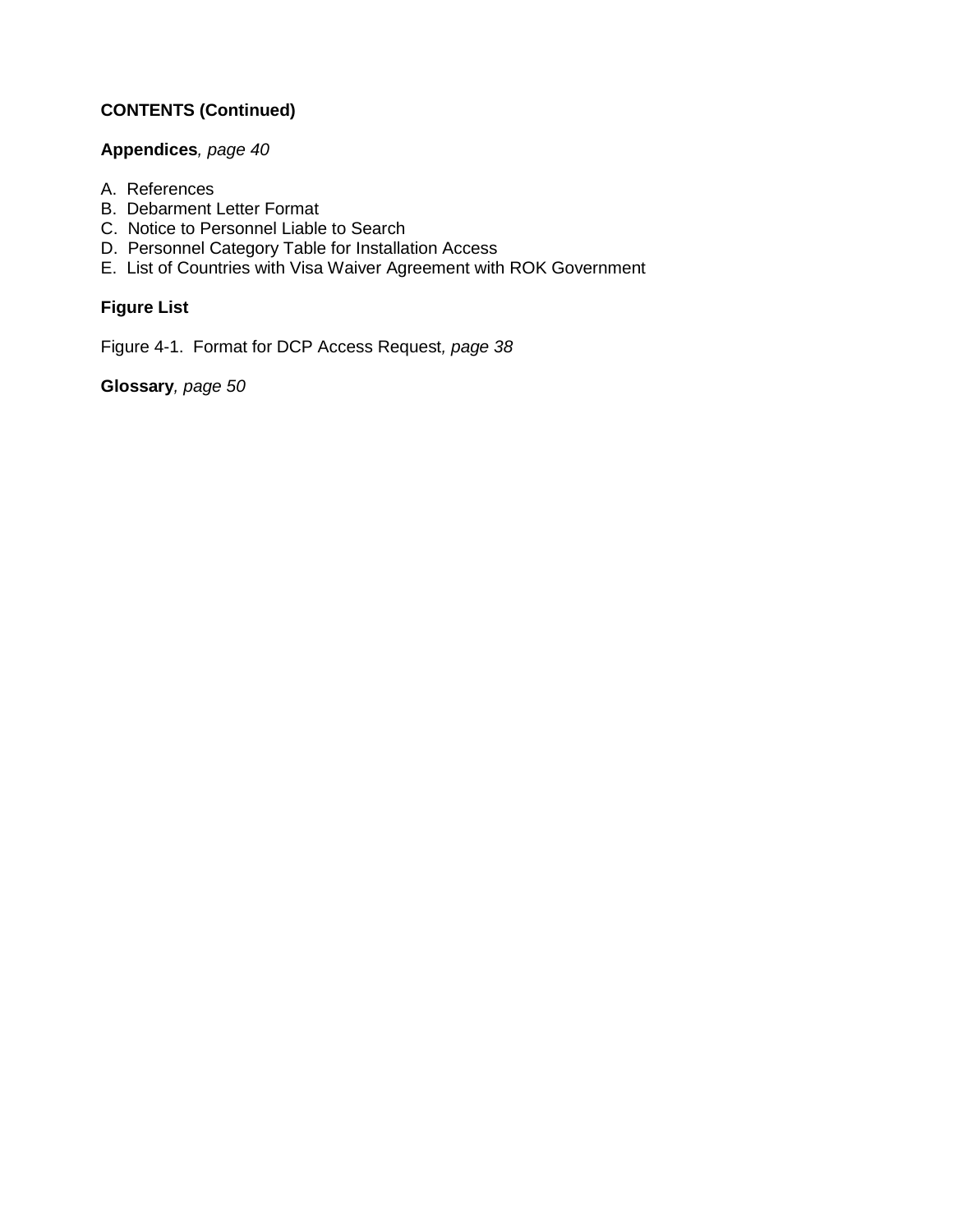**CONTENTS (Continued)**

**Appendices***, page 40*

A. References
B. Debarment Letter Format
C. Notice to Personnel Liable to Search
D. Personnel Category Table for Installation Access
E. List of Countries with Visa Waiver Agreement with ROK Government

**Figure List**

Figure 4-1. Format for DCP Access Request*, page 38*

**Glossary***, page 50*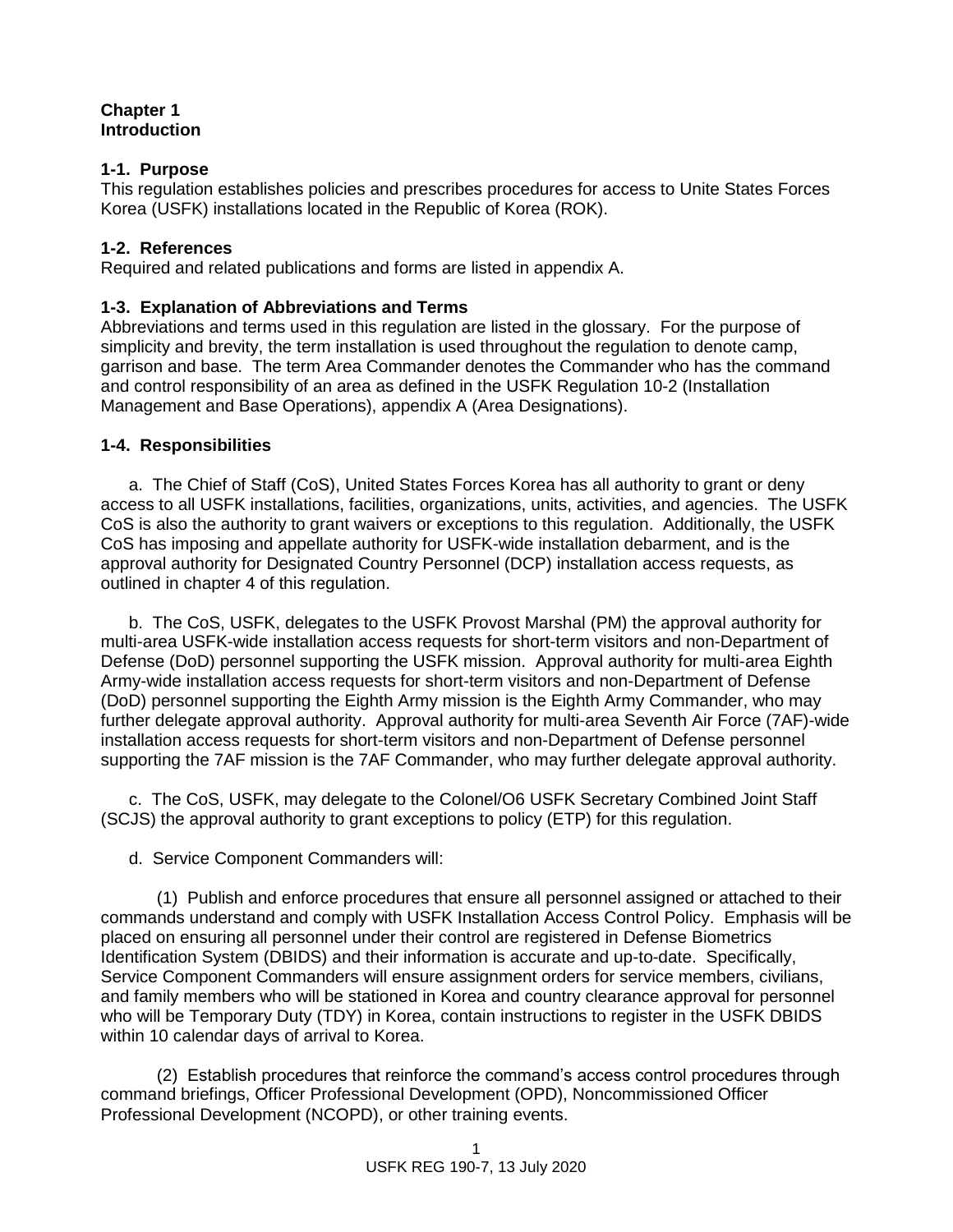# Chapter 1
# Introduction

## 1-1. Purpose

This regulation establishes policies and prescribes procedures for access to Unite States Forces Korea (USFK) installations located in the Republic of Korea (ROK).

## 1-2. References

Required and related publications and forms are listed in appendix A.

## 1-3. Explanation of Abbreviations and Terms

Abbreviations and terms used in this regulation are listed in the glossary. For the purpose of simplicity and brevity, the term installation is used throughout the regulation to denote camp, garrison and base. The term Area Commander denotes the Commander who has the command and control responsibility of an area as defined in the USFK Regulation 10-2 (Installation Management and Base Operations), appendix A (Area Designations).

## 1-4. Responsibilities

a. The Chief of Staff (CoS), United States Forces Korea has all authority to grant or deny access to all USFK installations, facilities, organizations, units, activities, and agencies. The USFK CoS is also the authority to grant waivers or exceptions to this regulation. Additionally, the USFK CoS has imposing and appellate authority for USFK-wide installation debarment, and is the approval authority for Designated Country Personnel (DCP) installation access requests, as outlined in chapter 4 of this regulation.

b. The CoS, USFK, delegates to the USFK Provost Marshal (PM) the approval authority for multi-area USFK-wide installation access requests for short-term visitors and non-Department of Defense (DoD) personnel supporting the USFK mission. Approval authority for multi-area Eighth Army-wide installation access requests for short-term visitors and non-Department of Defense (DoD) personnel supporting the Eighth Army mission is the Eighth Army Commander, who may further delegate approval authority. Approval authority for multi-area Seventh Air Force (7AF)-wide installation access requests for short-term visitors and non-Department of Defense personnel supporting the 7AF mission is the 7AF Commander, who may further delegate approval authority.

c. The CoS, USFK, may delegate to the Colonel/O6 USFK Secretary Combined Joint Staff (SCJS) the approval authority to grant exceptions to policy (ETP) for this regulation.

d. Service Component Commanders will:

(1) Publish and enforce procedures that ensure all personnel assigned or attached to their commands understand and comply with USFK Installation Access Control Policy. Emphasis will be placed on ensuring all personnel under their control are registered in Defense Biometrics Identification System (DBIDS) and their information is accurate and up-to-date. Specifically, Service Component Commanders will ensure assignment orders for service members, civilians, and family members who will be stationed in Korea and country clearance approval for personnel who will be Temporary Duty (TDY) in Korea, contain instructions to register in the USFK DBIDS within 10 calendar days of arrival to Korea.

(2) Establish procedures that reinforce the command's access control procedures through command briefings, Officer Professional Development (OPD), Noncommissioned Officer Professional Development (NCOPD), or other training events.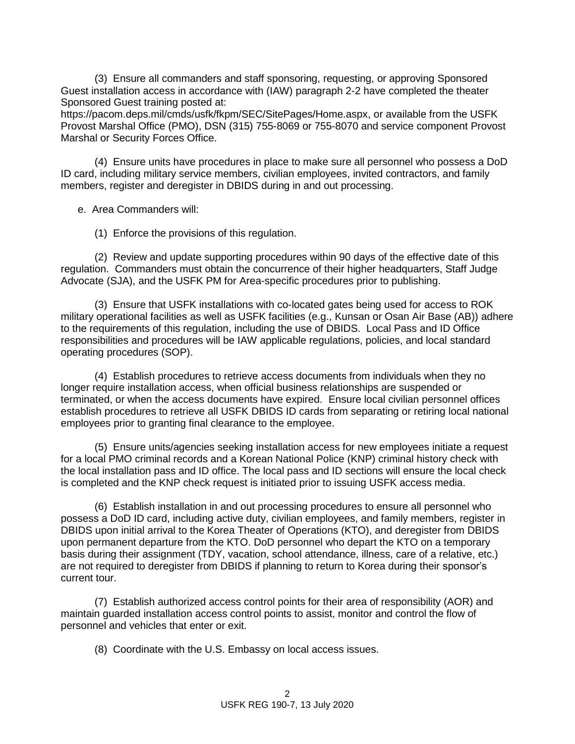(3) Ensure all commanders and staff sponsoring, requesting, or approving Sponsored Guest installation access in accordance with (IAW) paragraph 2-2 have completed the theater Sponsored Guest training posted at: https://pacom.deps.mil/cmds/usfk/fkpm/SEC/SitePages/Home.aspx, or available from the USFK Provost Marshal Office (PMO), DSN (315) 755-8069 or 755-8070 and service component Provost Marshal or Security Forces Office.

(4) Ensure units have procedures in place to make sure all personnel who possess a DoD ID card, including military service members, civilian employees, invited contractors, and family members, register and deregister in DBIDS during in and out processing.

e. Area Commanders will:

(1) Enforce the provisions of this regulation.

(2) Review and update supporting procedures within 90 days of the effective date of this regulation. Commanders must obtain the concurrence of their higher headquarters, Staff Judge Advocate (SJA), and the USFK PM for Area-specific procedures prior to publishing.

(3) Ensure that USFK installations with co-located gates being used for access to ROK military operational facilities as well as USFK facilities (e.g., Kunsan or Osan Air Base (AB)) adhere to the requirements of this regulation, including the use of DBIDS. Local Pass and ID Office responsibilities and procedures will be IAW applicable regulations, policies, and local standard operating procedures (SOP).

(4) Establish procedures to retrieve access documents from individuals when they no longer require installation access, when official business relationships are suspended or terminated, or when the access documents have expired. Ensure local civilian personnel offices establish procedures to retrieve all USFK DBIDS ID cards from separating or retiring local national employees prior to granting final clearance to the employee.

(5) Ensure units/agencies seeking installation access for new employees initiate a request for a local PMO criminal records and a Korean National Police (KNP) criminal history check with the local installation pass and ID office. The local pass and ID sections will ensure the local check is completed and the KNP check request is initiated prior to issuing USFK access media.

(6) Establish installation in and out processing procedures to ensure all personnel who possess a DoD ID card, including active duty, civilian employees, and family members, register in DBIDS upon initial arrival to the Korea Theater of Operations (KTO), and deregister from DBIDS upon permanent departure from the KTO. DoD personnel who depart the KTO on a temporary basis during their assignment (TDY, vacation, school attendance, illness, care of a relative, etc.) are not required to deregister from DBIDS if planning to return to Korea during their sponsor's current tour.

(7) Establish authorized access control points for their area of responsibility (AOR) and maintain guarded installation access control points to assist, monitor and control the flow of personnel and vehicles that enter or exit.

(8) Coordinate with the U.S. Embassy on local access issues.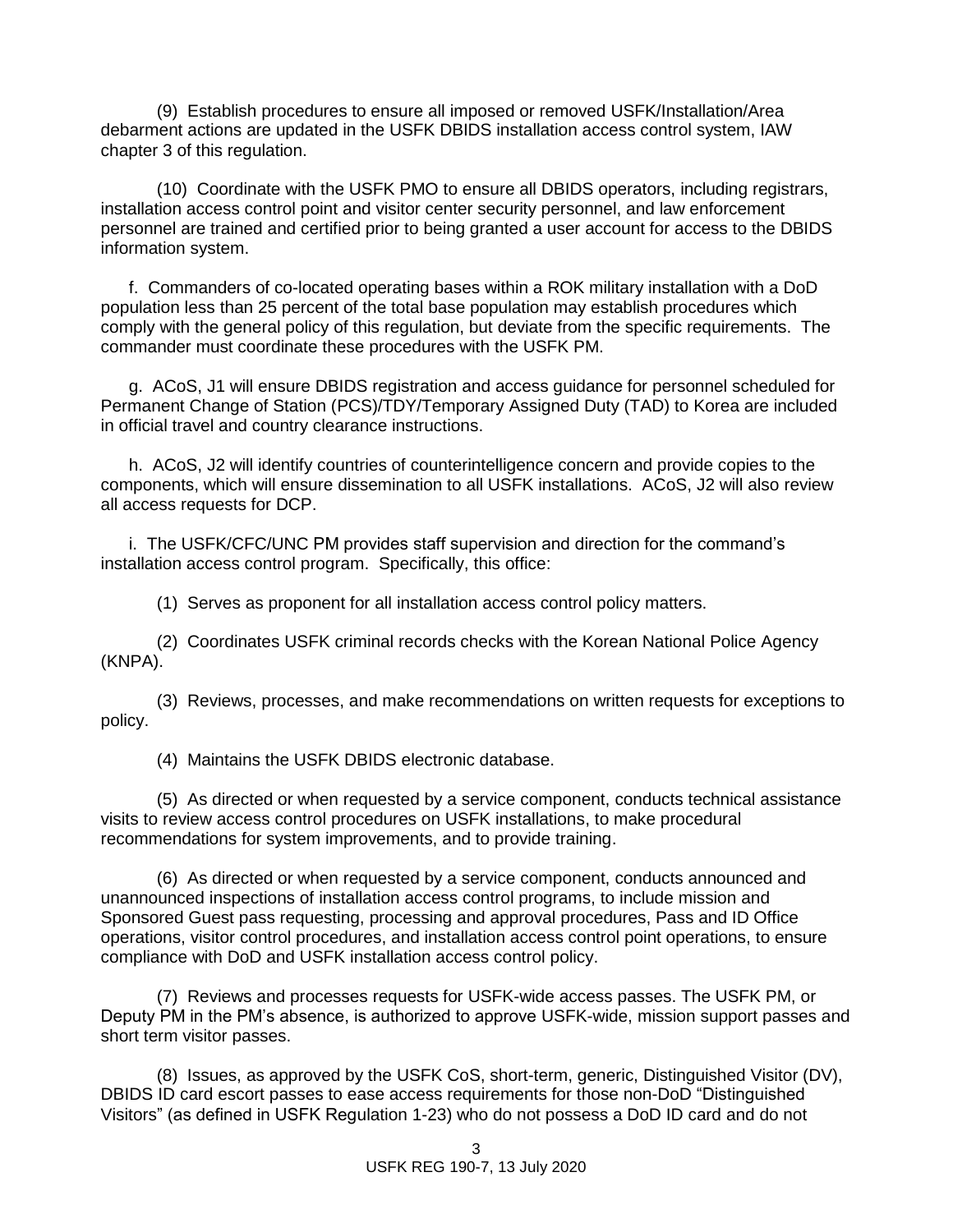(9) Establish procedures to ensure all imposed or removed USFK/Installation/Area debarment actions are updated in the USFK DBIDS installation access control system, IAW chapter 3 of this regulation.

(10) Coordinate with the USFK PMO to ensure all DBIDS operators, including registrars, installation access control point and visitor center security personnel, and law enforcement personnel are trained and certified prior to being granted a user account for access to the DBIDS information system.

f. Commanders of co-located operating bases within a ROK military installation with a DoD population less than 25 percent of the total base population may establish procedures which comply with the general policy of this regulation, but deviate from the specific requirements. The commander must coordinate these procedures with the USFK PM.

g. ACoS, J1 will ensure DBIDS registration and access guidance for personnel scheduled for Permanent Change of Station (PCS)/TDY/Temporary Assigned Duty (TAD) to Korea are included in official travel and country clearance instructions.

h. ACoS, J2 will identify countries of counterintelligence concern and provide copies to the components, which will ensure dissemination to all USFK installations. ACoS, J2 will also review all access requests for DCP.

i. The USFK/CFC/UNC PM provides staff supervision and direction for the command's installation access control program. Specifically, this office:

(1) Serves as proponent for all installation access control policy matters.

(2) Coordinates USFK criminal records checks with the Korean National Police Agency (KNPA).

(3) Reviews, processes, and make recommendations on written requests for exceptions to policy.

(4) Maintains the USFK DBIDS electronic database.

(5) As directed or when requested by a service component, conducts technical assistance visits to review access control procedures on USFK installations, to make procedural recommendations for system improvements, and to provide training.

(6) As directed or when requested by a service component, conducts announced and unannounced inspections of installation access control programs, to include mission and Sponsored Guest pass requesting, processing and approval procedures, Pass and ID Office operations, visitor control procedures, and installation access control point operations, to ensure compliance with DoD and USFK installation access control policy.

(7) Reviews and processes requests for USFK-wide access passes. The USFK PM, or Deputy PM in the PM's absence, is authorized to approve USFK-wide, mission support passes and short term visitor passes.

(8) Issues, as approved by the USFK CoS, short-term, generic, Distinguished Visitor (DV), DBIDS ID card escort passes to ease access requirements for those non-DoD "Distinguished Visitors" (as defined in USFK Regulation 1-23) who do not possess a DoD ID card and do not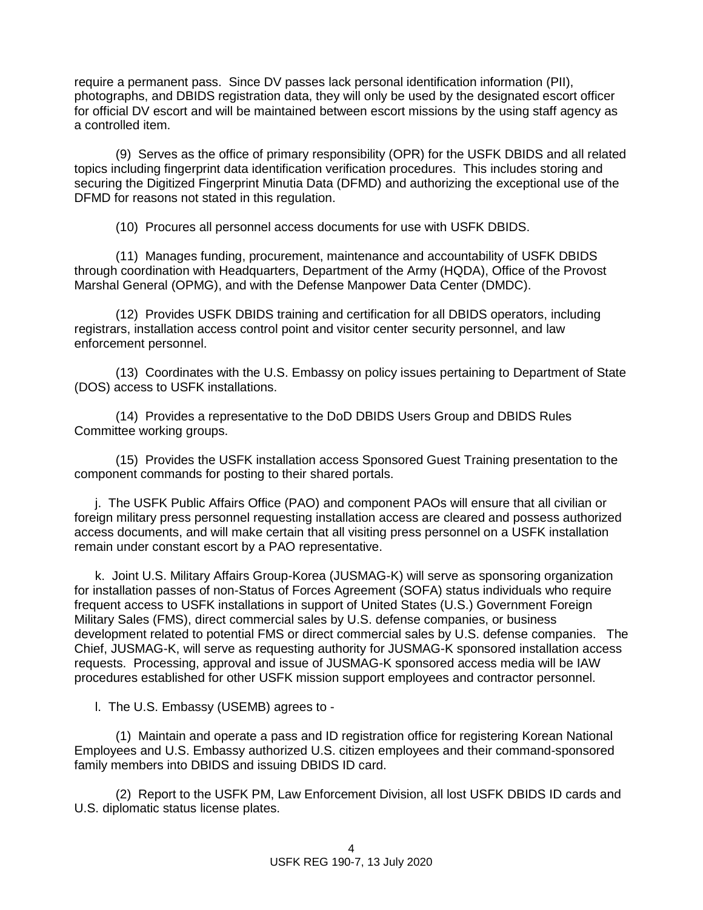require a permanent pass. Since DV passes lack personal identification information (PII), photographs, and DBIDS registration data, they will only be used by the designated escort officer for official DV escort and will be maintained between escort missions by the using staff agency as a controlled item.

(9) Serves as the office of primary responsibility (OPR) for the USFK DBIDS and all related topics including fingerprint data identification verification procedures. This includes storing and securing the Digitized Fingerprint Minutia Data (DFMD) and authorizing the exceptional use of the DFMD for reasons not stated in this regulation.

(10) Procures all personnel access documents for use with USFK DBIDS.

(11) Manages funding, procurement, maintenance and accountability of USFK DBIDS through coordination with Headquarters, Department of the Army (HQDA), Office of the Provost Marshal General (OPMG), and with the Defense Manpower Data Center (DMDC).

(12) Provides USFK DBIDS training and certification for all DBIDS operators, including registrars, installation access control point and visitor center security personnel, and law enforcement personnel.

(13) Coordinates with the U.S. Embassy on policy issues pertaining to Department of State (DOS) access to USFK installations.

(14) Provides a representative to the DoD DBIDS Users Group and DBIDS Rules Committee working groups.

(15) Provides the USFK installation access Sponsored Guest Training presentation to the component commands for posting to their shared portals.

j. The USFK Public Affairs Office (PAO) and component PAOs will ensure that all civilian or foreign military press personnel requesting installation access are cleared and possess authorized access documents, and will make certain that all visiting press personnel on a USFK installation remain under constant escort by a PAO representative.

k. Joint U.S. Military Affairs Group-Korea (JUSMAG-K) will serve as sponsoring organization for installation passes of non-Status of Forces Agreement (SOFA) status individuals who require frequent access to USFK installations in support of United States (U.S.) Government Foreign Military Sales (FMS), direct commercial sales by U.S. defense companies, or business development related to potential FMS or direct commercial sales by U.S. defense companies. The Chief, JUSMAG-K, will serve as requesting authority for JUSMAG-K sponsored installation access requests. Processing, approval and issue of JUSMAG-K sponsored access media will be IAW procedures established for other USFK mission support employees and contractor personnel.

l. The U.S. Embassy (USEMB) agrees to -

(1) Maintain and operate a pass and ID registration office for registering Korean National Employees and U.S. Embassy authorized U.S. citizen employees and their command-sponsored family members into DBIDS and issuing DBIDS ID card.

(2) Report to the USFK PM, Law Enforcement Division, all lost USFK DBIDS ID cards and U.S. diplomatic status license plates.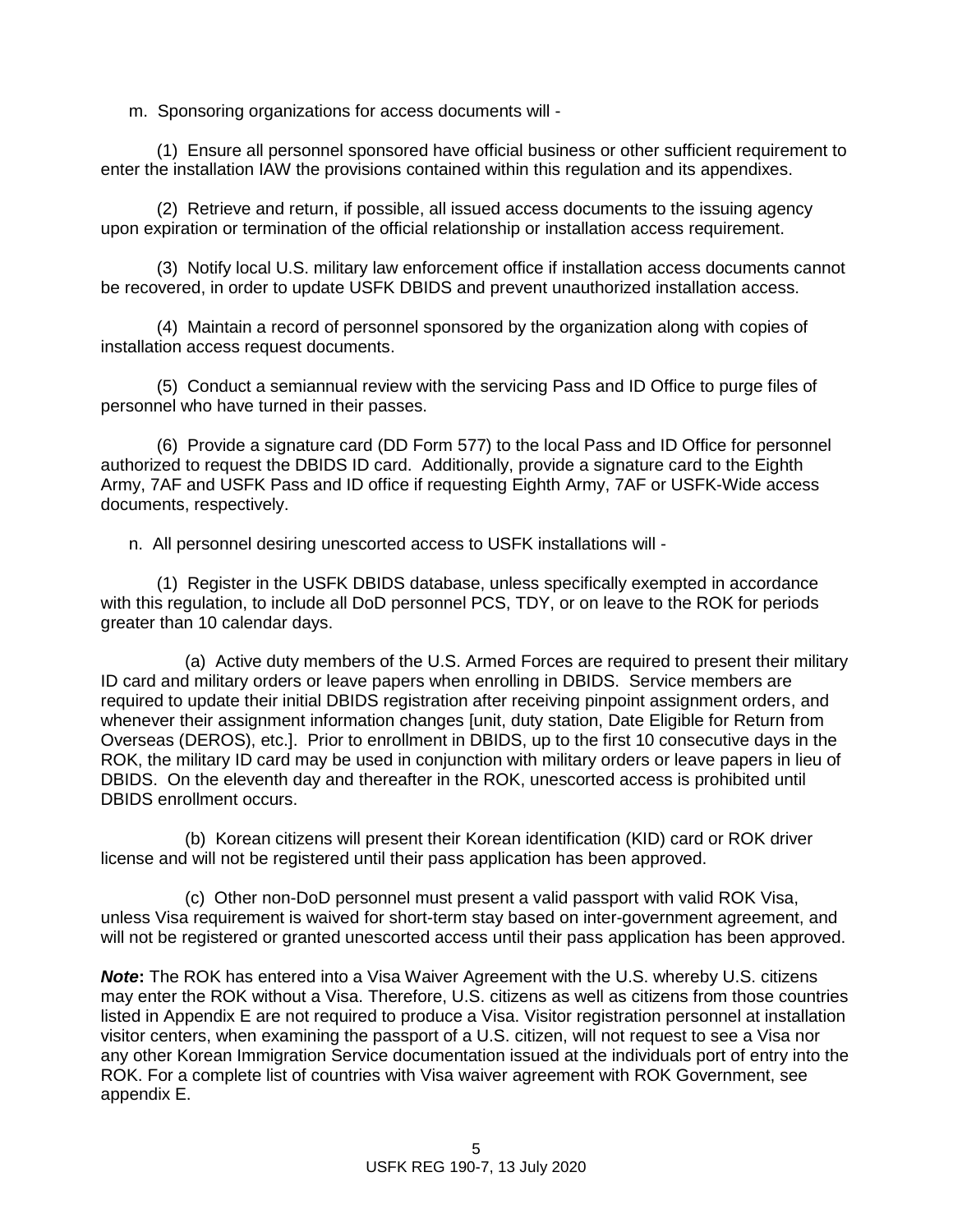m. Sponsoring organizations for access documents will -

(1) Ensure all personnel sponsored have official business or other sufficient requirement to enter the installation IAW the provisions contained within this regulation and its appendixes.

(2) Retrieve and return, if possible, all issued access documents to the issuing agency upon expiration or termination of the official relationship or installation access requirement.

(3) Notify local U.S. military law enforcement office if installation access documents cannot be recovered, in order to update USFK DBIDS and prevent unauthorized installation access.

(4) Maintain a record of personnel sponsored by the organization along with copies of installation access request documents.

(5) Conduct a semiannual review with the servicing Pass and ID Office to purge files of personnel who have turned in their passes.

(6) Provide a signature card (DD Form 577) to the local Pass and ID Office for personnel authorized to request the DBIDS ID card. Additionally, provide a signature card to the Eighth Army, 7AF and USFK Pass and ID office if requesting Eighth Army, 7AF or USFK-Wide access documents, respectively.

n. All personnel desiring unescorted access to USFK installations will -

(1) Register in the USFK DBIDS database, unless specifically exempted in accordance with this regulation, to include all DoD personnel PCS, TDY, or on leave to the ROK for periods greater than 10 calendar days.

(a) Active duty members of the U.S. Armed Forces are required to present their military ID card and military orders or leave papers when enrolling in DBIDS. Service members are required to update their initial DBIDS registration after receiving pinpoint assignment orders, and whenever their assignment information changes [unit, duty station, Date Eligible for Return from Overseas (DEROS), etc.]. Prior to enrollment in DBIDS, up to the first 10 consecutive days in the ROK, the military ID card may be used in conjunction with military orders or leave papers in lieu of DBIDS. On the eleventh day and thereafter in the ROK, unescorted access is prohibited until DBIDS enrollment occurs.

(b) Korean citizens will present their Korean identification (KID) card or ROK driver license and will not be registered until their pass application has been approved.

(c) Other non-DoD personnel must present a valid passport with valid ROK Visa, unless Visa requirement is waived for short-term stay based on inter-government agreement, and will not be registered or granted unescorted access until their pass application has been approved.

***Note*:** The ROK has entered into a Visa Waiver Agreement with the U.S. whereby U.S. citizens may enter the ROK without a Visa. Therefore, U.S. citizens as well as citizens from those countries listed in Appendix E are not required to produce a Visa. Visitor registration personnel at installation visitor centers, when examining the passport of a U.S. citizen, will not request to see a Visa nor any other Korean Immigration Service documentation issued at the individuals port of entry into the ROK. For a complete list of countries with Visa waiver agreement with ROK Government, see appendix E.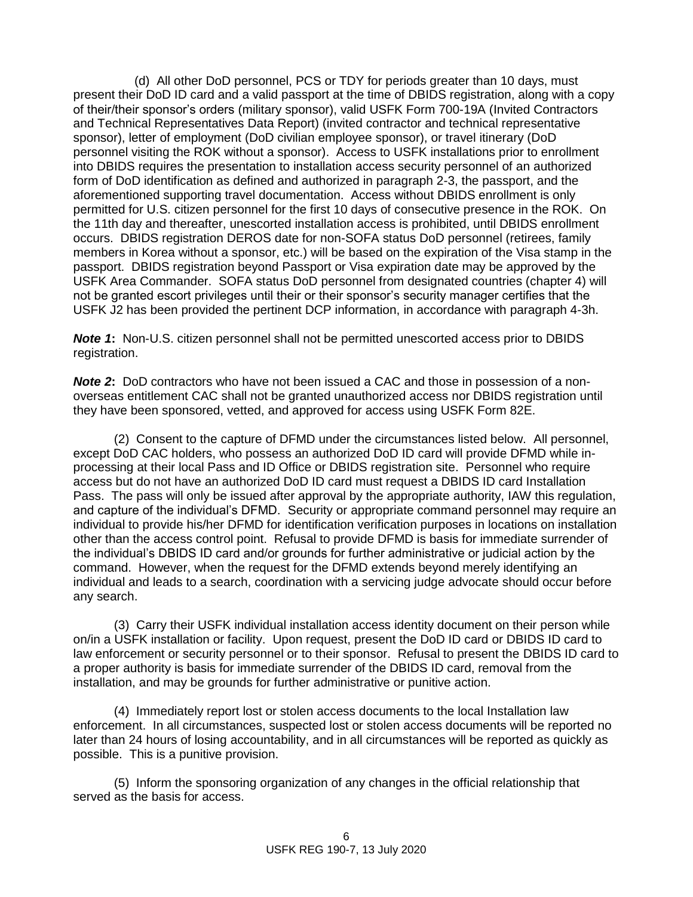(d) All other DoD personnel, PCS or TDY for periods greater than 10 days, must present their DoD ID card and a valid passport at the time of DBIDS registration, along with a copy of their/their sponsor's orders (military sponsor), valid USFK Form 700-19A (Invited Contractors and Technical Representatives Data Report) (invited contractor and technical representative sponsor), letter of employment (DoD civilian employee sponsor), or travel itinerary (DoD personnel visiting the ROK without a sponsor). Access to USFK installations prior to enrollment into DBIDS requires the presentation to installation access security personnel of an authorized form of DoD identification as defined and authorized in paragraph 2-3, the passport, and the aforementioned supporting travel documentation. Access without DBIDS enrollment is only permitted for U.S. citizen personnel for the first 10 days of consecutive presence in the ROK. On the 11th day and thereafter, unescorted installation access is prohibited, until DBIDS enrollment occurs. DBIDS registration DEROS date for non-SOFA status DoD personnel (retirees, family members in Korea without a sponsor, etc.) will be based on the expiration of the Visa stamp in the passport. DBIDS registration beyond Passport or Visa expiration date may be approved by the USFK Area Commander. SOFA status DoD personnel from designated countries (chapter 4) will not be granted escort privileges until their or their sponsor's security manager certifies that the USFK J2 has been provided the pertinent DCP information, in accordance with paragraph 4-3h.

***Note 1*:** Non-U.S. citizen personnel shall not be permitted unescorted access prior to DBIDS registration.

***Note 2*:** DoD contractors who have not been issued a CAC and those in possession of a non-overseas entitlement CAC shall not be granted unauthorized access nor DBIDS registration until they have been sponsored, vetted, and approved for access using USFK Form 82E.

(2) Consent to the capture of DFMD under the circumstances listed below. All personnel, except DoD CAC holders, who possess an authorized DoD ID card will provide DFMD while in-processing at their local Pass and ID Office or DBIDS registration site. Personnel who require access but do not have an authorized DoD ID card must request a DBIDS ID card Installation Pass. The pass will only be issued after approval by the appropriate authority, IAW this regulation, and capture of the individual's DFMD. Security or appropriate command personnel may require an individual to provide his/her DFMD for identification verification purposes in locations on installation other than the access control point. Refusal to provide DFMD is basis for immediate surrender of the individual's DBIDS ID card and/or grounds for further administrative or judicial action by the command. However, when the request for the DFMD extends beyond merely identifying an individual and leads to a search, coordination with a servicing judge advocate should occur before any search.

(3) Carry their USFK individual installation access identity document on their person while on/in a USFK installation or facility. Upon request, present the DoD ID card or DBIDS ID card to law enforcement or security personnel or to their sponsor. Refusal to present the DBIDS ID card to a proper authority is basis for immediate surrender of the DBIDS ID card, removal from the installation, and may be grounds for further administrative or punitive action.

(4) Immediately report lost or stolen access documents to the local Installation law enforcement. In all circumstances, suspected lost or stolen access documents will be reported no later than 24 hours of losing accountability, and in all circumstances will be reported as quickly as possible. This is a punitive provision.

(5) Inform the sponsoring organization of any changes in the official relationship that served as the basis for access.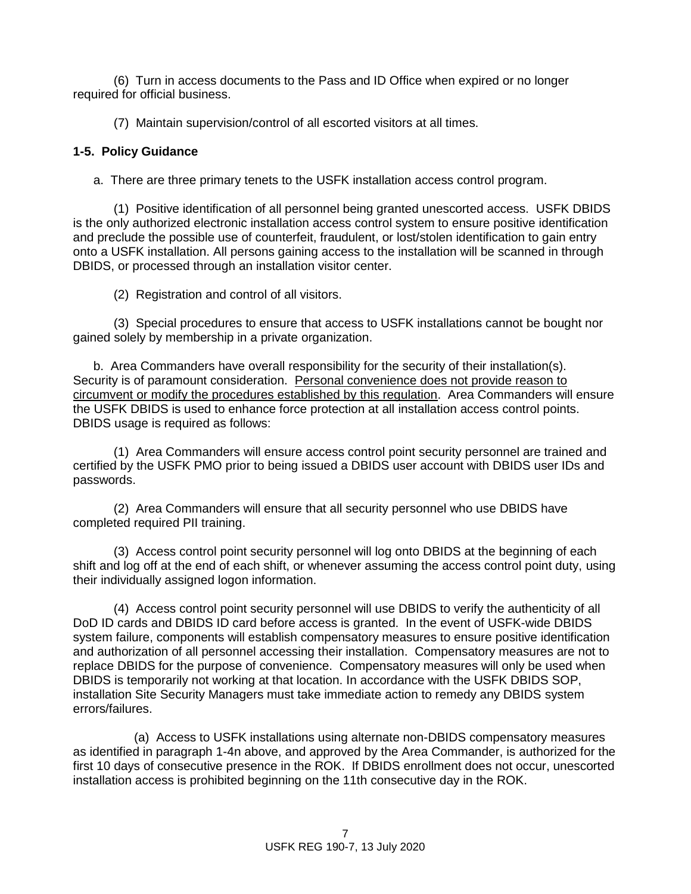(6) Turn in access documents to the Pass and ID Office when expired or no longer required for official business.

(7) Maintain supervision/control of all escorted visitors at all times.

**1-5. Policy Guidance**

a. There are three primary tenets to the USFK installation access control program.

(1) Positive identification of all personnel being granted unescorted access. USFK DBIDS is the only authorized electronic installation access control system to ensure positive identification and preclude the possible use of counterfeit, fraudulent, or lost/stolen identification to gain entry onto a USFK installation. All persons gaining access to the installation will be scanned in through DBIDS, or processed through an installation visitor center.

(2) Registration and control of all visitors.

(3) Special procedures to ensure that access to USFK installations cannot be bought nor gained solely by membership in a private organization.

b. Area Commanders have overall responsibility for the security of their installation(s). Security is of paramount consideration. Personal convenience does not provide reason to circumvent or modify the procedures established by this regulation. Area Commanders will ensure the USFK DBIDS is used to enhance force protection at all installation access control points. DBIDS usage is required as follows:

(1) Area Commanders will ensure access control point security personnel are trained and certified by the USFK PMO prior to being issued a DBIDS user account with DBIDS user IDs and passwords.

(2) Area Commanders will ensure that all security personnel who use DBIDS have completed required PII training.

(3) Access control point security personnel will log onto DBIDS at the beginning of each shift and log off at the end of each shift, or whenever assuming the access control point duty, using their individually assigned logon information.

(4) Access control point security personnel will use DBIDS to verify the authenticity of all DoD ID cards and DBIDS ID card before access is granted. In the event of USFK-wide DBIDS system failure, components will establish compensatory measures to ensure positive identification and authorization of all personnel accessing their installation. Compensatory measures are not to replace DBIDS for the purpose of convenience. Compensatory measures will only be used when DBIDS is temporarily not working at that location. In accordance with the USFK DBIDS SOP, installation Site Security Managers must take immediate action to remedy any DBIDS system errors/failures.

(a) Access to USFK installations using alternate non-DBIDS compensatory measures as identified in paragraph 1-4n above, and approved by the Area Commander, is authorized for the first 10 days of consecutive presence in the ROK. If DBIDS enrollment does not occur, unescorted installation access is prohibited beginning on the 11th consecutive day in the ROK.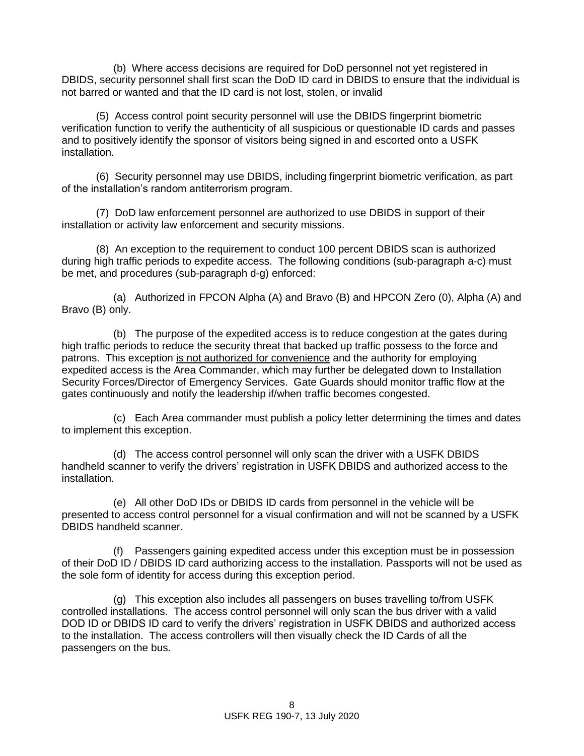(b) Where access decisions are required for DoD personnel not yet registered in DBIDS, security personnel shall first scan the DoD ID card in DBIDS to ensure that the individual is not barred or wanted and that the ID card is not lost, stolen, or invalid

(5) Access control point security personnel will use the DBIDS fingerprint biometric verification function to verify the authenticity of all suspicious or questionable ID cards and passes and to positively identify the sponsor of visitors being signed in and escorted onto a USFK installation.

(6) Security personnel may use DBIDS, including fingerprint biometric verification, as part of the installation's random antiterrorism program.

(7) DoD law enforcement personnel are authorized to use DBIDS in support of their installation or activity law enforcement and security missions.

(8) An exception to the requirement to conduct 100 percent DBIDS scan is authorized during high traffic periods to expedite access. The following conditions (sub-paragraph a-c) must be met, and procedures (sub-paragraph d-g) enforced:

(a) Authorized in FPCON Alpha (A) and Bravo (B) and HPCON Zero (0), Alpha (A) and Bravo (B) only.

(b) The purpose of the expedited access is to reduce congestion at the gates during high traffic periods to reduce the security threat that backed up traffic possess to the force and patrons. This exception <u>is not authorized for convenience</u> and the authority for employing expedited access is the Area Commander, which may further be delegated down to Installation Security Forces/Director of Emergency Services. Gate Guards should monitor traffic flow at the gates continuously and notify the leadership if/when traffic becomes congested.

(c) Each Area commander must publish a policy letter determining the times and dates to implement this exception.

(d) The access control personnel will only scan the driver with a USFK DBIDS handheld scanner to verify the drivers' registration in USFK DBIDS and authorized access to the installation.

(e) All other DoD IDs or DBIDS ID cards from personnel in the vehicle will be presented to access control personnel for a visual confirmation and will not be scanned by a USFK DBIDS handheld scanner.

(f) Passengers gaining expedited access under this exception must be in possession of their DoD ID / DBIDS ID card authorizing access to the installation. Passports will not be used as the sole form of identity for access during this exception period.

(g) This exception also includes all passengers on buses travelling to/from USFK controlled installations. The access control personnel will only scan the bus driver with a valid DOD ID or DBIDS ID card to verify the drivers' registration in USFK DBIDS and authorized access to the installation. The access controllers will then visually check the ID Cards of all the passengers on the bus.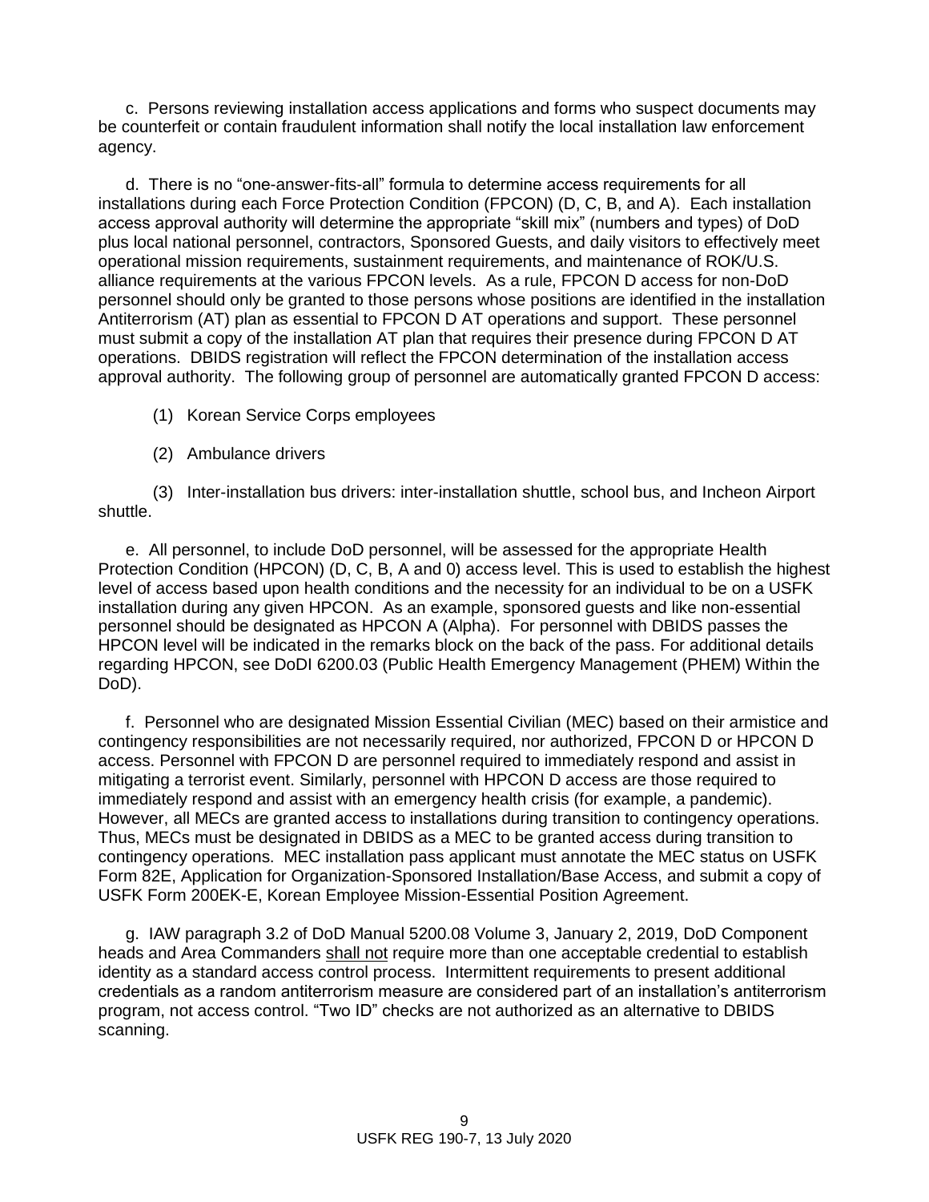c. Persons reviewing installation access applications and forms who suspect documents may be counterfeit or contain fraudulent information shall notify the local installation law enforcement agency.

d. There is no "one-answer-fits-all" formula to determine access requirements for all installations during each Force Protection Condition (FPCON) (D, C, B, and A). Each installation access approval authority will determine the appropriate "skill mix" (numbers and types) of DoD plus local national personnel, contractors, Sponsored Guests, and daily visitors to effectively meet operational mission requirements, sustainment requirements, and maintenance of ROK/U.S. alliance requirements at the various FPCON levels. As a rule, FPCON D access for non-DoD personnel should only be granted to those persons whose positions are identified in the installation Antiterrorism (AT) plan as essential to FPCON D AT operations and support. These personnel must submit a copy of the installation AT plan that requires their presence during FPCON D AT operations. DBIDS registration will reflect the FPCON determination of the installation access approval authority. The following group of personnel are automatically granted FPCON D access:

(1) Korean Service Corps employees

(2) Ambulance drivers

(3) Inter-installation bus drivers: inter-installation shuttle, school bus, and Incheon Airport shuttle.

e. All personnel, to include DoD personnel, will be assessed for the appropriate Health Protection Condition (HPCON) (D, C, B, A and 0) access level. This is used to establish the highest level of access based upon health conditions and the necessity for an individual to be on a USFK installation during any given HPCON. As an example, sponsored guests and like non-essential personnel should be designated as HPCON A (Alpha). For personnel with DBIDS passes the HPCON level will be indicated in the remarks block on the back of the pass. For additional details regarding HPCON, see DoDI 6200.03 (Public Health Emergency Management (PHEM) Within the DoD).

f. Personnel who are designated Mission Essential Civilian (MEC) based on their armistice and contingency responsibilities are not necessarily required, nor authorized, FPCON D or HPCON D access. Personnel with FPCON D are personnel required to immediately respond and assist in mitigating a terrorist event. Similarly, personnel with HPCON D access are those required to immediately respond and assist with an emergency health crisis (for example, a pandemic). However, all MECs are granted access to installations during transition to contingency operations. Thus, MECs must be designated in DBIDS as a MEC to be granted access during transition to contingency operations. MEC installation pass applicant must annotate the MEC status on USFK Form 82E, Application for Organization-Sponsored Installation/Base Access, and submit a copy of USFK Form 200EK-E, Korean Employee Mission-Essential Position Agreement.

g. IAW paragraph 3.2 of DoD Manual 5200.08 Volume 3, January 2, 2019, DoD Component heads and Area Commanders shall not require more than one acceptable credential to establish identity as a standard access control process. Intermittent requirements to present additional credentials as a random antiterrorism measure are considered part of an installation's antiterrorism program, not access control. "Two ID" checks are not authorized as an alternative to DBIDS scanning.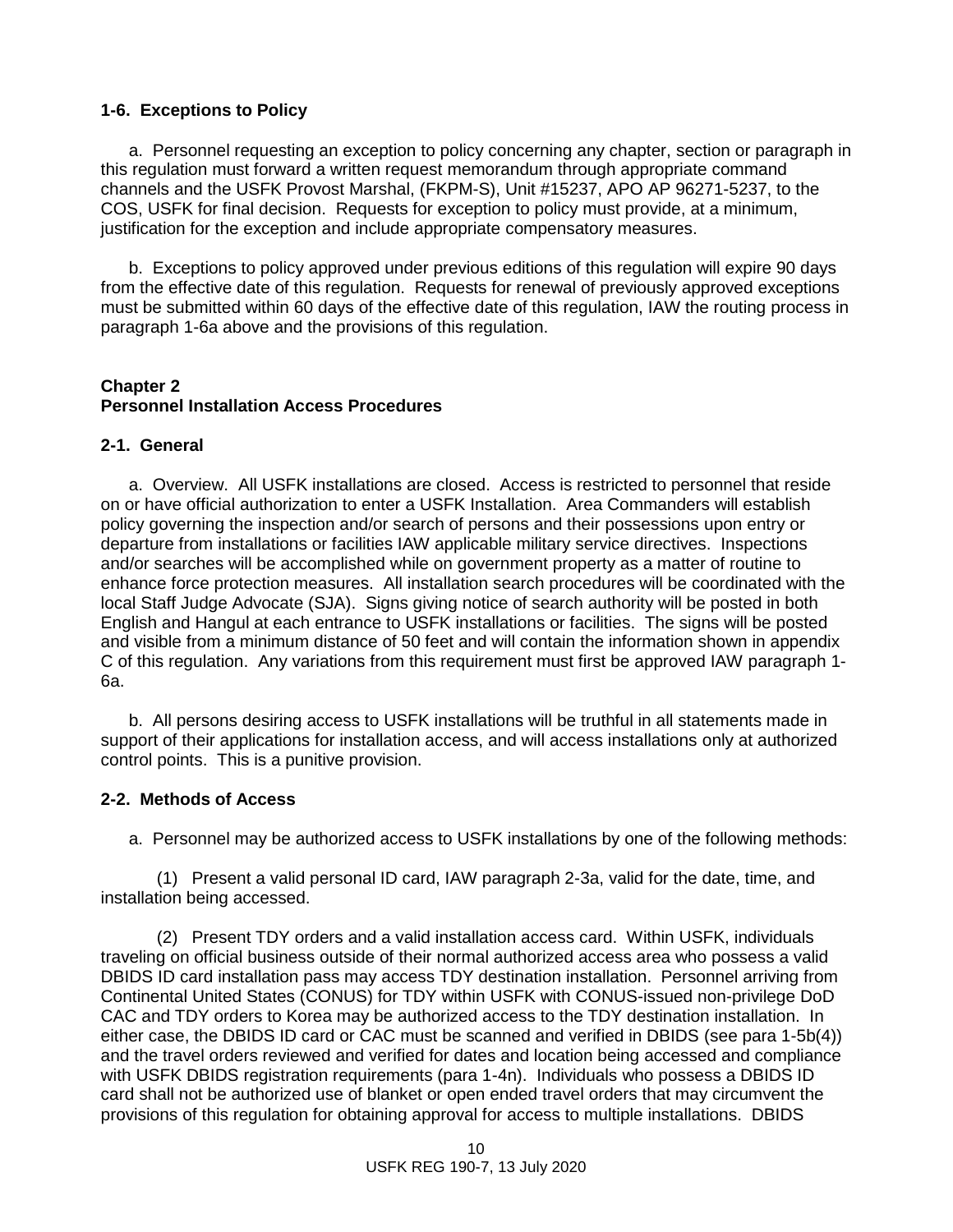### 1-6. Exceptions to Policy

a. Personnel requesting an exception to policy concerning any chapter, section or paragraph in this regulation must forward a written request memorandum through appropriate command channels and the USFK Provost Marshal, (FKPM-S), Unit #15237, APO AP 96271-5237, to the COS, USFK for final decision. Requests for exception to policy must provide, at a minimum, justification for the exception and include appropriate compensatory measures.

b. Exceptions to policy approved under previous editions of this regulation will expire 90 days from the effective date of this regulation. Requests for renewal of previously approved exceptions must be submitted within 60 days of the effective date of this regulation, IAW the routing process in paragraph 1-6a above and the provisions of this regulation.

## Chapter 2
## Personnel Installation Access Procedures

### 2-1. General

a. Overview. All USFK installations are closed. Access is restricted to personnel that reside on or have official authorization to enter a USFK Installation. Area Commanders will establish policy governing the inspection and/or search of persons and their possessions upon entry or departure from installations or facilities IAW applicable military service directives. Inspections and/or searches will be accomplished while on government property as a matter of routine to enhance force protection measures. All installation search procedures will be coordinated with the local Staff Judge Advocate (SJA). Signs giving notice of search authority will be posted in both English and Hangul at each entrance to USFK installations or facilities. The signs will be posted and visible from a minimum distance of 50 feet and will contain the information shown in appendix C of this regulation. Any variations from this requirement must first be approved IAW paragraph 1-6a.

b. All persons desiring access to USFK installations will be truthful in all statements made in support of their applications for installation access, and will access installations only at authorized control points. This is a punitive provision.

### 2-2. Methods of Access

a. Personnel may be authorized access to USFK installations by one of the following methods:

(1) Present a valid personal ID card, IAW paragraph 2-3a, valid for the date, time, and installation being accessed.

(2) Present TDY orders and a valid installation access card. Within USFK, individuals traveling on official business outside of their normal authorized access area who possess a valid DBIDS ID card installation pass may access TDY destination installation. Personnel arriving from Continental United States (CONUS) for TDY within USFK with CONUS-issued non-privilege DoD CAC and TDY orders to Korea may be authorized access to the TDY destination installation. In either case, the DBIDS ID card or CAC must be scanned and verified in DBIDS (see para 1-5b(4)) and the travel orders reviewed and verified for dates and location being accessed and compliance with USFK DBIDS registration requirements (para 1-4n). Individuals who possess a DBIDS ID card shall not be authorized use of blanket or open ended travel orders that may circumvent the provisions of this regulation for obtaining approval for access to multiple installations. DBIDS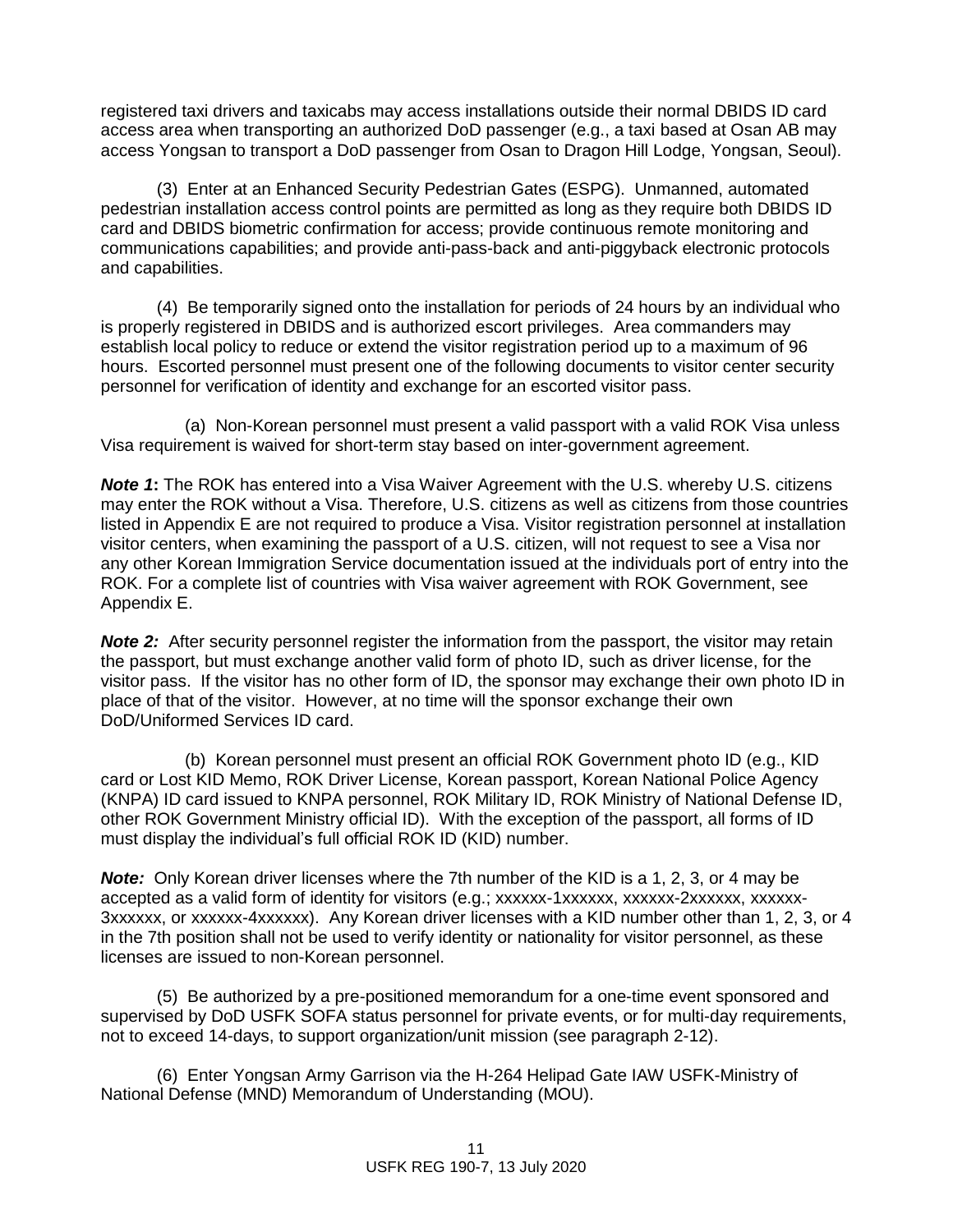registered taxi drivers and taxicabs may access installations outside their normal DBIDS ID card access area when transporting an authorized DoD passenger (e.g., a taxi based at Osan AB may access Yongsan to transport a DoD passenger from Osan to Dragon Hill Lodge, Yongsan, Seoul).

(3) Enter at an Enhanced Security Pedestrian Gates (ESPG). Unmanned, automated pedestrian installation access control points are permitted as long as they require both DBIDS ID card and DBIDS biometric confirmation for access; provide continuous remote monitoring and communications capabilities; and provide anti-pass-back and anti-piggyback electronic protocols and capabilities.

(4) Be temporarily signed onto the installation for periods of 24 hours by an individual who is properly registered in DBIDS and is authorized escort privileges. Area commanders may establish local policy to reduce or extend the visitor registration period up to a maximum of 96 hours. Escorted personnel must present one of the following documents to visitor center security personnel for verification of identity and exchange for an escorted visitor pass.

(a) Non-Korean personnel must present a valid passport with a valid ROK Visa unless Visa requirement is waived for short-term stay based on inter-government agreement.

***Note 1*:** The ROK has entered into a Visa Waiver Agreement with the U.S. whereby U.S. citizens may enter the ROK without a Visa. Therefore, U.S. citizens as well as citizens from those countries listed in Appendix E are not required to produce a Visa. Visitor registration personnel at installation visitor centers, when examining the passport of a U.S. citizen, will not request to see a Visa nor any other Korean Immigration Service documentation issued at the individuals port of entry into the ROK. For a complete list of countries with Visa waiver agreement with ROK Government, see Appendix E.

***Note 2:*** After security personnel register the information from the passport, the visitor may retain the passport, but must exchange another valid form of photo ID, such as driver license, for the visitor pass. If the visitor has no other form of ID, the sponsor may exchange their own photo ID in place of that of the visitor. However, at no time will the sponsor exchange their own DoD/Uniformed Services ID card.

(b) Korean personnel must present an official ROK Government photo ID (e.g., KID card or Lost KID Memo, ROK Driver License, Korean passport, Korean National Police Agency (KNPA) ID card issued to KNPA personnel, ROK Military ID, ROK Ministry of National Defense ID, other ROK Government Ministry official ID). With the exception of the passport, all forms of ID must display the individual's full official ROK ID (KID) number.

***Note:*** Only Korean driver licenses where the 7th number of the KID is a 1, 2, 3, or 4 may be accepted as a valid form of identity for visitors (e.g.; xxxxxx-1xxxxxx, xxxxxx-2xxxxxx, xxxxxx-3xxxxxx, or xxxxxx-4xxxxxx). Any Korean driver licenses with a KID number other than 1, 2, 3, or 4 in the 7th position shall not be used to verify identity or nationality for visitor personnel, as these licenses are issued to non-Korean personnel.

(5) Be authorized by a pre-positioned memorandum for a one-time event sponsored and supervised by DoD USFK SOFA status personnel for private events, or for multi-day requirements, not to exceed 14-days, to support organization/unit mission (see paragraph 2-12).

(6) Enter Yongsan Army Garrison via the H-264 Helipad Gate IAW USFK-Ministry of National Defense (MND) Memorandum of Understanding (MOU).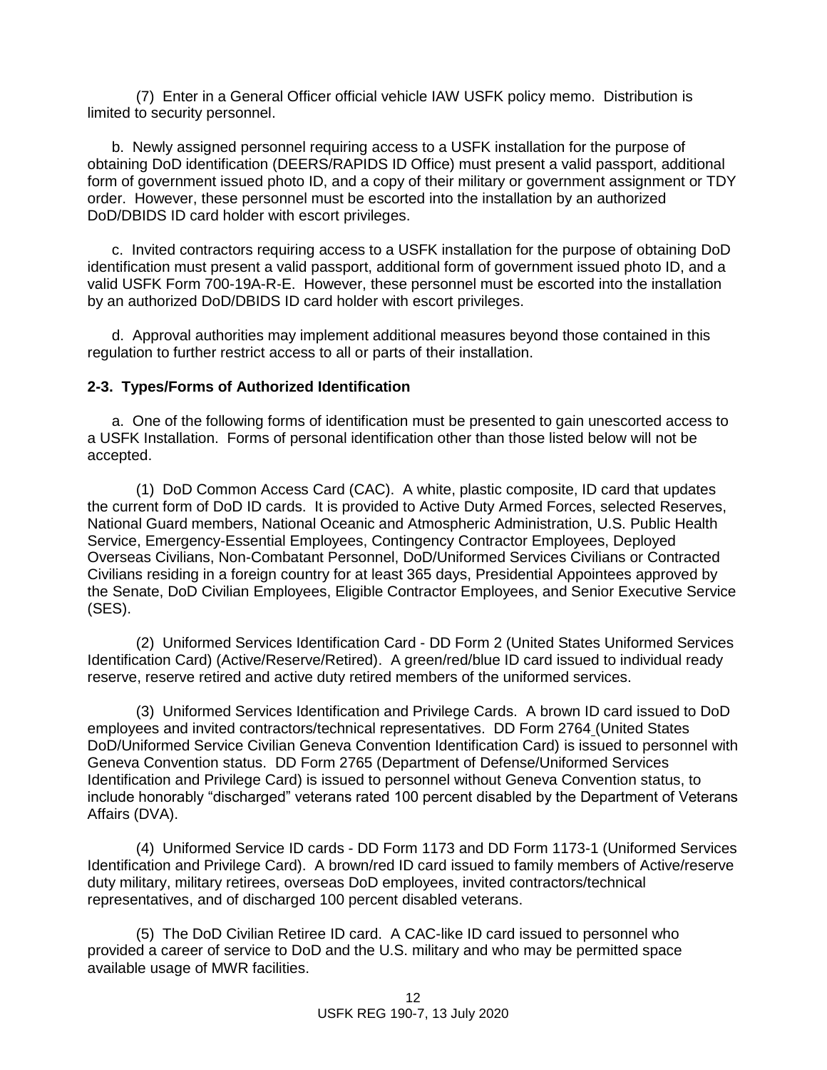(7) Enter in a General Officer official vehicle IAW USFK policy memo. Distribution is limited to security personnel.

b. Newly assigned personnel requiring access to a USFK installation for the purpose of obtaining DoD identification (DEERS/RAPIDS ID Office) must present a valid passport, additional form of government issued photo ID, and a copy of their military or government assignment or TDY order. However, these personnel must be escorted into the installation by an authorized DoD/DBIDS ID card holder with escort privileges.

c. Invited contractors requiring access to a USFK installation for the purpose of obtaining DoD identification must present a valid passport, additional form of government issued photo ID, and a valid USFK Form 700-19A-R-E. However, these personnel must be escorted into the installation by an authorized DoD/DBIDS ID card holder with escort privileges.

d. Approval authorities may implement additional measures beyond those contained in this regulation to further restrict access to all or parts of their installation.

**2-3. Types/Forms of Authorized Identification**

a. One of the following forms of identification must be presented to gain unescorted access to a USFK Installation. Forms of personal identification other than those listed below will not be accepted.

(1) DoD Common Access Card (CAC). A white, plastic composite, ID card that updates the current form of DoD ID cards. It is provided to Active Duty Armed Forces, selected Reserves, National Guard members, National Oceanic and Atmospheric Administration, U.S. Public Health Service, Emergency-Essential Employees, Contingency Contractor Employees, Deployed Overseas Civilians, Non-Combatant Personnel, DoD/Uniformed Services Civilians or Contracted Civilians residing in a foreign country for at least 365 days, Presidential Appointees approved by the Senate, DoD Civilian Employees, Eligible Contractor Employees, and Senior Executive Service (SES).

(2) Uniformed Services Identification Card - DD Form 2 (United States Uniformed Services Identification Card) (Active/Reserve/Retired). A green/red/blue ID card issued to individual ready reserve, reserve retired and active duty retired members of the uniformed services.

(3) Uniformed Services Identification and Privilege Cards. A brown ID card issued to DoD employees and invited contractors/technical representatives. DD Form 2764 (United States DoD/Uniformed Service Civilian Geneva Convention Identification Card) is issued to personnel with Geneva Convention status. DD Form 2765 (Department of Defense/Uniformed Services Identification and Privilege Card) is issued to personnel without Geneva Convention status, to include honorably "discharged" veterans rated 100 percent disabled by the Department of Veterans Affairs (DVA).

(4) Uniformed Service ID cards - DD Form 1173 and DD Form 1173-1 (Uniformed Services Identification and Privilege Card). A brown/red ID card issued to family members of Active/reserve duty military, military retirees, overseas DoD employees, invited contractors/technical representatives, and of discharged 100 percent disabled veterans.

(5) The DoD Civilian Retiree ID card. A CAC-like ID card issued to personnel who provided a career of service to DoD and the U.S. military and who may be permitted space available usage of MWR facilities.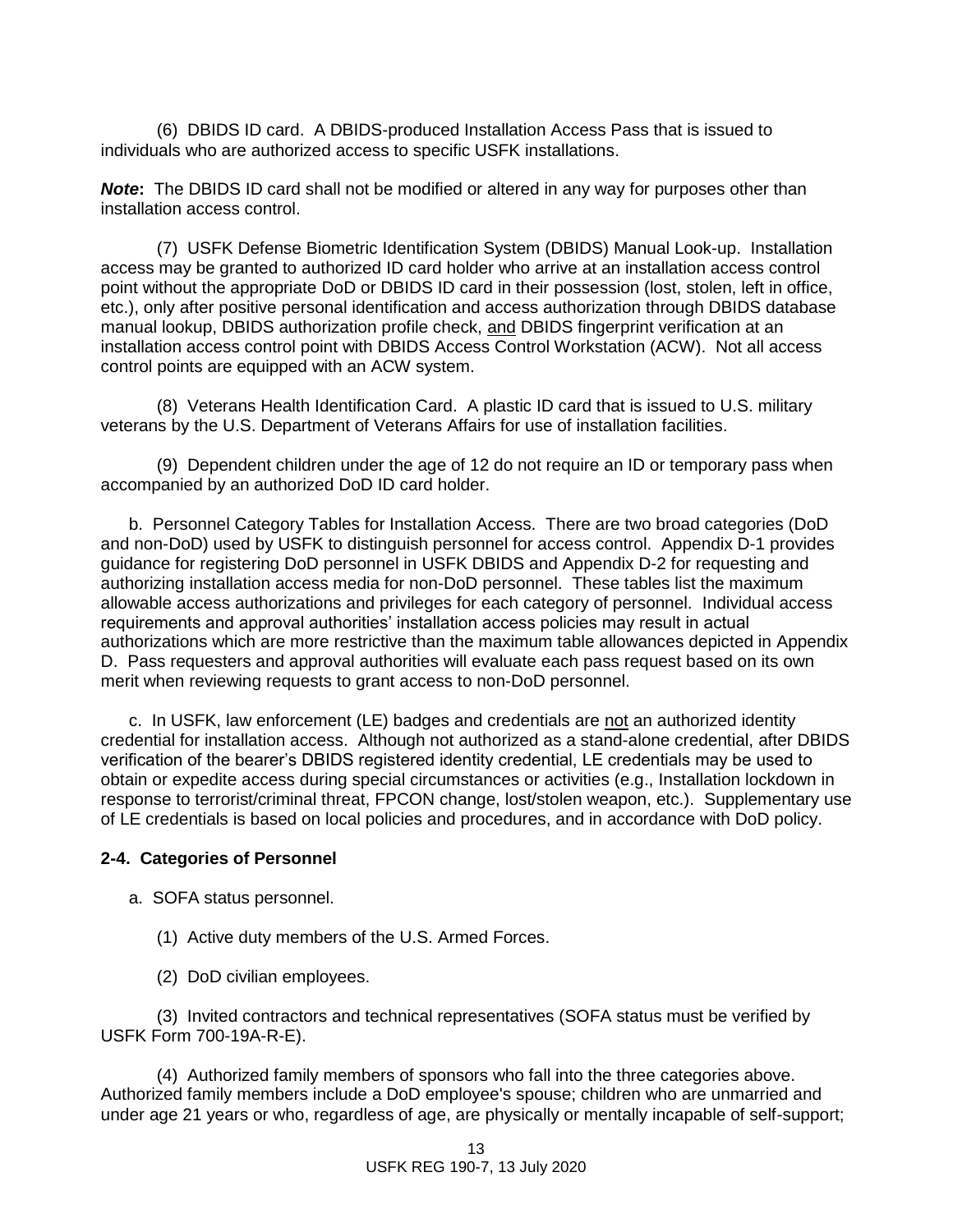(6) DBIDS ID card. A DBIDS-produced Installation Access Pass that is issued to individuals who are authorized access to specific USFK installations.

***Note*:** The DBIDS ID card shall not be modified or altered in any way for purposes other than installation access control.

(7) USFK Defense Biometric Identification System (DBIDS) Manual Look-up. Installation access may be granted to authorized ID card holder who arrive at an installation access control point without the appropriate DoD or DBIDS ID card in their possession (lost, stolen, left in office, etc.), only after positive personal identification and access authorization through DBIDS database manual lookup, DBIDS authorization profile check, <u>and</u> DBIDS fingerprint verification at an installation access control point with DBIDS Access Control Workstation (ACW). Not all access control points are equipped with an ACW system.

(8) Veterans Health Identification Card. A plastic ID card that is issued to U.S. military veterans by the U.S. Department of Veterans Affairs for use of installation facilities.

(9) Dependent children under the age of 12 do not require an ID or temporary pass when accompanied by an authorized DoD ID card holder.

b. Personnel Category Tables for Installation Access. There are two broad categories (DoD and non-DoD) used by USFK to distinguish personnel for access control. Appendix D-1 provides guidance for registering DoD personnel in USFK DBIDS and Appendix D-2 for requesting and authorizing installation access media for non-DoD personnel. These tables list the maximum allowable access authorizations and privileges for each category of personnel. Individual access requirements and approval authorities' installation access policies may result in actual authorizations which are more restrictive than the maximum table allowances depicted in Appendix D. Pass requesters and approval authorities will evaluate each pass request based on its own merit when reviewing requests to grant access to non-DoD personnel.

c. In USFK, law enforcement (LE) badges and credentials are <u>not</u> an authorized identity credential for installation access. Although not authorized as a stand-alone credential, after DBIDS verification of the bearer's DBIDS registered identity credential, LE credentials may be used to obtain or expedite access during special circumstances or activities (e.g., Installation lockdown in response to terrorist/criminal threat, FPCON change, lost/stolen weapon, etc.). Supplementary use of LE credentials is based on local policies and procedures, and in accordance with DoD policy.

**2-4. Categories of Personnel**

a. SOFA status personnel.

(1) Active duty members of the U.S. Armed Forces.

(2) DoD civilian employees.

(3) Invited contractors and technical representatives (SOFA status must be verified by USFK Form 700-19A-R-E).

(4) Authorized family members of sponsors who fall into the three categories above. Authorized family members include a DoD employee's spouse; children who are unmarried and under age 21 years or who, regardless of age, are physically or mentally incapable of self-support;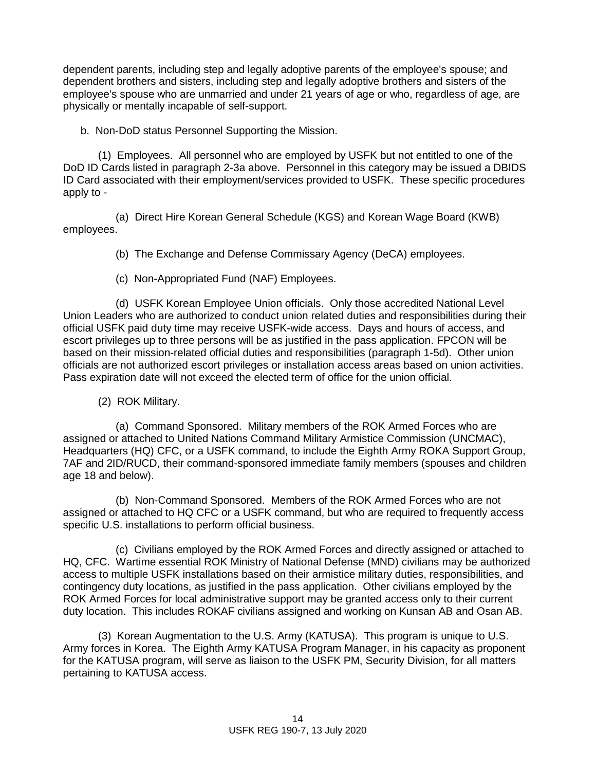dependent parents, including step and legally adoptive parents of the employee's spouse; and dependent brothers and sisters, including step and legally adoptive brothers and sisters of the employee's spouse who are unmarried and under 21 years of age or who, regardless of age, are physically or mentally incapable of self-support.

b. Non-DoD status Personnel Supporting the Mission.

(1) Employees. All personnel who are employed by USFK but not entitled to one of the DoD ID Cards listed in paragraph 2-3a above. Personnel in this category may be issued a DBIDS ID Card associated with their employment/services provided to USFK. These specific procedures apply to -

(a) Direct Hire Korean General Schedule (KGS) and Korean Wage Board (KWB) employees.

(b) The Exchange and Defense Commissary Agency (DeCA) employees.

(c) Non-Appropriated Fund (NAF) Employees.

(d) USFK Korean Employee Union officials. Only those accredited National Level Union Leaders who are authorized to conduct union related duties and responsibilities during their official USFK paid duty time may receive USFK-wide access. Days and hours of access, and escort privileges up to three persons will be as justified in the pass application. FPCON will be based on their mission-related official duties and responsibilities (paragraph 1-5d). Other union officials are not authorized escort privileges or installation access areas based on union activities. Pass expiration date will not exceed the elected term of office for the union official.

(2) ROK Military.

(a) Command Sponsored. Military members of the ROK Armed Forces who are assigned or attached to United Nations Command Military Armistice Commission (UNCMAC), Headquarters (HQ) CFC, or a USFK command, to include the Eighth Army ROKA Support Group, 7AF and 2ID/RUCD, their command-sponsored immediate family members (spouses and children age 18 and below).

(b) Non-Command Sponsored. Members of the ROK Armed Forces who are not assigned or attached to HQ CFC or a USFK command, but who are required to frequently access specific U.S. installations to perform official business.

(c) Civilians employed by the ROK Armed Forces and directly assigned or attached to HQ, CFC. Wartime essential ROK Ministry of National Defense (MND) civilians may be authorized access to multiple USFK installations based on their armistice military duties, responsibilities, and contingency duty locations, as justified in the pass application. Other civilians employed by the ROK Armed Forces for local administrative support may be granted access only to their current duty location. This includes ROKAF civilians assigned and working on Kunsan AB and Osan AB.

(3) Korean Augmentation to the U.S. Army (KATUSA). This program is unique to U.S. Army forces in Korea. The Eighth Army KATUSA Program Manager, in his capacity as proponent for the KATUSA program, will serve as liaison to the USFK PM, Security Division, for all matters pertaining to KATUSA access.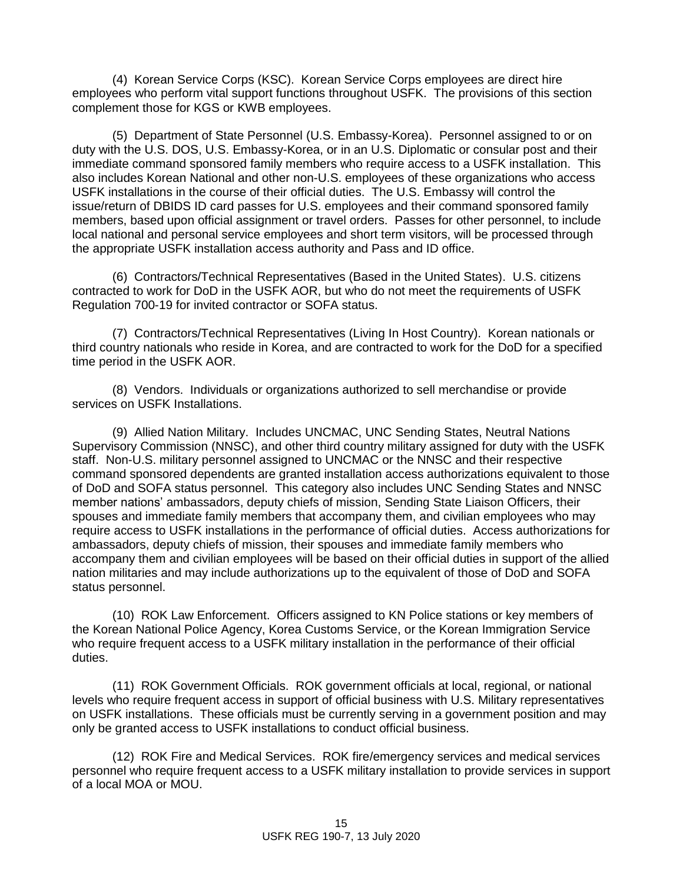(4) Korean Service Corps (KSC). Korean Service Corps employees are direct hire employees who perform vital support functions throughout USFK. The provisions of this section complement those for KGS or KWB employees.

(5) Department of State Personnel (U.S. Embassy-Korea). Personnel assigned to or on duty with the U.S. DOS, U.S. Embassy-Korea, or in an U.S. Diplomatic or consular post and their immediate command sponsored family members who require access to a USFK installation. This also includes Korean National and other non-U.S. employees of these organizations who access USFK installations in the course of their official duties. The U.S. Embassy will control the issue/return of DBIDS ID card passes for U.S. employees and their command sponsored family members, based upon official assignment or travel orders. Passes for other personnel, to include local national and personal service employees and short term visitors, will be processed through the appropriate USFK installation access authority and Pass and ID office.

(6) Contractors/Technical Representatives (Based in the United States). U.S. citizens contracted to work for DoD in the USFK AOR, but who do not meet the requirements of USFK Regulation 700-19 for invited contractor or SOFA status.

(7) Contractors/Technical Representatives (Living In Host Country). Korean nationals or third country nationals who reside in Korea, and are contracted to work for the DoD for a specified time period in the USFK AOR.

(8) Vendors. Individuals or organizations authorized to sell merchandise or provide services on USFK Installations.

(9) Allied Nation Military. Includes UNCMAC, UNC Sending States, Neutral Nations Supervisory Commission (NNSC), and other third country military assigned for duty with the USFK staff. Non-U.S. military personnel assigned to UNCMAC or the NNSC and their respective command sponsored dependents are granted installation access authorizations equivalent to those of DoD and SOFA status personnel. This category also includes UNC Sending States and NNSC member nations' ambassadors, deputy chiefs of mission, Sending State Liaison Officers, their spouses and immediate family members that accompany them, and civilian employees who may require access to USFK installations in the performance of official duties. Access authorizations for ambassadors, deputy chiefs of mission, their spouses and immediate family members who accompany them and civilian employees will be based on their official duties in support of the allied nation militaries and may include authorizations up to the equivalent of those of DoD and SOFA status personnel.

(10) ROK Law Enforcement. Officers assigned to KN Police stations or key members of the Korean National Police Agency, Korea Customs Service, or the Korean Immigration Service who require frequent access to a USFK military installation in the performance of their official duties.

(11) ROK Government Officials. ROK government officials at local, regional, or national levels who require frequent access in support of official business with U.S. Military representatives on USFK installations. These officials must be currently serving in a government position and may only be granted access to USFK installations to conduct official business.

(12) ROK Fire and Medical Services. ROK fire/emergency services and medical services personnel who require frequent access to a USFK military installation to provide services in support of a local MOA or MOU.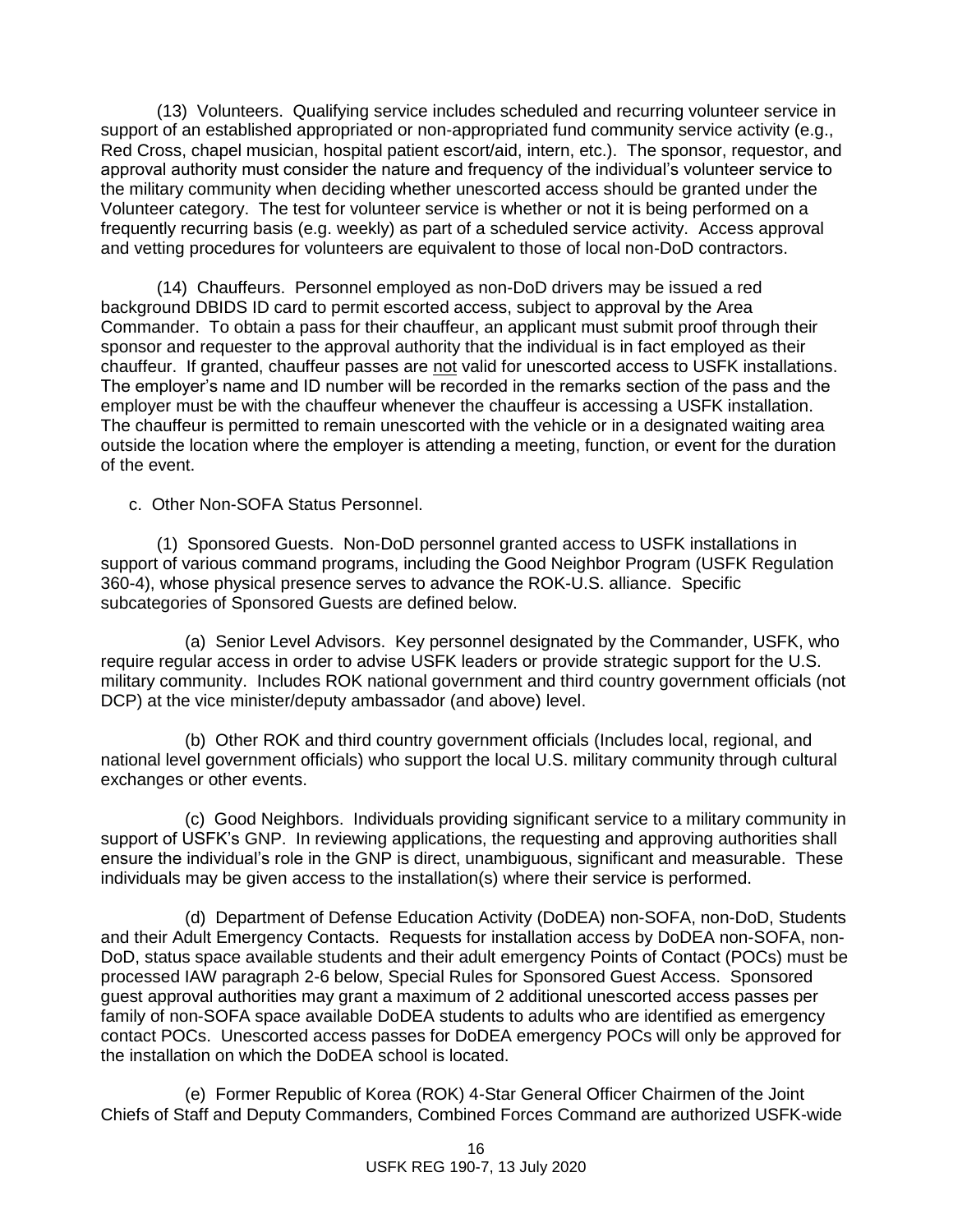(13) Volunteers. Qualifying service includes scheduled and recurring volunteer service in support of an established appropriated or non-appropriated fund community service activity (e.g., Red Cross, chapel musician, hospital patient escort/aid, intern, etc.). The sponsor, requestor, and approval authority must consider the nature and frequency of the individual's volunteer service to the military community when deciding whether unescorted access should be granted under the Volunteer category. The test for volunteer service is whether or not it is being performed on a frequently recurring basis (e.g. weekly) as part of a scheduled service activity. Access approval and vetting procedures for volunteers are equivalent to those of local non-DoD contractors.

(14) Chauffeurs. Personnel employed as non-DoD drivers may be issued a red background DBIDS ID card to permit escorted access, subject to approval by the Area Commander. To obtain a pass for their chauffeur, an applicant must submit proof through their sponsor and requester to the approval authority that the individual is in fact employed as their chauffeur. If granted, chauffeur passes are not valid for unescorted access to USFK installations. The employer's name and ID number will be recorded in the remarks section of the pass and the employer must be with the chauffeur whenever the chauffeur is accessing a USFK installation. The chauffeur is permitted to remain unescorted with the vehicle or in a designated waiting area outside the location where the employer is attending a meeting, function, or event for the duration of the event.

c. Other Non-SOFA Status Personnel.

(1) Sponsored Guests. Non-DoD personnel granted access to USFK installations in support of various command programs, including the Good Neighbor Program (USFK Regulation 360-4), whose physical presence serves to advance the ROK-U.S. alliance. Specific subcategories of Sponsored Guests are defined below.

(a) Senior Level Advisors. Key personnel designated by the Commander, USFK, who require regular access in order to advise USFK leaders or provide strategic support for the U.S. military community. Includes ROK national government and third country government officials (not DCP) at the vice minister/deputy ambassador (and above) level.

(b) Other ROK and third country government officials (Includes local, regional, and national level government officials) who support the local U.S. military community through cultural exchanges or other events.

(c) Good Neighbors. Individuals providing significant service to a military community in support of USFK's GNP. In reviewing applications, the requesting and approving authorities shall ensure the individual's role in the GNP is direct, unambiguous, significant and measurable. These individuals may be given access to the installation(s) where their service is performed.

(d) Department of Defense Education Activity (DoDEA) non-SOFA, non-DoD, Students and their Adult Emergency Contacts. Requests for installation access by DoDEA non-SOFA, non-DoD, status space available students and their adult emergency Points of Contact (POCs) must be processed IAW paragraph 2-6 below, Special Rules for Sponsored Guest Access. Sponsored guest approval authorities may grant a maximum of 2 additional unescorted access passes per family of non-SOFA space available DoDEA students to adults who are identified as emergency contact POCs. Unescorted access passes for DoDEA emergency POCs will only be approved for the installation on which the DoDEA school is located.

(e) Former Republic of Korea (ROK) 4-Star General Officer Chairmen of the Joint Chiefs of Staff and Deputy Commanders, Combined Forces Command are authorized USFK-wide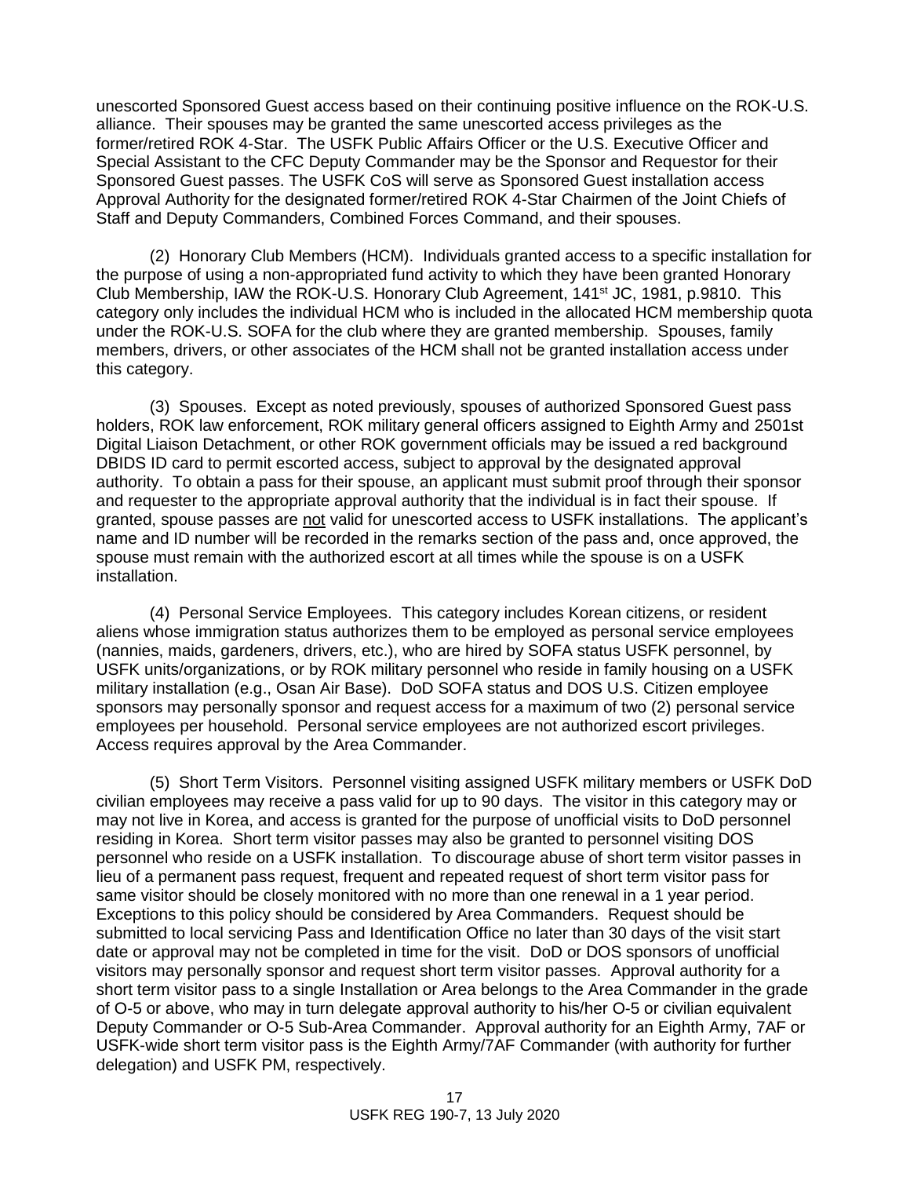unescorted Sponsored Guest access based on their continuing positive influence on the ROK-U.S. alliance. Their spouses may be granted the same unescorted access privileges as the former/retired ROK 4-Star. The USFK Public Affairs Officer or the U.S. Executive Officer and Special Assistant to the CFC Deputy Commander may be the Sponsor and Requestor for their Sponsored Guest passes. The USFK CoS will serve as Sponsored Guest installation access Approval Authority for the designated former/retired ROK 4-Star Chairmen of the Joint Chiefs of Staff and Deputy Commanders, Combined Forces Command, and their spouses.

(2) Honorary Club Members (HCM). Individuals granted access to a specific installation for the purpose of using a non-appropriated fund activity to which they have been granted Honorary Club Membership, IAW the ROK-U.S. Honorary Club Agreement, 141st JC, 1981, p.9810. This category only includes the individual HCM who is included in the allocated HCM membership quota under the ROK-U.S. SOFA for the club where they are granted membership. Spouses, family members, drivers, or other associates of the HCM shall not be granted installation access under this category.

(3) Spouses. Except as noted previously, spouses of authorized Sponsored Guest pass holders, ROK law enforcement, ROK military general officers assigned to Eighth Army and 2501st Digital Liaison Detachment, or other ROK government officials may be issued a red background DBIDS ID card to permit escorted access, subject to approval by the designated approval authority. To obtain a pass for their spouse, an applicant must submit proof through their sponsor and requester to the appropriate approval authority that the individual is in fact their spouse. If granted, spouse passes are not valid for unescorted access to USFK installations. The applicant's name and ID number will be recorded in the remarks section of the pass and, once approved, the spouse must remain with the authorized escort at all times while the spouse is on a USFK installation.

(4) Personal Service Employees. This category includes Korean citizens, or resident aliens whose immigration status authorizes them to be employed as personal service employees (nannies, maids, gardeners, drivers, etc.), who are hired by SOFA status USFK personnel, by USFK units/organizations, or by ROK military personnel who reside in family housing on a USFK military installation (e.g., Osan Air Base). DoD SOFA status and DOS U.S. Citizen employee sponsors may personally sponsor and request access for a maximum of two (2) personal service employees per household. Personal service employees are not authorized escort privileges. Access requires approval by the Area Commander.

(5) Short Term Visitors. Personnel visiting assigned USFK military members or USFK DoD civilian employees may receive a pass valid for up to 90 days. The visitor in this category may or may not live in Korea, and access is granted for the purpose of unofficial visits to DoD personnel residing in Korea. Short term visitor passes may also be granted to personnel visiting DOS personnel who reside on a USFK installation. To discourage abuse of short term visitor passes in lieu of a permanent pass request, frequent and repeated request of short term visitor pass for same visitor should be closely monitored with no more than one renewal in a 1 year period. Exceptions to this policy should be considered by Area Commanders. Request should be submitted to local servicing Pass and Identification Office no later than 30 days of the visit start date or approval may not be completed in time for the visit. DoD or DOS sponsors of unofficial visitors may personally sponsor and request short term visitor passes. Approval authority for a short term visitor pass to a single Installation or Area belongs to the Area Commander in the grade of O-5 or above, who may in turn delegate approval authority to his/her O-5 or civilian equivalent Deputy Commander or O-5 Sub-Area Commander. Approval authority for an Eighth Army, 7AF or USFK-wide short term visitor pass is the Eighth Army/7AF Commander (with authority for further delegation) and USFK PM, respectively.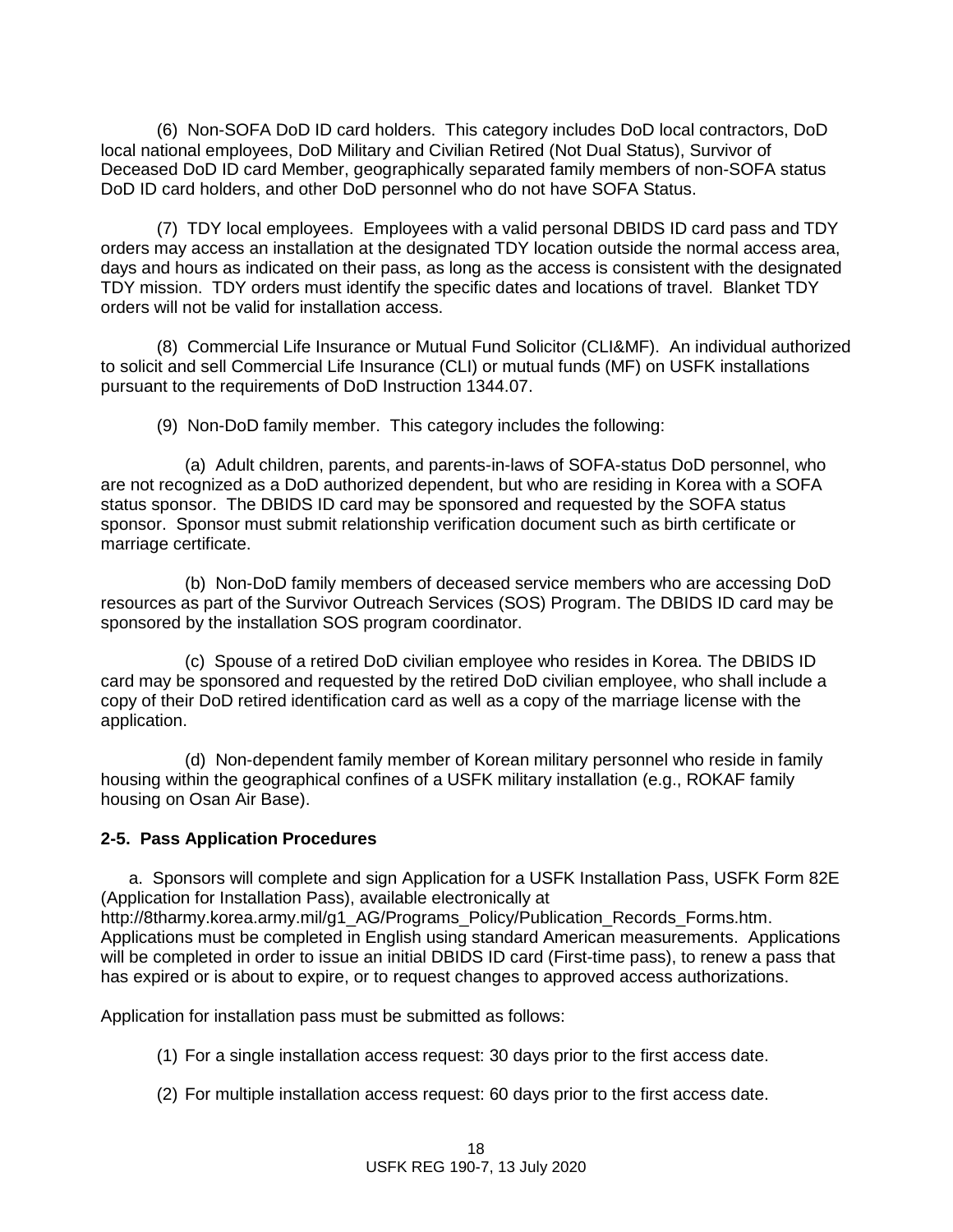(6) Non-SOFA DoD ID card holders. This category includes DoD local contractors, DoD local national employees, DoD Military and Civilian Retired (Not Dual Status), Survivor of Deceased DoD ID card Member, geographically separated family members of non-SOFA status DoD ID card holders, and other DoD personnel who do not have SOFA Status.

(7) TDY local employees. Employees with a valid personal DBIDS ID card pass and TDY orders may access an installation at the designated TDY location outside the normal access area, days and hours as indicated on their pass, as long as the access is consistent with the designated TDY mission. TDY orders must identify the specific dates and locations of travel. Blanket TDY orders will not be valid for installation access.

(8) Commercial Life Insurance or Mutual Fund Solicitor (CLI&MF). An individual authorized to solicit and sell Commercial Life Insurance (CLI) or mutual funds (MF) on USFK installations pursuant to the requirements of DoD Instruction 1344.07.

(9) Non-DoD family member. This category includes the following:

(a) Adult children, parents, and parents-in-laws of SOFA-status DoD personnel, who are not recognized as a DoD authorized dependent, but who are residing in Korea with a SOFA status sponsor. The DBIDS ID card may be sponsored and requested by the SOFA status sponsor. Sponsor must submit relationship verification document such as birth certificate or marriage certificate.

(b) Non-DoD family members of deceased service members who are accessing DoD resources as part of the Survivor Outreach Services (SOS) Program. The DBIDS ID card may be sponsored by the installation SOS program coordinator.

(c) Spouse of a retired DoD civilian employee who resides in Korea. The DBIDS ID card may be sponsored and requested by the retired DoD civilian employee, who shall include a copy of their DoD retired identification card as well as a copy of the marriage license with the application.

(d) Non-dependent family member of Korean military personnel who reside in family housing within the geographical confines of a USFK military installation (e.g., ROKAF family housing on Osan Air Base).

**2-5. Pass Application Procedures**

a. Sponsors will complete and sign Application for a USFK Installation Pass, USFK Form 82E (Application for Installation Pass), available electronically at http://8tharmy.korea.army.mil/g1_AG/Programs_Policy/Publication_Records_Forms.htm. Applications must be completed in English using standard American measurements. Applications will be completed in order to issue an initial DBIDS ID card (First-time pass), to renew a pass that has expired or is about to expire, or to request changes to approved access authorizations.

Application for installation pass must be submitted as follows:

(1) For a single installation access request: 30 days prior to the first access date.

(2) For multiple installation access request: 60 days prior to the first access date.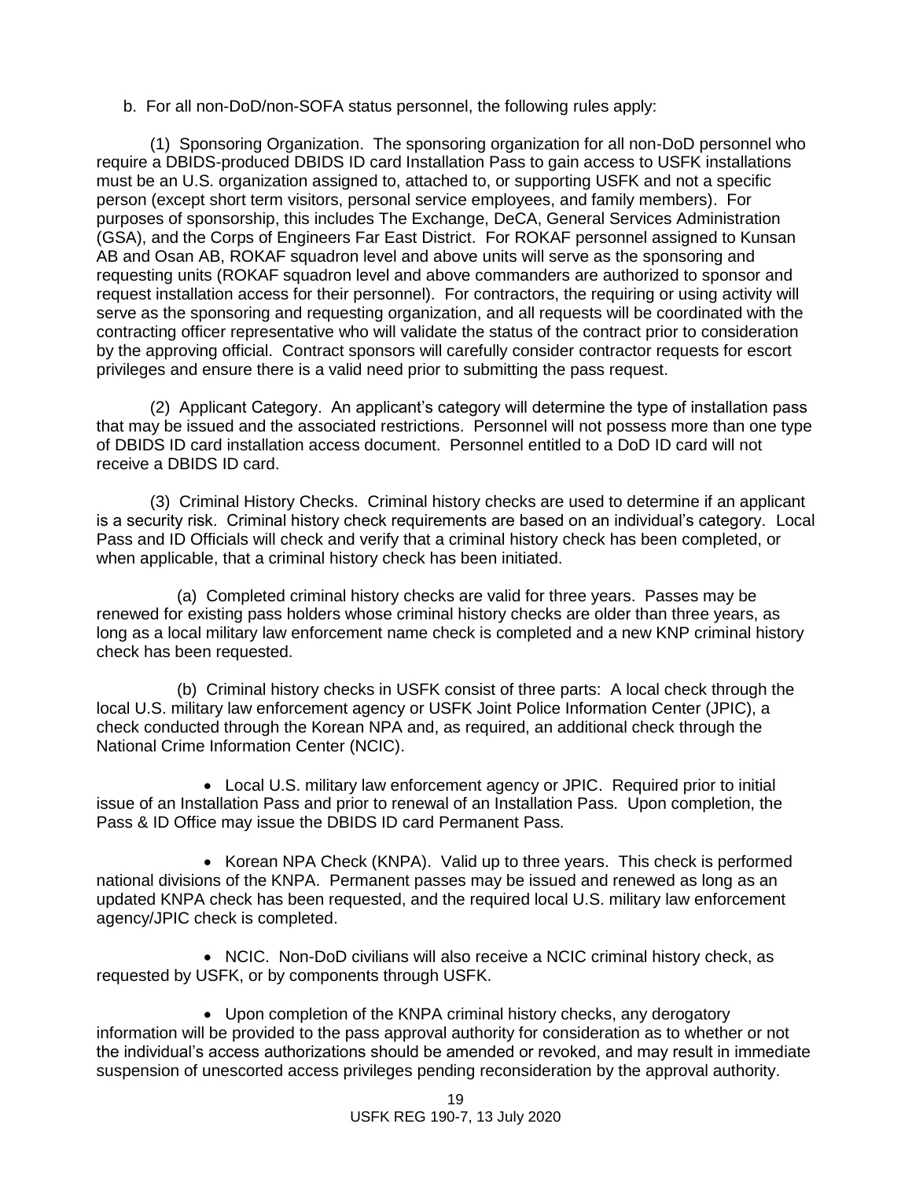b. For all non-DoD/non-SOFA status personnel, the following rules apply:

(1) Sponsoring Organization. The sponsoring organization for all non-DoD personnel who require a DBIDS-produced DBIDS ID card Installation Pass to gain access to USFK installations must be an U.S. organization assigned to, attached to, or supporting USFK and not a specific person (except short term visitors, personal service employees, and family members). For purposes of sponsorship, this includes The Exchange, DeCA, General Services Administration (GSA), and the Corps of Engineers Far East District. For ROKAF personnel assigned to Kunsan AB and Osan AB, ROKAF squadron level and above units will serve as the sponsoring and requesting units (ROKAF squadron level and above commanders are authorized to sponsor and request installation access for their personnel). For contractors, the requiring or using activity will serve as the sponsoring and requesting organization, and all requests will be coordinated with the contracting officer representative who will validate the status of the contract prior to consideration by the approving official. Contract sponsors will carefully consider contractor requests for escort privileges and ensure there is a valid need prior to submitting the pass request.

(2) Applicant Category. An applicant's category will determine the type of installation pass that may be issued and the associated restrictions. Personnel will not possess more than one type of DBIDS ID card installation access document. Personnel entitled to a DoD ID card will not receive a DBIDS ID card.

(3) Criminal History Checks. Criminal history checks are used to determine if an applicant is a security risk. Criminal history check requirements are based on an individual's category. Local Pass and ID Officials will check and verify that a criminal history check has been completed, or when applicable, that a criminal history check has been initiated.

(a) Completed criminal history checks are valid for three years. Passes may be renewed for existing pass holders whose criminal history checks are older than three years, as long as a local military law enforcement name check is completed and a new KNP criminal history check has been requested.

(b) Criminal history checks in USFK consist of three parts: A local check through the local U.S. military law enforcement agency or USFK Joint Police Information Center (JPIC), a check conducted through the Korean NPA and, as required, an additional check through the National Crime Information Center (NCIC).

- Local U.S. military law enforcement agency or JPIC. Required prior to initial issue of an Installation Pass and prior to renewal of an Installation Pass. Upon completion, the Pass & ID Office may issue the DBIDS ID card Permanent Pass.

- Korean NPA Check (KNPA). Valid up to three years. This check is performed national divisions of the KNPA. Permanent passes may be issued and renewed as long as an updated KNPA check has been requested, and the required local U.S. military law enforcement agency/JPIC check is completed.

- NCIC. Non-DoD civilians will also receive a NCIC criminal history check, as requested by USFK, or by components through USFK.

- Upon completion of the KNPA criminal history checks, any derogatory information will be provided to the pass approval authority for consideration as to whether or not the individual's access authorizations should be amended or revoked, and may result in immediate suspension of unescorted access privileges pending reconsideration by the approval authority.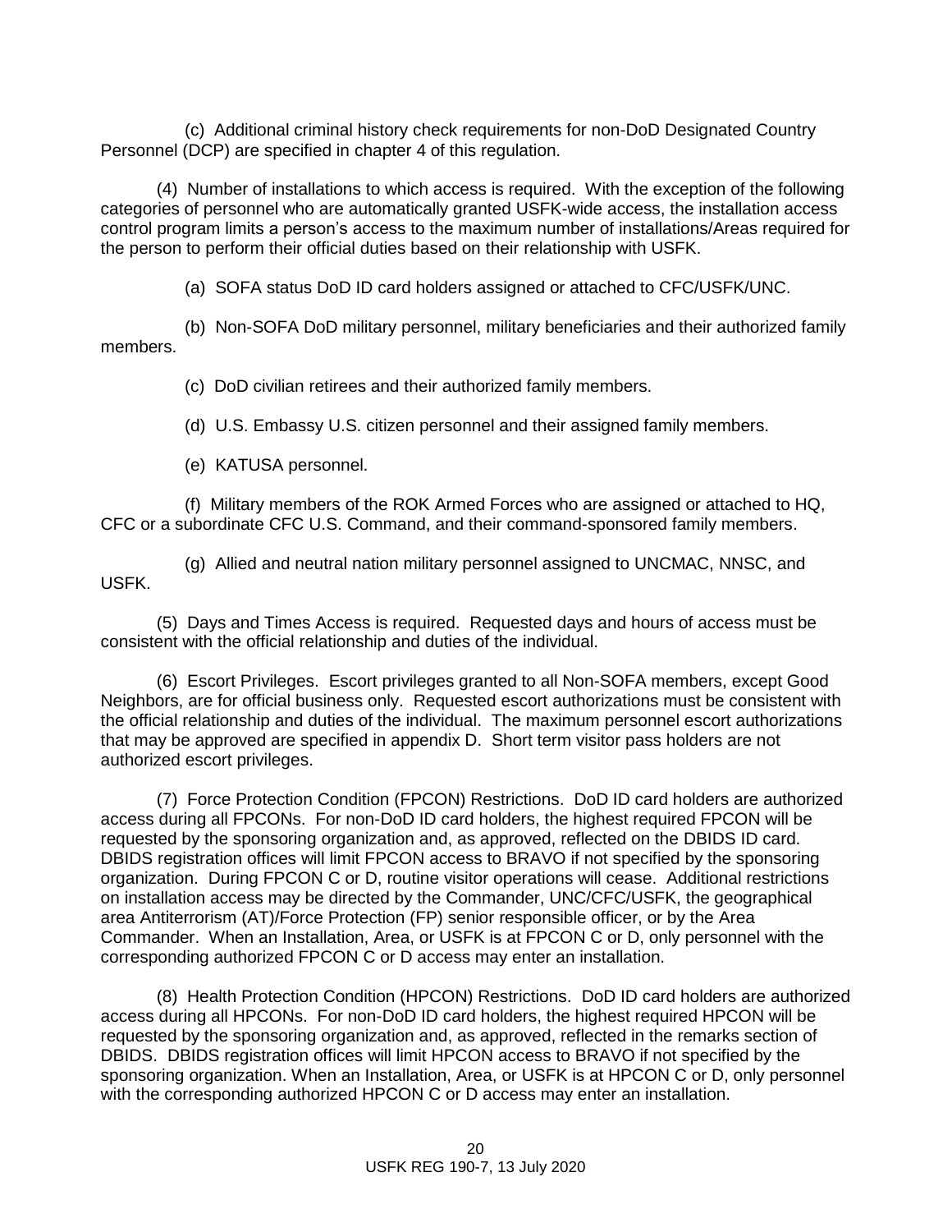(c) Additional criminal history check requirements for non-DoD Designated Country Personnel (DCP) are specified in chapter 4 of this regulation.

(4) Number of installations to which access is required. With the exception of the following categories of personnel who are automatically granted USFK-wide access, the installation access control program limits a person's access to the maximum number of installations/Areas required for the person to perform their official duties based on their relationship with USFK.

(a) SOFA status DoD ID card holders assigned or attached to CFC/USFK/UNC.

(b) Non-SOFA DoD military personnel, military beneficiaries and their authorized family members.

(c) DoD civilian retirees and their authorized family members.

(d) U.S. Embassy U.S. citizen personnel and their assigned family members.

(e) KATUSA personnel.

(f) Military members of the ROK Armed Forces who are assigned or attached to HQ, CFC or a subordinate CFC U.S. Command, and their command-sponsored family members.

(g) Allied and neutral nation military personnel assigned to UNCMAC, NNSC, and USFK.

(5) Days and Times Access is required. Requested days and hours of access must be consistent with the official relationship and duties of the individual.

(6) Escort Privileges. Escort privileges granted to all Non-SOFA members, except Good Neighbors, are for official business only. Requested escort authorizations must be consistent with the official relationship and duties of the individual. The maximum personnel escort authorizations that may be approved are specified in appendix D. Short term visitor pass holders are not authorized escort privileges.

(7) Force Protection Condition (FPCON) Restrictions. DoD ID card holders are authorized access during all FPCONs. For non-DoD ID card holders, the highest required FPCON will be requested by the sponsoring organization and, as approved, reflected on the DBIDS ID card. DBIDS registration offices will limit FPCON access to BRAVO if not specified by the sponsoring organization. During FPCON C or D, routine visitor operations will cease. Additional restrictions on installation access may be directed by the Commander, UNC/CFC/USFK, the geographical area Antiterrorism (AT)/Force Protection (FP) senior responsible officer, or by the Area Commander. When an Installation, Area, or USFK is at FPCON C or D, only personnel with the corresponding authorized FPCON C or D access may enter an installation.

(8) Health Protection Condition (HPCON) Restrictions. DoD ID card holders are authorized access during all HPCONs. For non-DoD ID card holders, the highest required HPCON will be requested by the sponsoring organization and, as approved, reflected in the remarks section of DBIDS. DBIDS registration offices will limit HPCON access to BRAVO if not specified by the sponsoring organization. When an Installation, Area, or USFK is at HPCON C or D, only personnel with the corresponding authorized HPCON C or D access may enter an installation.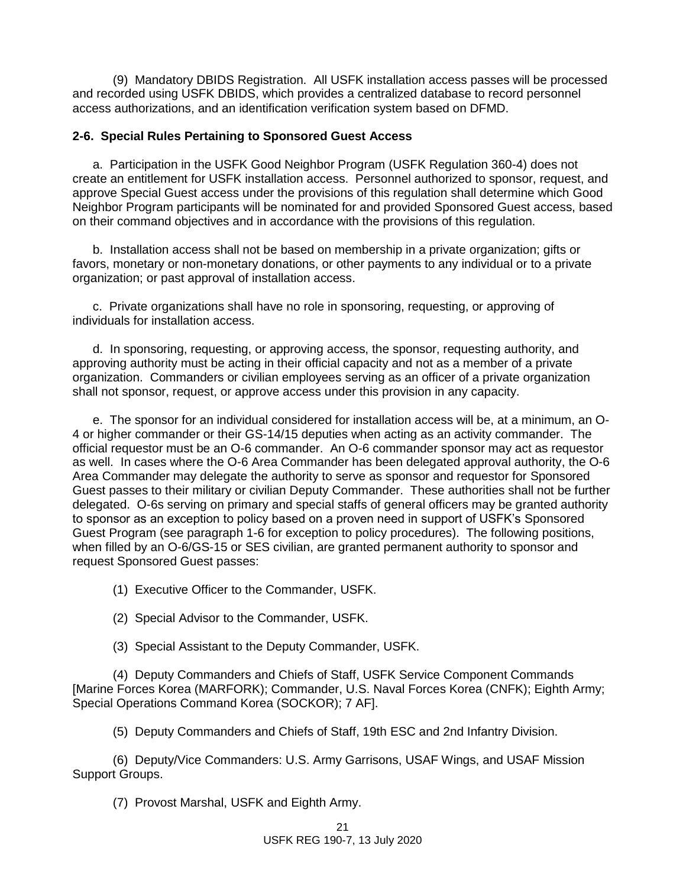(9) Mandatory DBIDS Registration. All USFK installation access passes will be processed and recorded using USFK DBIDS, which provides a centralized database to record personnel access authorizations, and an identification verification system based on DFMD.

**2-6. Special Rules Pertaining to Sponsored Guest Access**

a. Participation in the USFK Good Neighbor Program (USFK Regulation 360-4) does not create an entitlement for USFK installation access. Personnel authorized to sponsor, request, and approve Special Guest access under the provisions of this regulation shall determine which Good Neighbor Program participants will be nominated for and provided Sponsored Guest access, based on their command objectives and in accordance with the provisions of this regulation.

b. Installation access shall not be based on membership in a private organization; gifts or favors, monetary or non-monetary donations, or other payments to any individual or to a private organization; or past approval of installation access.

c. Private organizations shall have no role in sponsoring, requesting, or approving of individuals for installation access.

d. In sponsoring, requesting, or approving access, the sponsor, requesting authority, and approving authority must be acting in their official capacity and not as a member of a private organization. Commanders or civilian employees serving as an officer of a private organization shall not sponsor, request, or approve access under this provision in any capacity.

e. The sponsor for an individual considered for installation access will be, at a minimum, an O-4 or higher commander or their GS-14/15 deputies when acting as an activity commander. The official requestor must be an O-6 commander. An O-6 commander sponsor may act as requestor as well. In cases where the O-6 Area Commander has been delegated approval authority, the O-6 Area Commander may delegate the authority to serve as sponsor and requestor for Sponsored Guest passes to their military or civilian Deputy Commander. These authorities shall not be further delegated. O-6s serving on primary and special staffs of general officers may be granted authority to sponsor as an exception to policy based on a proven need in support of USFK's Sponsored Guest Program (see paragraph 1-6 for exception to policy procedures). The following positions, when filled by an O-6/GS-15 or SES civilian, are granted permanent authority to sponsor and request Sponsored Guest passes:

(1) Executive Officer to the Commander, USFK.

(2) Special Advisor to the Commander, USFK.

(3) Special Assistant to the Deputy Commander, USFK.

(4) Deputy Commanders and Chiefs of Staff, USFK Service Component Commands [Marine Forces Korea (MARFORK); Commander, U.S. Naval Forces Korea (CNFK); Eighth Army; Special Operations Command Korea (SOCKOR); 7 AF].

(5) Deputy Commanders and Chiefs of Staff, 19th ESC and 2nd Infantry Division.

(6) Deputy/Vice Commanders: U.S. Army Garrisons, USAF Wings, and USAF Mission Support Groups.

(7) Provost Marshal, USFK and Eighth Army.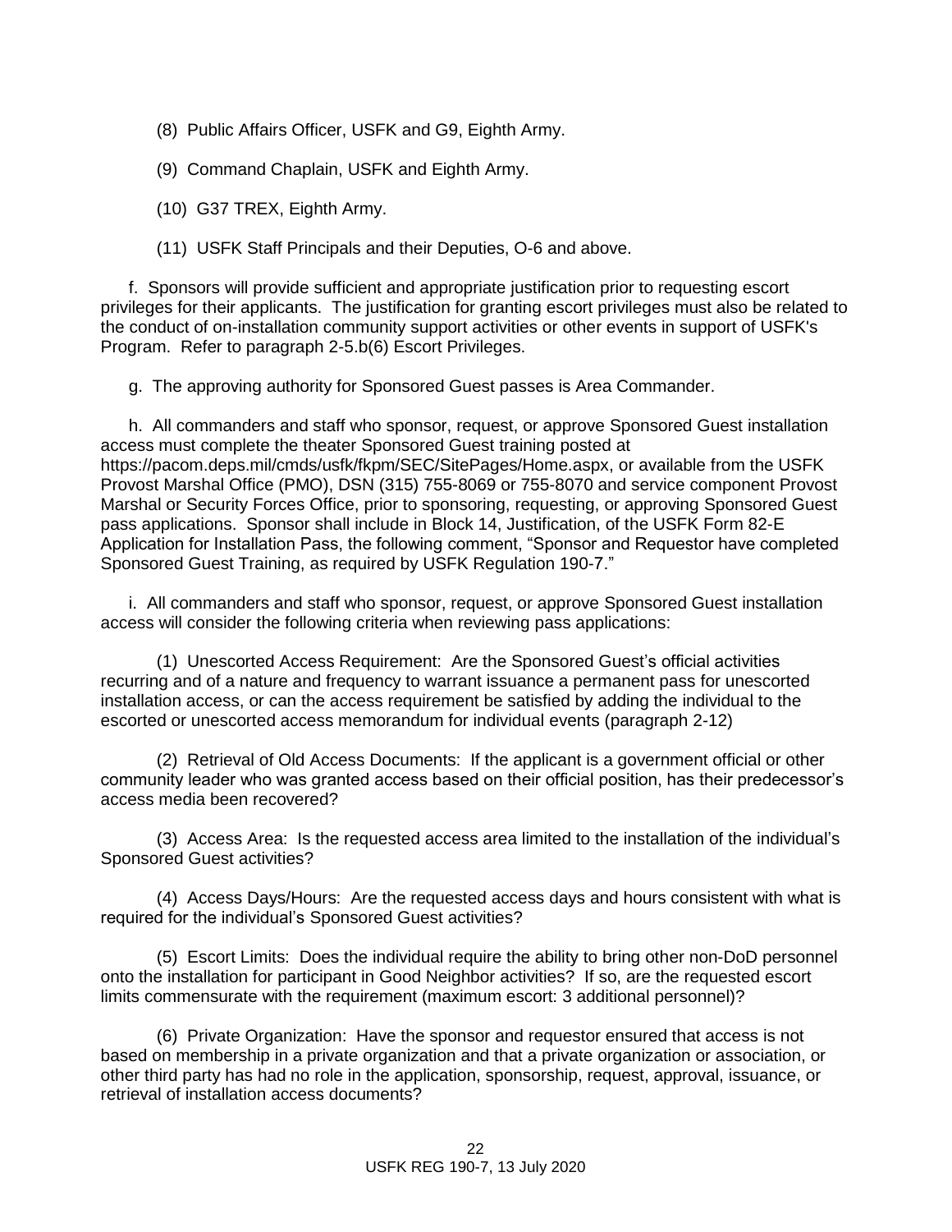(8) Public Affairs Officer, USFK and G9, Eighth Army.

(9) Command Chaplain, USFK and Eighth Army.

(10) G37 TREX, Eighth Army.

(11) USFK Staff Principals and their Deputies, O-6 and above.

f. Sponsors will provide sufficient and appropriate justification prior to requesting escort privileges for their applicants. The justification for granting escort privileges must also be related to the conduct of on-installation community support activities or other events in support of USFK's Program. Refer to paragraph 2-5.b(6) Escort Privileges.

g. The approving authority for Sponsored Guest passes is Area Commander.

h. All commanders and staff who sponsor, request, or approve Sponsored Guest installation access must complete the theater Sponsored Guest training posted at https://pacom.deps.mil/cmds/usfk/fkpm/SEC/SitePages/Home.aspx, or available from the USFK Provost Marshal Office (PMO), DSN (315) 755-8069 or 755-8070 and service component Provost Marshal or Security Forces Office, prior to sponsoring, requesting, or approving Sponsored Guest pass applications. Sponsor shall include in Block 14, Justification, of the USFK Form 82-E Application for Installation Pass, the following comment, "Sponsor and Requestor have completed Sponsored Guest Training, as required by USFK Regulation 190-7."

i. All commanders and staff who sponsor, request, or approve Sponsored Guest installation access will consider the following criteria when reviewing pass applications:

(1) Unescorted Access Requirement: Are the Sponsored Guest's official activities recurring and of a nature and frequency to warrant issuance a permanent pass for unescorted installation access, or can the access requirement be satisfied by adding the individual to the escorted or unescorted access memorandum for individual events (paragraph 2-12)

(2) Retrieval of Old Access Documents: If the applicant is a government official or other community leader who was granted access based on their official position, has their predecessor's access media been recovered?

(3) Access Area: Is the requested access area limited to the installation of the individual's Sponsored Guest activities?

(4) Access Days/Hours: Are the requested access days and hours consistent with what is required for the individual's Sponsored Guest activities?

(5) Escort Limits: Does the individual require the ability to bring other non-DoD personnel onto the installation for participant in Good Neighbor activities? If so, are the requested escort limits commensurate with the requirement (maximum escort: 3 additional personnel)?

(6) Private Organization: Have the sponsor and requestor ensured that access is not based on membership in a private organization and that a private organization or association, or other third party has had no role in the application, sponsorship, request, approval, issuance, or retrieval of installation access documents?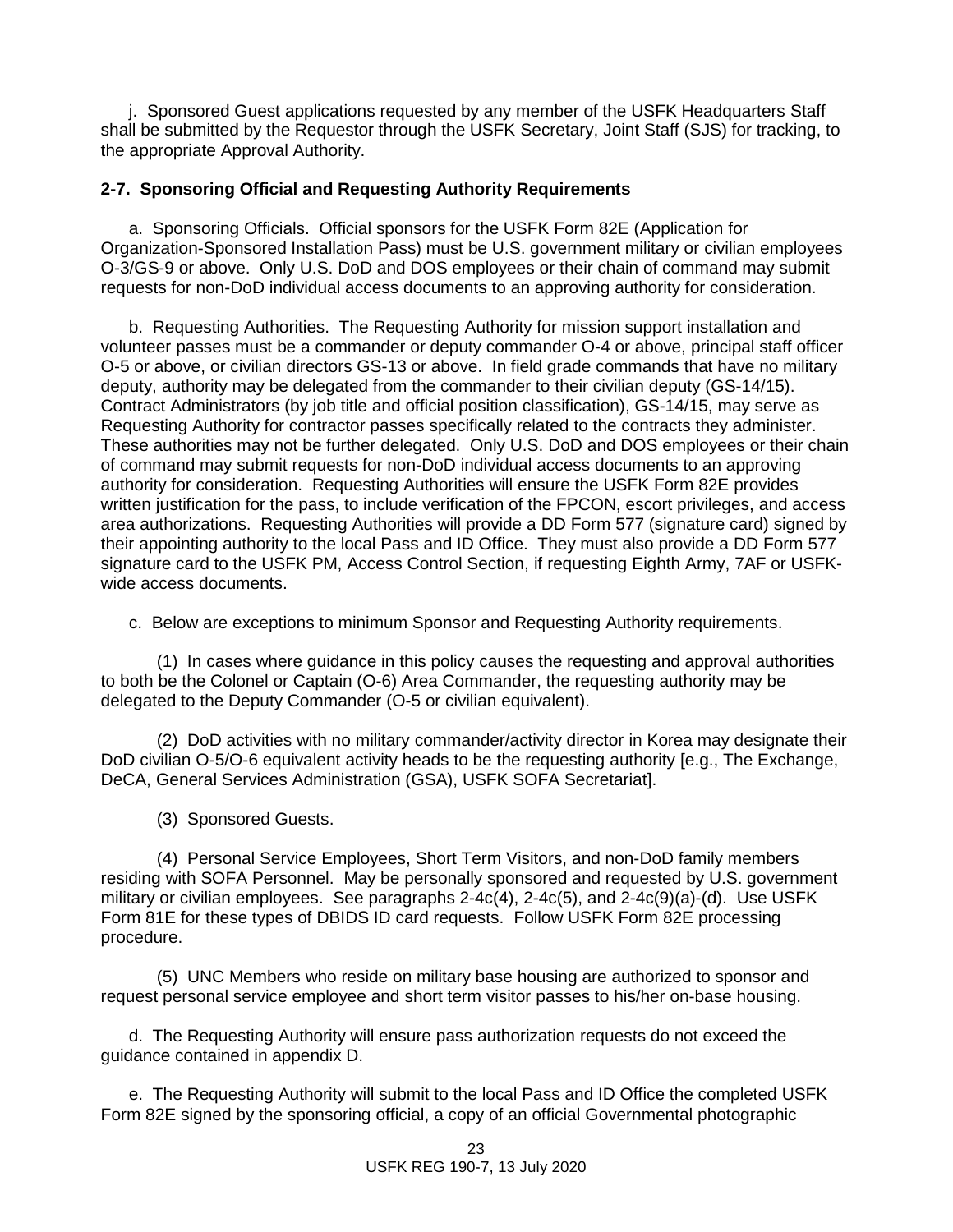j. Sponsored Guest applications requested by any member of the USFK Headquarters Staff shall be submitted by the Requestor through the USFK Secretary, Joint Staff (SJS) for tracking, to the appropriate Approval Authority.

**2-7. Sponsoring Official and Requesting Authority Requirements**

a. Sponsoring Officials. Official sponsors for the USFK Form 82E (Application for Organization-Sponsored Installation Pass) must be U.S. government military or civilian employees O-3/GS-9 or above. Only U.S. DoD and DOS employees or their chain of command may submit requests for non-DoD individual access documents to an approving authority for consideration.

b. Requesting Authorities. The Requesting Authority for mission support installation and volunteer passes must be a commander or deputy commander O-4 or above, principal staff officer O-5 or above, or civilian directors GS-13 or above. In field grade commands that have no military deputy, authority may be delegated from the commander to their civilian deputy (GS-14/15). Contract Administrators (by job title and official position classification), GS-14/15, may serve as Requesting Authority for contractor passes specifically related to the contracts they administer. These authorities may not be further delegated. Only U.S. DoD and DOS employees or their chain of command may submit requests for non-DoD individual access documents to an approving authority for consideration. Requesting Authorities will ensure the USFK Form 82E provides written justification for the pass, to include verification of the FPCON, escort privileges, and access area authorizations. Requesting Authorities will provide a DD Form 577 (signature card) signed by their appointing authority to the local Pass and ID Office. They must also provide a DD Form 577 signature card to the USFK PM, Access Control Section, if requesting Eighth Army, 7AF or USFK-wide access documents.

c. Below are exceptions to minimum Sponsor and Requesting Authority requirements.

(1) In cases where guidance in this policy causes the requesting and approval authorities to both be the Colonel or Captain (O-6) Area Commander, the requesting authority may be delegated to the Deputy Commander (O-5 or civilian equivalent).

(2) DoD activities with no military commander/activity director in Korea may designate their DoD civilian O-5/O-6 equivalent activity heads to be the requesting authority [e.g., The Exchange, DeCA, General Services Administration (GSA), USFK SOFA Secretariat].

(3) Sponsored Guests.

(4) Personal Service Employees, Short Term Visitors, and non-DoD family members residing with SOFA Personnel. May be personally sponsored and requested by U.S. government military or civilian employees. See paragraphs 2-4c(4), 2-4c(5), and 2-4c(9)(a)-(d). Use USFK Form 81E for these types of DBIDS ID card requests. Follow USFK Form 82E processing procedure.

(5) UNC Members who reside on military base housing are authorized to sponsor and request personal service employee and short term visitor passes to his/her on-base housing.

d. The Requesting Authority will ensure pass authorization requests do not exceed the guidance contained in appendix D.

e. The Requesting Authority will submit to the local Pass and ID Office the completed USFK Form 82E signed by the sponsoring official, a copy of an official Governmental photographic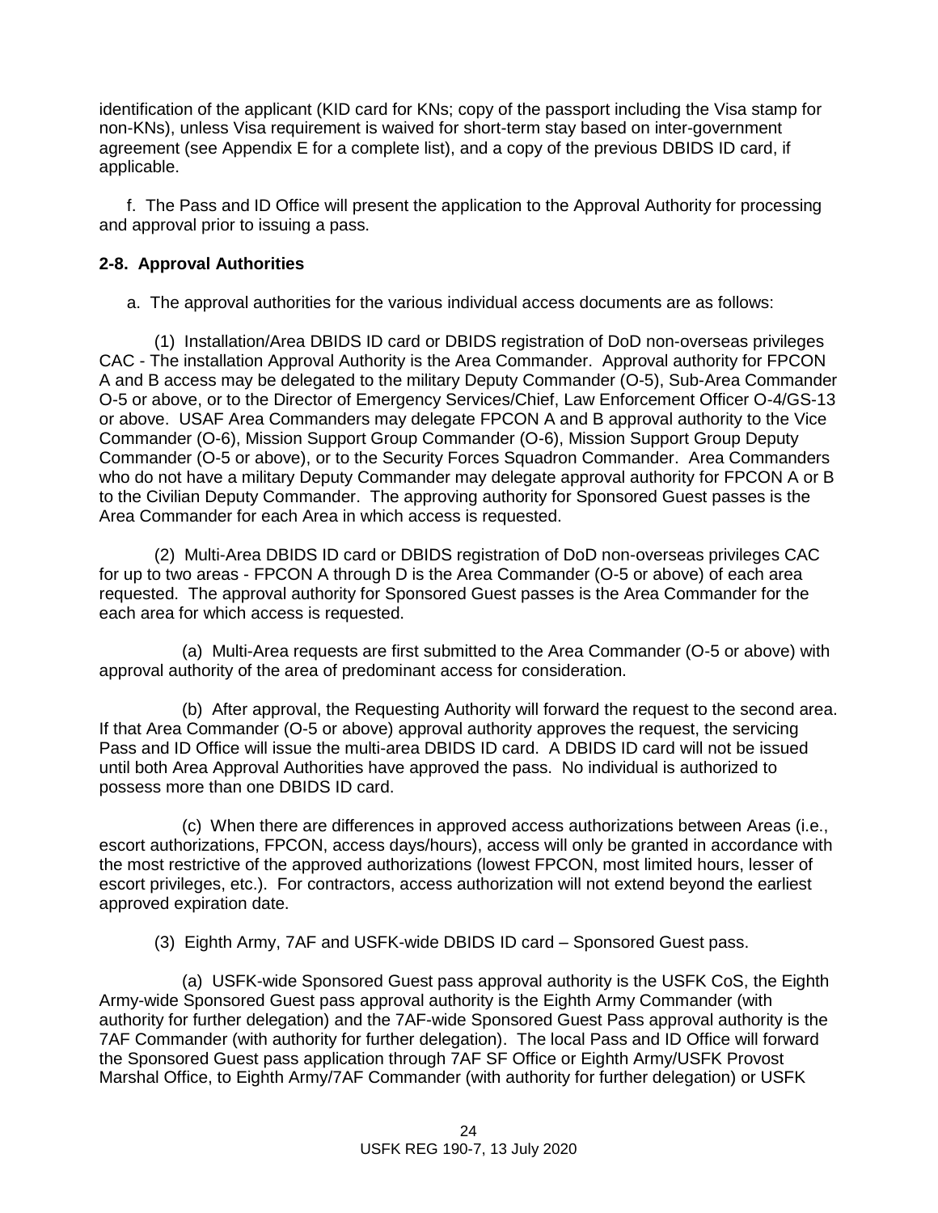identification of the applicant (KID card for KNs; copy of the passport including the Visa stamp for non-KNs), unless Visa requirement is waived for short-term stay based on inter-government agreement (see Appendix E for a complete list), and a copy of the previous DBIDS ID card, if applicable.

f. The Pass and ID Office will present the application to the Approval Authority for processing and approval prior to issuing a pass.

**2-8. Approval Authorities**

a. The approval authorities for the various individual access documents are as follows:

(1) Installation/Area DBIDS ID card or DBIDS registration of DoD non-overseas privileges CAC - The installation Approval Authority is the Area Commander. Approval authority for FPCON A and B access may be delegated to the military Deputy Commander (O-5), Sub-Area Commander O-5 or above, or to the Director of Emergency Services/Chief, Law Enforcement Officer O-4/GS-13 or above. USAF Area Commanders may delegate FPCON A and B approval authority to the Vice Commander (O-6), Mission Support Group Commander (O-6), Mission Support Group Deputy Commander (O-5 or above), or to the Security Forces Squadron Commander. Area Commanders who do not have a military Deputy Commander may delegate approval authority for FPCON A or B to the Civilian Deputy Commander. The approving authority for Sponsored Guest passes is the Area Commander for each Area in which access is requested.

(2) Multi-Area DBIDS ID card or DBIDS registration of DoD non-overseas privileges CAC for up to two areas - FPCON A through D is the Area Commander (O-5 or above) of each area requested. The approval authority for Sponsored Guest passes is the Area Commander for the each area for which access is requested.

(a) Multi-Area requests are first submitted to the Area Commander (O-5 or above) with approval authority of the area of predominant access for consideration.

(b) After approval, the Requesting Authority will forward the request to the second area. If that Area Commander (O-5 or above) approval authority approves the request, the servicing Pass and ID Office will issue the multi-area DBIDS ID card. A DBIDS ID card will not be issued until both Area Approval Authorities have approved the pass. No individual is authorized to possess more than one DBIDS ID card.

(c) When there are differences in approved access authorizations between Areas (i.e., escort authorizations, FPCON, access days/hours), access will only be granted in accordance with the most restrictive of the approved authorizations (lowest FPCON, most limited hours, lesser of escort privileges, etc.). For contractors, access authorization will not extend beyond the earliest approved expiration date.

(3) Eighth Army, 7AF and USFK-wide DBIDS ID card – Sponsored Guest pass.

(a) USFK-wide Sponsored Guest pass approval authority is the USFK CoS, the Eighth Army-wide Sponsored Guest pass approval authority is the Eighth Army Commander (with authority for further delegation) and the 7AF-wide Sponsored Guest Pass approval authority is the 7AF Commander (with authority for further delegation). The local Pass and ID Office will forward the Sponsored Guest pass application through 7AF SF Office or Eighth Army/USFK Provost Marshal Office, to Eighth Army/7AF Commander (with authority for further delegation) or USFK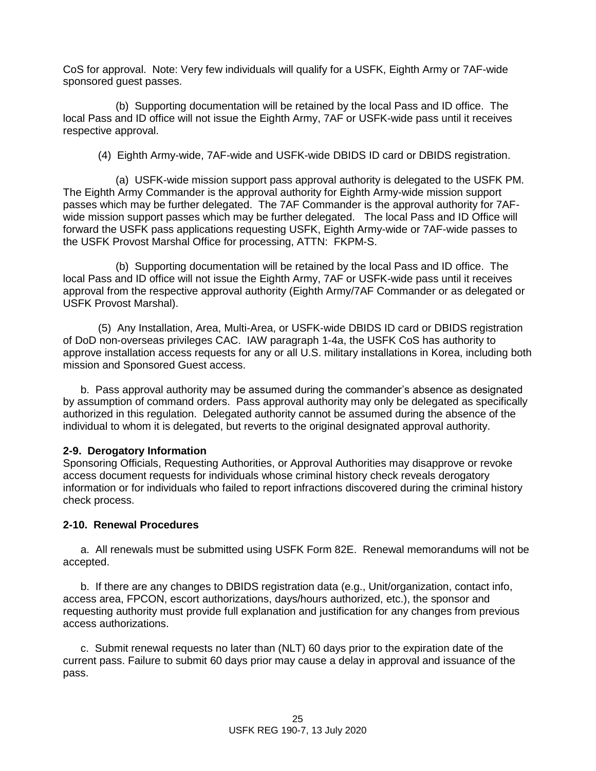CoS for approval. Note: Very few individuals will qualify for a USFK, Eighth Army or 7AF-wide sponsored guest passes.

(b) Supporting documentation will be retained by the local Pass and ID office. The local Pass and ID office will not issue the Eighth Army, 7AF or USFK-wide pass until it receives respective approval.

(4) Eighth Army-wide, 7AF-wide and USFK-wide DBIDS ID card or DBIDS registration.

(a) USFK-wide mission support pass approval authority is delegated to the USFK PM. The Eighth Army Commander is the approval authority for Eighth Army-wide mission support passes which may be further delegated. The 7AF Commander is the approval authority for 7AF-wide mission support passes which may be further delegated. The local Pass and ID Office will forward the USFK pass applications requesting USFK, Eighth Army-wide or 7AF-wide passes to the USFK Provost Marshal Office for processing, ATTN: FKPM-S.

(b) Supporting documentation will be retained by the local Pass and ID office. The local Pass and ID office will not issue the Eighth Army, 7AF or USFK-wide pass until it receives approval from the respective approval authority (Eighth Army/7AF Commander or as delegated or USFK Provost Marshal).

(5) Any Installation, Area, Multi-Area, or USFK-wide DBIDS ID card or DBIDS registration of DoD non-overseas privileges CAC. IAW paragraph 1-4a, the USFK CoS has authority to approve installation access requests for any or all U.S. military installations in Korea, including both mission and Sponsored Guest access.

b. Pass approval authority may be assumed during the commander's absence as designated by assumption of command orders. Pass approval authority may only be delegated as specifically authorized in this regulation. Delegated authority cannot be assumed during the absence of the individual to whom it is delegated, but reverts to the original designated approval authority.

**2-9. Derogatory Information**

Sponsoring Officials, Requesting Authorities, or Approval Authorities may disapprove or revoke access document requests for individuals whose criminal history check reveals derogatory information or for individuals who failed to report infractions discovered during the criminal history check process.

**2-10. Renewal Procedures**

a. All renewals must be submitted using USFK Form 82E. Renewal memorandums will not be accepted.

b. If there are any changes to DBIDS registration data (e.g., Unit/organization, contact info, access area, FPCON, escort authorizations, days/hours authorized, etc.), the sponsor and requesting authority must provide full explanation and justification for any changes from previous access authorizations.

c. Submit renewal requests no later than (NLT) 60 days prior to the expiration date of the current pass. Failure to submit 60 days prior may cause a delay in approval and issuance of the pass.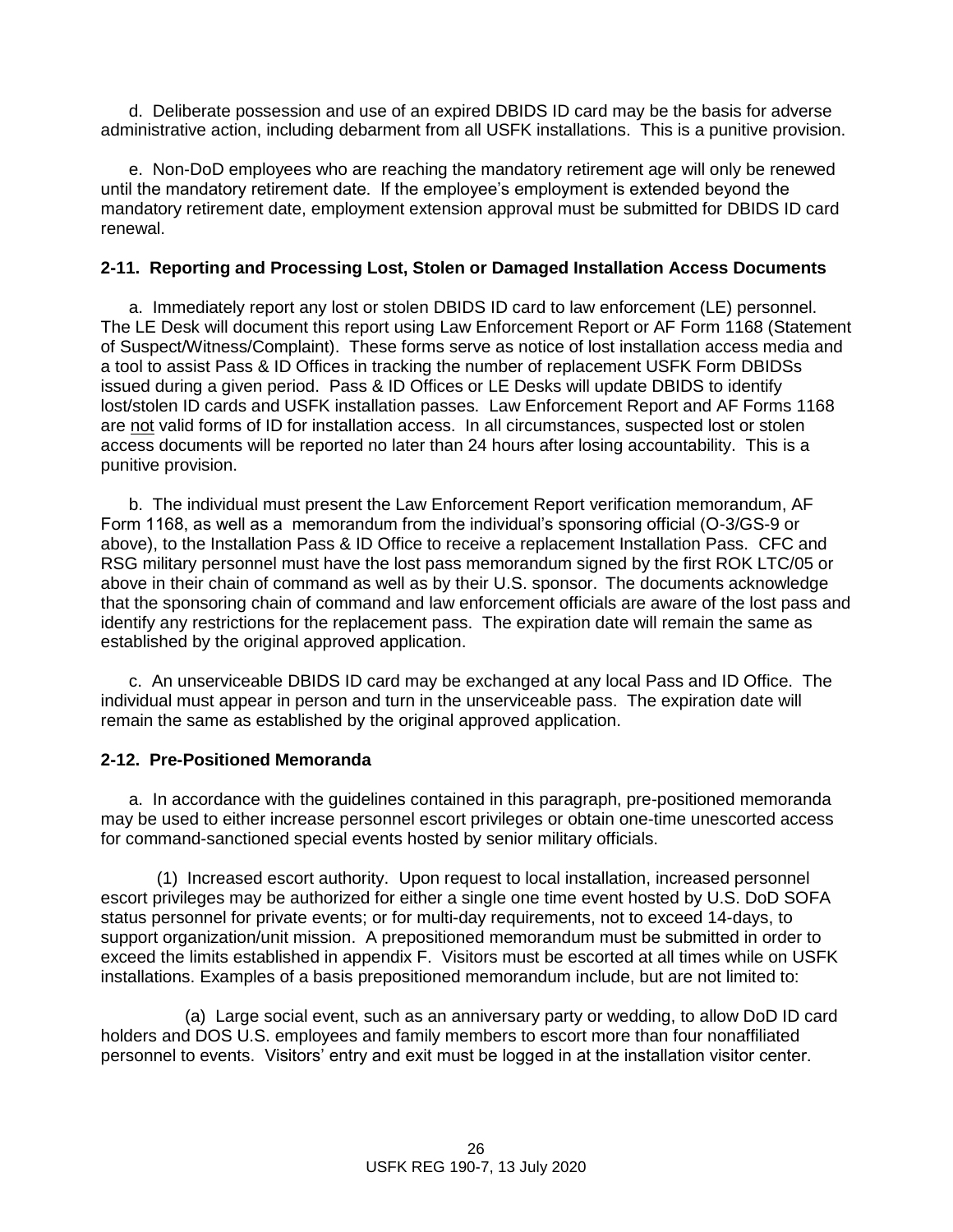d. Deliberate possession and use of an expired DBIDS ID card may be the basis for adverse administrative action, including debarment from all USFK installations. This is a punitive provision.

e. Non-DoD employees who are reaching the mandatory retirement age will only be renewed until the mandatory retirement date. If the employee's employment is extended beyond the mandatory retirement date, employment extension approval must be submitted for DBIDS ID card renewal.

**2-11. Reporting and Processing Lost, Stolen or Damaged Installation Access Documents**

a. Immediately report any lost or stolen DBIDS ID card to law enforcement (LE) personnel. The LE Desk will document this report using Law Enforcement Report or AF Form 1168 (Statement of Suspect/Witness/Complaint). These forms serve as notice of lost installation access media and a tool to assist Pass & ID Offices in tracking the number of replacement USFK Form DBIDSs issued during a given period. Pass & ID Offices or LE Desks will update DBIDS to identify lost/stolen ID cards and USFK installation passes. Law Enforcement Report and AF Forms 1168 are not valid forms of ID for installation access. In all circumstances, suspected lost or stolen access documents will be reported no later than 24 hours after losing accountability. This is a punitive provision.

b. The individual must present the Law Enforcement Report verification memorandum, AF Form 1168, as well as a memorandum from the individual's sponsoring official (O-3/GS-9 or above), to the Installation Pass & ID Office to receive a replacement Installation Pass. CFC and RSG military personnel must have the lost pass memorandum signed by the first ROK LTC/05 or above in their chain of command as well as by their U.S. sponsor. The documents acknowledge that the sponsoring chain of command and law enforcement officials are aware of the lost pass and identify any restrictions for the replacement pass. The expiration date will remain the same as established by the original approved application.

c. An unserviceable DBIDS ID card may be exchanged at any local Pass and ID Office. The individual must appear in person and turn in the unserviceable pass. The expiration date will remain the same as established by the original approved application.

**2-12. Pre-Positioned Memoranda**

a. In accordance with the guidelines contained in this paragraph, pre-positioned memoranda may be used to either increase personnel escort privileges or obtain one-time unescorted access for command-sanctioned special events hosted by senior military officials.

(1) Increased escort authority. Upon request to local installation, increased personnel escort privileges may be authorized for either a single one time event hosted by U.S. DoD SOFA status personnel for private events; or for multi-day requirements, not to exceed 14-days, to support organization/unit mission. A prepositioned memorandum must be submitted in order to exceed the limits established in appendix F. Visitors must be escorted at all times while on USFK installations. Examples of a basis prepositioned memorandum include, but are not limited to:

(a) Large social event, such as an anniversary party or wedding, to allow DoD ID card holders and DOS U.S. employees and family members to escort more than four nonaffiliated personnel to events. Visitors' entry and exit must be logged in at the installation visitor center.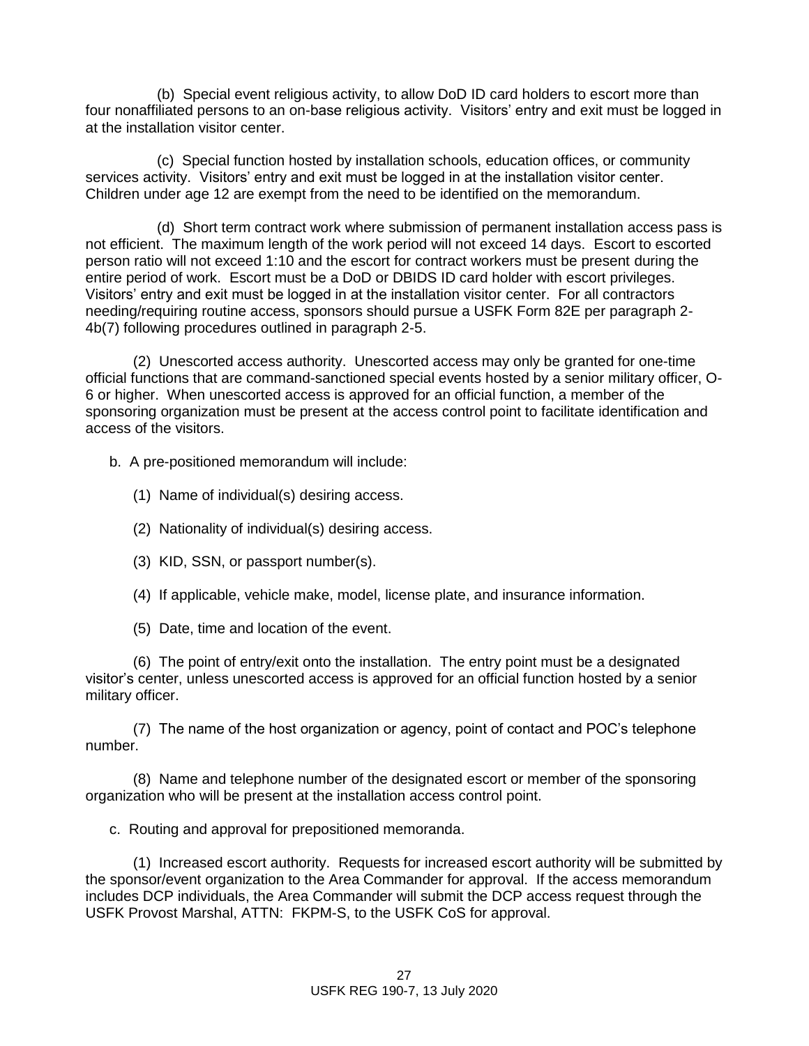(b) Special event religious activity, to allow DoD ID card holders to escort more than four nonaffiliated persons to an on-base religious activity. Visitors' entry and exit must be logged in at the installation visitor center.

(c) Special function hosted by installation schools, education offices, or community services activity. Visitors' entry and exit must be logged in at the installation visitor center. Children under age 12 are exempt from the need to be identified on the memorandum.

(d) Short term contract work where submission of permanent installation access pass is not efficient. The maximum length of the work period will not exceed 14 days. Escort to escorted person ratio will not exceed 1:10 and the escort for contract workers must be present during the entire period of work. Escort must be a DoD or DBIDS ID card holder with escort privileges. Visitors' entry and exit must be logged in at the installation visitor center. For all contractors needing/requiring routine access, sponsors should pursue a USFK Form 82E per paragraph 2-4b(7) following procedures outlined in paragraph 2-5.

(2) Unescorted access authority. Unescorted access may only be granted for one-time official functions that are command-sanctioned special events hosted by a senior military officer, O-6 or higher. When unescorted access is approved for an official function, a member of the sponsoring organization must be present at the access control point to facilitate identification and access of the visitors.

b. A pre-positioned memorandum will include:

(1) Name of individual(s) desiring access.

(2) Nationality of individual(s) desiring access.

(3) KID, SSN, or passport number(s).

(4) If applicable, vehicle make, model, license plate, and insurance information.

(5) Date, time and location of the event.

(6) The point of entry/exit onto the installation. The entry point must be a designated visitor's center, unless unescorted access is approved for an official function hosted by a senior military officer.

(7) The name of the host organization or agency, point of contact and POC's telephone number.

(8) Name and telephone number of the designated escort or member of the sponsoring organization who will be present at the installation access control point.

c. Routing and approval for prepositioned memoranda.

(1) Increased escort authority. Requests for increased escort authority will be submitted by the sponsor/event organization to the Area Commander for approval. If the access memorandum includes DCP individuals, the Area Commander will submit the DCP access request through the USFK Provost Marshal, ATTN: FKPM-S, to the USFK CoS for approval.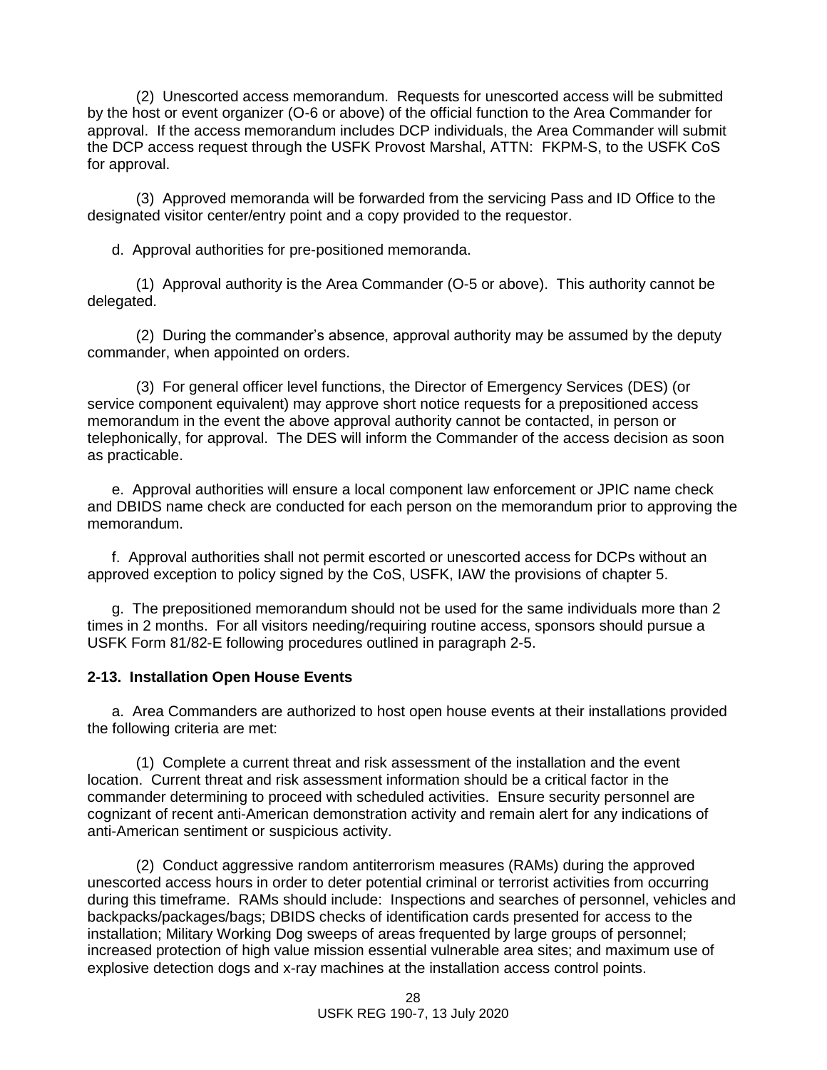(2) Unescorted access memorandum. Requests for unescorted access will be submitted by the host or event organizer (O-6 or above) of the official function to the Area Commander for approval. If the access memorandum includes DCP individuals, the Area Commander will submit the DCP access request through the USFK Provost Marshal, ATTN: FKPM-S, to the USFK CoS for approval.

(3) Approved memoranda will be forwarded from the servicing Pass and ID Office to the designated visitor center/entry point and a copy provided to the requestor.

d. Approval authorities for pre-positioned memoranda.

(1) Approval authority is the Area Commander (O-5 or above). This authority cannot be delegated.

(2) During the commander's absence, approval authority may be assumed by the deputy commander, when appointed on orders.

(3) For general officer level functions, the Director of Emergency Services (DES) (or service component equivalent) may approve short notice requests for a prepositioned access memorandum in the event the above approval authority cannot be contacted, in person or telephonically, for approval. The DES will inform the Commander of the access decision as soon as practicable.

e. Approval authorities will ensure a local component law enforcement or JPIC name check and DBIDS name check are conducted for each person on the memorandum prior to approving the memorandum.

f. Approval authorities shall not permit escorted or unescorted access for DCPs without an approved exception to policy signed by the CoS, USFK, IAW the provisions of chapter 5.

g. The prepositioned memorandum should not be used for the same individuals more than 2 times in 2 months. For all visitors needing/requiring routine access, sponsors should pursue a USFK Form 81/82-E following procedures outlined in paragraph 2-5.

**2-13. Installation Open House Events**

a. Area Commanders are authorized to host open house events at their installations provided the following criteria are met:

(1) Complete a current threat and risk assessment of the installation and the event location. Current threat and risk assessment information should be a critical factor in the commander determining to proceed with scheduled activities. Ensure security personnel are cognizant of recent anti-American demonstration activity and remain alert for any indications of anti-American sentiment or suspicious activity.

(2) Conduct aggressive random antiterrorism measures (RAMs) during the approved unescorted access hours in order to deter potential criminal or terrorist activities from occurring during this timeframe. RAMs should include: Inspections and searches of personnel, vehicles and backpacks/packages/bags; DBIDS checks of identification cards presented for access to the installation; Military Working Dog sweeps of areas frequented by large groups of personnel; increased protection of high value mission essential vulnerable area sites; and maximum use of explosive detection dogs and x-ray machines at the installation access control points.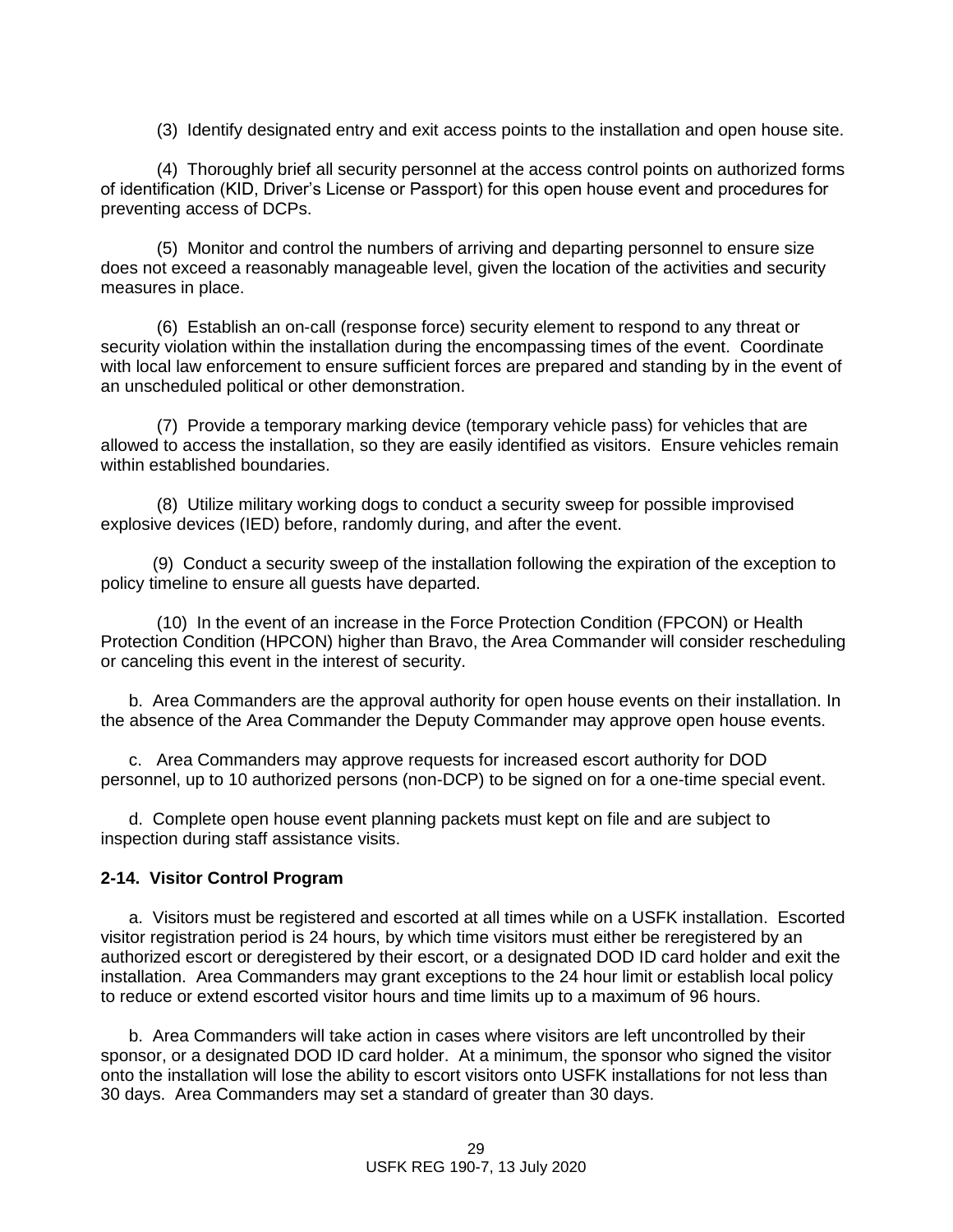(3) Identify designated entry and exit access points to the installation and open house site.

(4) Thoroughly brief all security personnel at the access control points on authorized forms of identification (KID, Driver's License or Passport) for this open house event and procedures for preventing access of DCPs.

(5) Monitor and control the numbers of arriving and departing personnel to ensure size does not exceed a reasonably manageable level, given the location of the activities and security measures in place.

(6) Establish an on-call (response force) security element to respond to any threat or security violation within the installation during the encompassing times of the event. Coordinate with local law enforcement to ensure sufficient forces are prepared and standing by in the event of an unscheduled political or other demonstration.

(7) Provide a temporary marking device (temporary vehicle pass) for vehicles that are allowed to access the installation, so they are easily identified as visitors. Ensure vehicles remain within established boundaries.

(8) Utilize military working dogs to conduct a security sweep for possible improvised explosive devices (IED) before, randomly during, and after the event.

(9) Conduct a security sweep of the installation following the expiration of the exception to policy timeline to ensure all guests have departed.

(10) In the event of an increase in the Force Protection Condition (FPCON) or Health Protection Condition (HPCON) higher than Bravo, the Area Commander will consider rescheduling or canceling this event in the interest of security.

b. Area Commanders are the approval authority for open house events on their installation. In the absence of the Area Commander the Deputy Commander may approve open house events.

c. Area Commanders may approve requests for increased escort authority for DOD personnel, up to 10 authorized persons (non-DCP) to be signed on for a one-time special event.

d. Complete open house event planning packets must kept on file and are subject to inspection during staff assistance visits.

**2-14. Visitor Control Program**

a. Visitors must be registered and escorted at all times while on a USFK installation. Escorted visitor registration period is 24 hours, by which time visitors must either be reregistered by an authorized escort or deregistered by their escort, or a designated DOD ID card holder and exit the installation. Area Commanders may grant exceptions to the 24 hour limit or establish local policy to reduce or extend escorted visitor hours and time limits up to a maximum of 96 hours.

b. Area Commanders will take action in cases where visitors are left uncontrolled by their sponsor, or a designated DOD ID card holder. At a minimum, the sponsor who signed the visitor onto the installation will lose the ability to escort visitors onto USFK installations for not less than 30 days. Area Commanders may set a standard of greater than 30 days.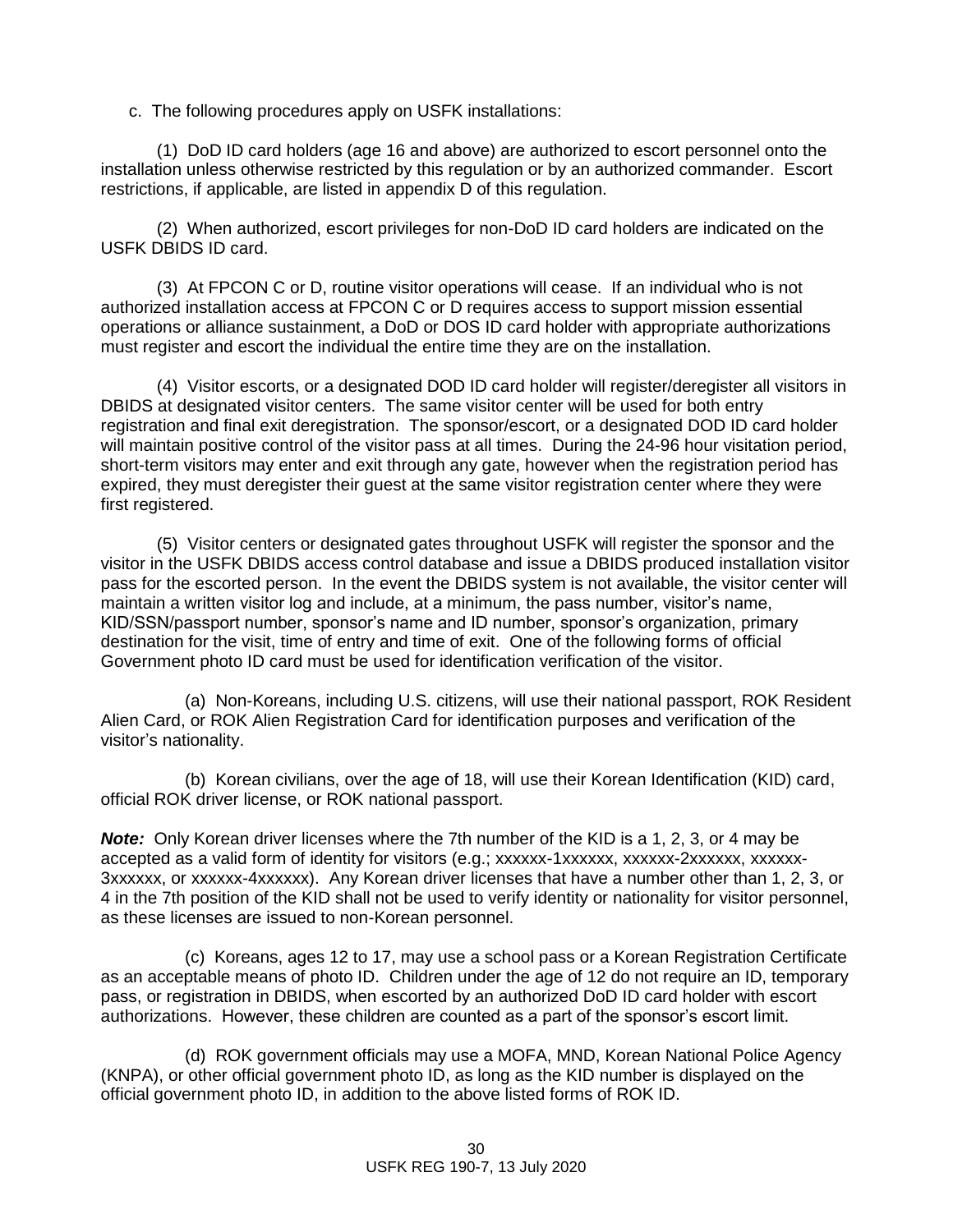c. The following procedures apply on USFK installations:

(1) DoD ID card holders (age 16 and above) are authorized to escort personnel onto the installation unless otherwise restricted by this regulation or by an authorized commander. Escort restrictions, if applicable, are listed in appendix D of this regulation.

(2) When authorized, escort privileges for non-DoD ID card holders are indicated on the USFK DBIDS ID card.

(3) At FPCON C or D, routine visitor operations will cease. If an individual who is not authorized installation access at FPCON C or D requires access to support mission essential operations or alliance sustainment, a DoD or DOS ID card holder with appropriate authorizations must register and escort the individual the entire time they are on the installation.

(4) Visitor escorts, or a designated DOD ID card holder will register/deregister all visitors in DBIDS at designated visitor centers. The same visitor center will be used for both entry registration and final exit deregistration. The sponsor/escort, or a designated DOD ID card holder will maintain positive control of the visitor pass at all times. During the 24-96 hour visitation period, short-term visitors may enter and exit through any gate, however when the registration period has expired, they must deregister their guest at the same visitor registration center where they were first registered.

(5) Visitor centers or designated gates throughout USFK will register the sponsor and the visitor in the USFK DBIDS access control database and issue a DBIDS produced installation visitor pass for the escorted person. In the event the DBIDS system is not available, the visitor center will maintain a written visitor log and include, at a minimum, the pass number, visitor's name, KID/SSN/passport number, sponsor's name and ID number, sponsor's organization, primary destination for the visit, time of entry and time of exit. One of the following forms of official Government photo ID card must be used for identification verification of the visitor.

(a) Non-Koreans, including U.S. citizens, will use their national passport, ROK Resident Alien Card, or ROK Alien Registration Card for identification purposes and verification of the visitor's nationality.

(b) Korean civilians, over the age of 18, will use their Korean Identification (KID) card, official ROK driver license, or ROK national passport.

***Note:*** Only Korean driver licenses where the 7th number of the KID is a 1, 2, 3, or 4 may be accepted as a valid form of identity for visitors (e.g.; xxxxxx-1xxxxxx, xxxxxx-2xxxxxx, xxxxxx-3xxxxxx, or xxxxxx-4xxxxxx). Any Korean driver licenses that have a number other than 1, 2, 3, or 4 in the 7th position of the KID shall not be used to verify identity or nationality for visitor personnel, as these licenses are issued to non-Korean personnel.

(c) Koreans, ages 12 to 17, may use a school pass or a Korean Registration Certificate as an acceptable means of photo ID. Children under the age of 12 do not require an ID, temporary pass, or registration in DBIDS, when escorted by an authorized DoD ID card holder with escort authorizations. However, these children are counted as a part of the sponsor's escort limit.

(d) ROK government officials may use a MOFA, MND, Korean National Police Agency (KNPA), or other official government photo ID, as long as the KID number is displayed on the official government photo ID, in addition to the above listed forms of ROK ID.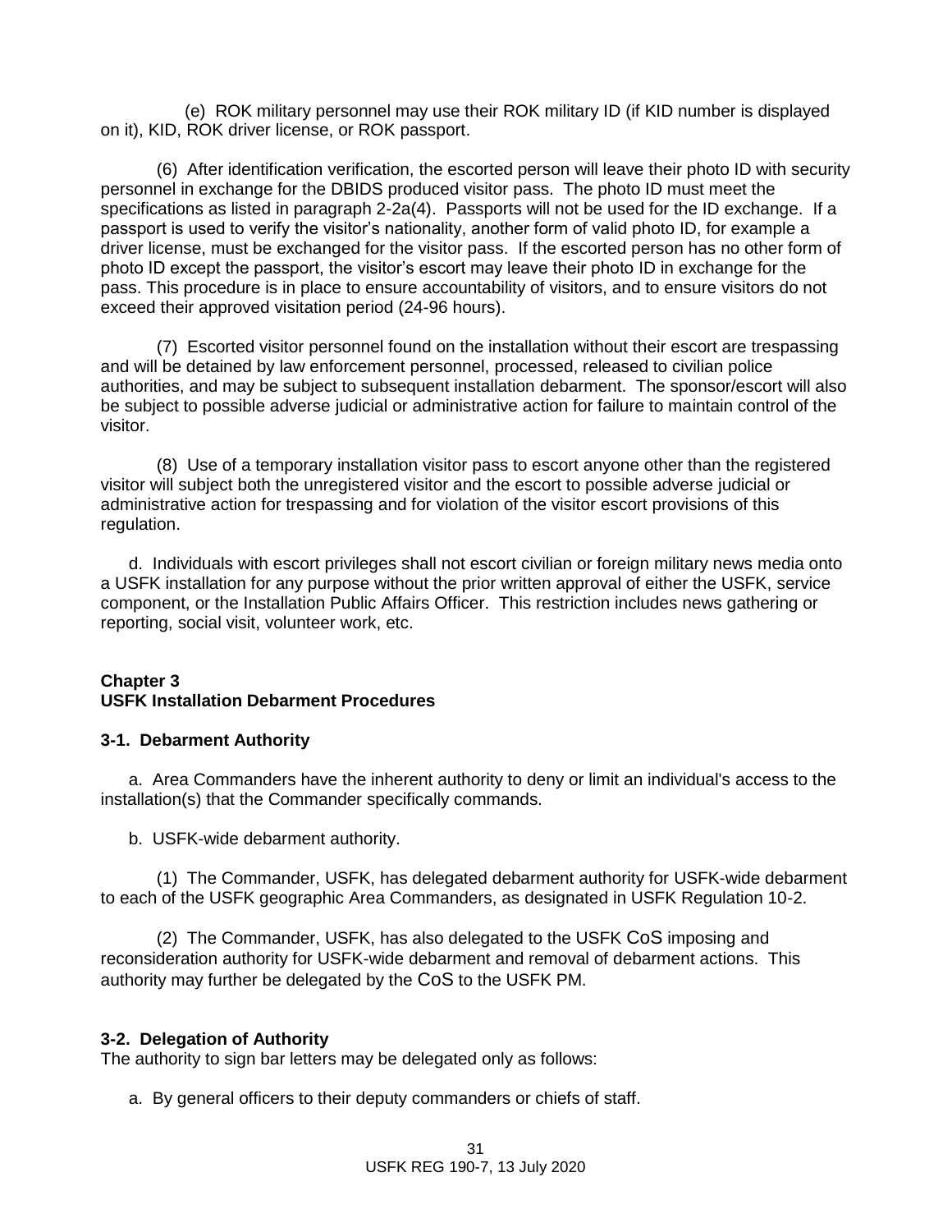(e) ROK military personnel may use their ROK military ID (if KID number is displayed on it), KID, ROK driver license, or ROK passport.

(6) After identification verification, the escorted person will leave their photo ID with security personnel in exchange for the DBIDS produced visitor pass. The photo ID must meet the specifications as listed in paragraph 2-2a(4). Passports will not be used for the ID exchange. If a passport is used to verify the visitor's nationality, another form of valid photo ID, for example a driver license, must be exchanged for the visitor pass. If the escorted person has no other form of photo ID except the passport, the visitor's escort may leave their photo ID in exchange for the pass. This procedure is in place to ensure accountability of visitors, and to ensure visitors do not exceed their approved visitation period (24-96 hours).

(7) Escorted visitor personnel found on the installation without their escort are trespassing and will be detained by law enforcement personnel, processed, released to civilian police authorities, and may be subject to subsequent installation debarment. The sponsor/escort will also be subject to possible adverse judicial or administrative action for failure to maintain control of the visitor.

(8) Use of a temporary installation visitor pass to escort anyone other than the registered visitor will subject both the unregistered visitor and the escort to possible adverse judicial or administrative action for trespassing and for violation of the visitor escort provisions of this regulation.

d. Individuals with escort privileges shall not escort civilian or foreign military news media onto a USFK installation for any purpose without the prior written approval of either the USFK, service component, or the Installation Public Affairs Officer. This restriction includes news gathering or reporting, social visit, volunteer work, etc.

## Chapter 3
## USFK Installation Debarment Procedures

### 3-1. Debarment Authority

a. Area Commanders have the inherent authority to deny or limit an individual's access to the installation(s) that the Commander specifically commands.

b. USFK-wide debarment authority.

(1) The Commander, USFK, has delegated debarment authority for USFK-wide debarment to each of the USFK geographic Area Commanders, as designated in USFK Regulation 10-2.

(2) The Commander, USFK, has also delegated to the USFK CoS imposing and reconsideration authority for USFK-wide debarment and removal of debarment actions. This authority may further be delegated by the CoS to the USFK PM.

### 3-2. Delegation of Authority

The authority to sign bar letters may be delegated only as follows:

a. By general officers to their deputy commanders or chiefs of staff.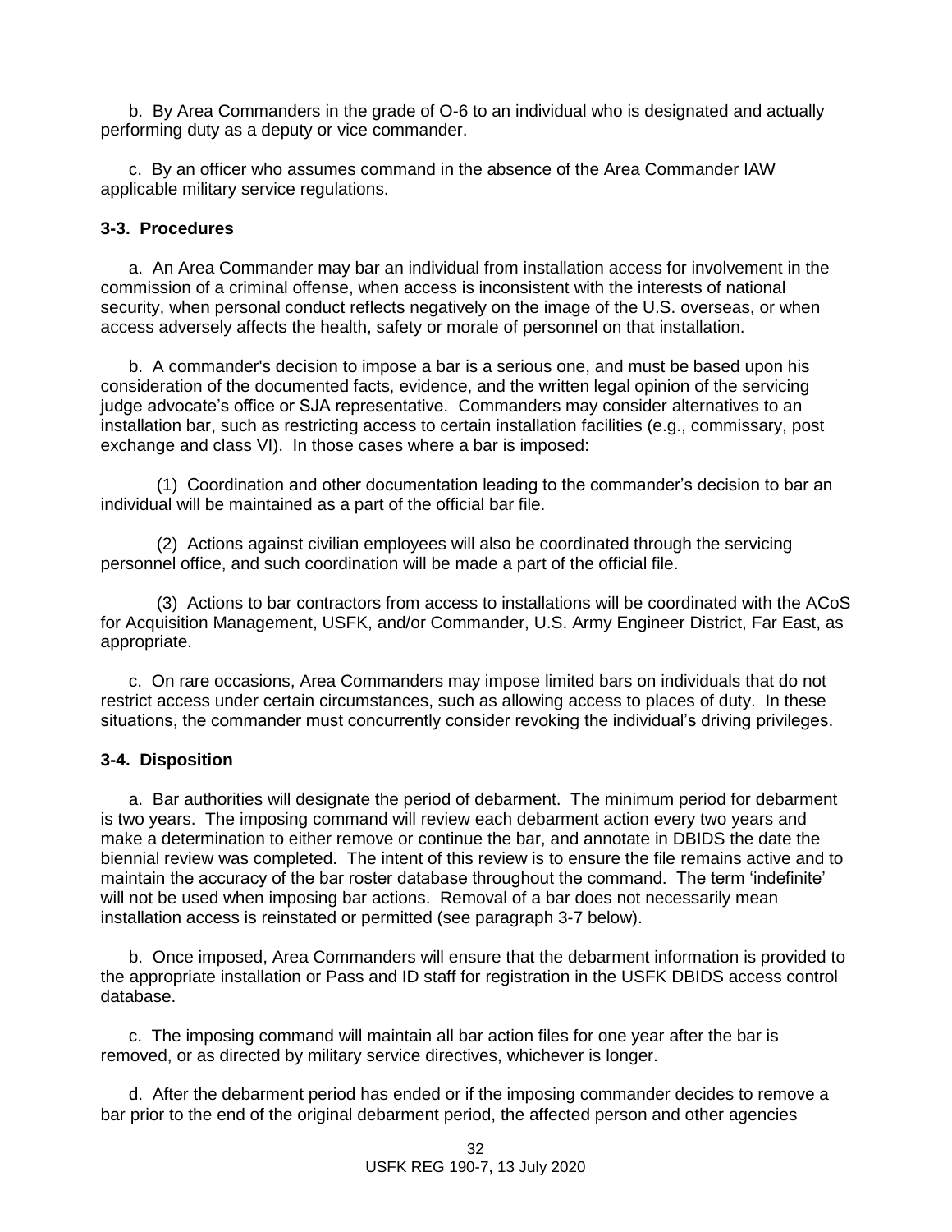b. By Area Commanders in the grade of O-6 to an individual who is designated and actually performing duty as a deputy or vice commander.

c. By an officer who assumes command in the absence of the Area Commander IAW applicable military service regulations.

### 3-3. Procedures

a. An Area Commander may bar an individual from installation access for involvement in the commission of a criminal offense, when access is inconsistent with the interests of national security, when personal conduct reflects negatively on the image of the U.S. overseas, or when access adversely affects the health, safety or morale of personnel on that installation.

b. A commander's decision to impose a bar is a serious one, and must be based upon his consideration of the documented facts, evidence, and the written legal opinion of the servicing judge advocate's office or SJA representative. Commanders may consider alternatives to an installation bar, such as restricting access to certain installation facilities (e.g., commissary, post exchange and class VI). In those cases where a bar is imposed:

(1) Coordination and other documentation leading to the commander's decision to bar an individual will be maintained as a part of the official bar file.

(2) Actions against civilian employees will also be coordinated through the servicing personnel office, and such coordination will be made a part of the official file.

(3) Actions to bar contractors from access to installations will be coordinated with the ACoS for Acquisition Management, USFK, and/or Commander, U.S. Army Engineer District, Far East, as appropriate.

c. On rare occasions, Area Commanders may impose limited bars on individuals that do not restrict access under certain circumstances, such as allowing access to places of duty. In these situations, the commander must concurrently consider revoking the individual's driving privileges.

### 3-4. Disposition

a. Bar authorities will designate the period of debarment. The minimum period for debarment is two years. The imposing command will review each debarment action every two years and make a determination to either remove or continue the bar, and annotate in DBIDS the date the biennial review was completed. The intent of this review is to ensure the file remains active and to maintain the accuracy of the bar roster database throughout the command. The term 'indefinite' will not be used when imposing bar actions. Removal of a bar does not necessarily mean installation access is reinstated or permitted (see paragraph 3-7 below).

b. Once imposed, Area Commanders will ensure that the debarment information is provided to the appropriate installation or Pass and ID staff for registration in the USFK DBIDS access control database.

c. The imposing command will maintain all bar action files for one year after the bar is removed, or as directed by military service directives, whichever is longer.

d. After the debarment period has ended or if the imposing commander decides to remove a bar prior to the end of the original debarment period, the affected person and other agencies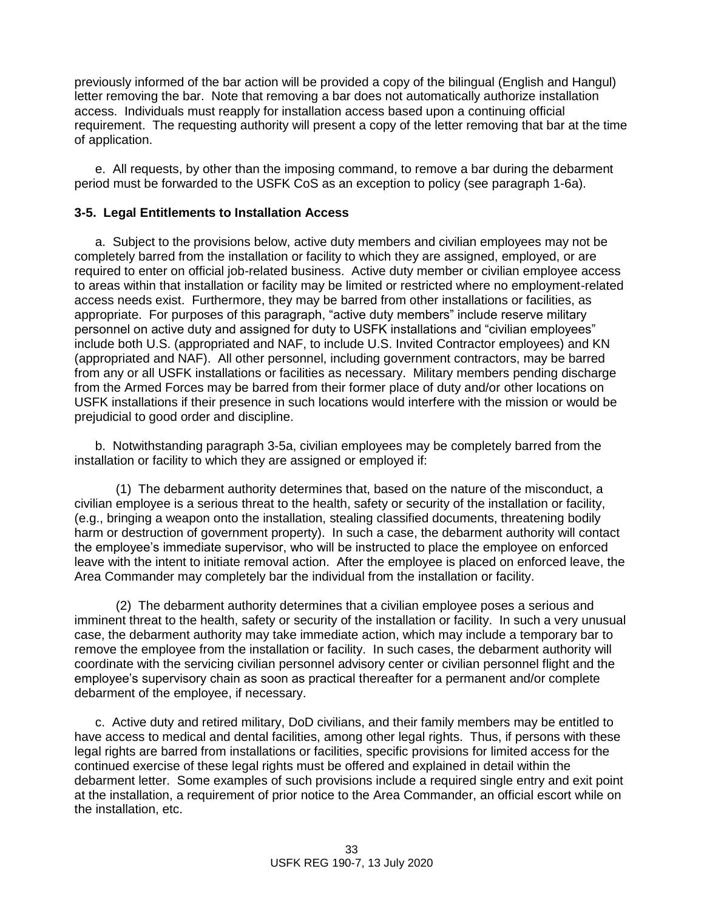previously informed of the bar action will be provided a copy of the bilingual (English and Hangul) letter removing the bar. Note that removing a bar does not automatically authorize installation access. Individuals must reapply for installation access based upon a continuing official requirement. The requesting authority will present a copy of the letter removing that bar at the time of application.

e. All requests, by other than the imposing command, to remove a bar during the debarment period must be forwarded to the USFK CoS as an exception to policy (see paragraph 1-6a).

### 3-5. Legal Entitlements to Installation Access

a. Subject to the provisions below, active duty members and civilian employees may not be completely barred from the installation or facility to which they are assigned, employed, or are required to enter on official job-related business. Active duty member or civilian employee access to areas within that installation or facility may be limited or restricted where no employment-related access needs exist. Furthermore, they may be barred from other installations or facilities, as appropriate. For purposes of this paragraph, "active duty members" include reserve military personnel on active duty and assigned for duty to USFK installations and "civilian employees" include both U.S. (appropriated and NAF, to include U.S. Invited Contractor employees) and KN (appropriated and NAF). All other personnel, including government contractors, may be barred from any or all USFK installations or facilities as necessary. Military members pending discharge from the Armed Forces may be barred from their former place of duty and/or other locations on USFK installations if their presence in such locations would interfere with the mission or would be prejudicial to good order and discipline.

b. Notwithstanding paragraph 3-5a, civilian employees may be completely barred from the installation or facility to which they are assigned or employed if:

(1) The debarment authority determines that, based on the nature of the misconduct, a civilian employee is a serious threat to the health, safety or security of the installation or facility, (e.g., bringing a weapon onto the installation, stealing classified documents, threatening bodily harm or destruction of government property). In such a case, the debarment authority will contact the employee's immediate supervisor, who will be instructed to place the employee on enforced leave with the intent to initiate removal action. After the employee is placed on enforced leave, the Area Commander may completely bar the individual from the installation or facility.

(2) The debarment authority determines that a civilian employee poses a serious and imminent threat to the health, safety or security of the installation or facility. In such a very unusual case, the debarment authority may take immediate action, which may include a temporary bar to remove the employee from the installation or facility. In such cases, the debarment authority will coordinate with the servicing civilian personnel advisory center or civilian personnel flight and the employee's supervisory chain as soon as practical thereafter for a permanent and/or complete debarment of the employee, if necessary.

c. Active duty and retired military, DoD civilians, and their family members may be entitled to have access to medical and dental facilities, among other legal rights. Thus, if persons with these legal rights are barred from installations or facilities, specific provisions for limited access for the continued exercise of these legal rights must be offered and explained in detail within the debarment letter. Some examples of such provisions include a required single entry and exit point at the installation, a requirement of prior notice to the Area Commander, an official escort while on the installation, etc.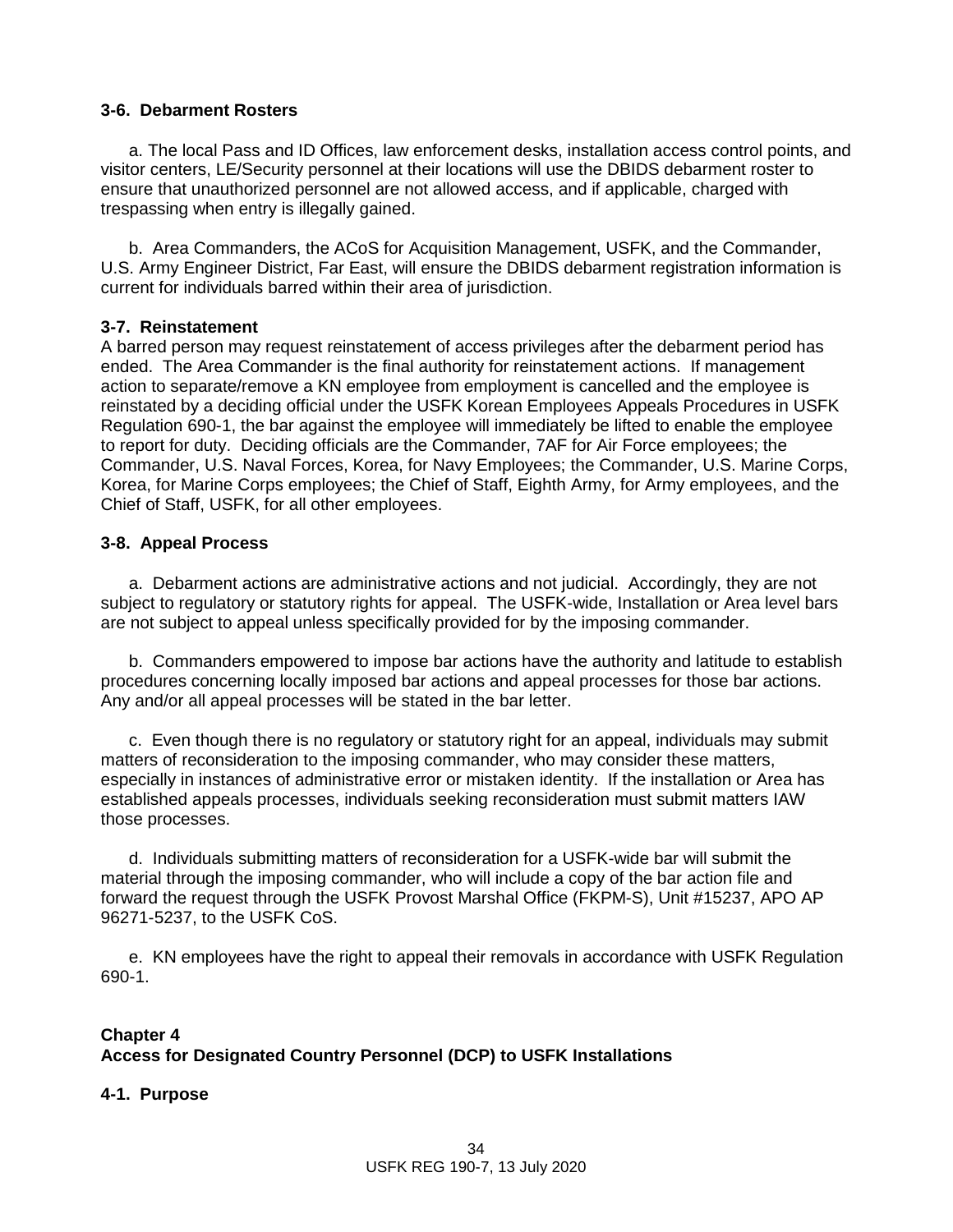### 3-6. Debarment Rosters

a. The local Pass and ID Offices, law enforcement desks, installation access control points, and visitor centers, LE/Security personnel at their locations will use the DBIDS debarment roster to ensure that unauthorized personnel are not allowed access, and if applicable, charged with trespassing when entry is illegally gained.

b. Area Commanders, the ACoS for Acquisition Management, USFK, and the Commander, U.S. Army Engineer District, Far East, will ensure the DBIDS debarment registration information is current for individuals barred within their area of jurisdiction.

### 3-7. Reinstatement

A barred person may request reinstatement of access privileges after the debarment period has ended. The Area Commander is the final authority for reinstatement actions. If management action to separate/remove a KN employee from employment is cancelled and the employee is reinstated by a deciding official under the USFK Korean Employees Appeals Procedures in USFK Regulation 690-1, the bar against the employee will immediately be lifted to enable the employee to report for duty. Deciding officials are the Commander, 7AF for Air Force employees; the Commander, U.S. Naval Forces, Korea, for Navy Employees; the Commander, U.S. Marine Corps, Korea, for Marine Corps employees; the Chief of Staff, Eighth Army, for Army employees, and the Chief of Staff, USFK, for all other employees.

### 3-8. Appeal Process

a. Debarment actions are administrative actions and not judicial. Accordingly, they are not subject to regulatory or statutory rights for appeal. The USFK-wide, Installation or Area level bars are not subject to appeal unless specifically provided for by the imposing commander.

b. Commanders empowered to impose bar actions have the authority and latitude to establish procedures concerning locally imposed bar actions and appeal processes for those bar actions. Any and/or all appeal processes will be stated in the bar letter.

c. Even though there is no regulatory or statutory right for an appeal, individuals may submit matters of reconsideration to the imposing commander, who may consider these matters, especially in instances of administrative error or mistaken identity. If the installation or Area has established appeals processes, individuals seeking reconsideration must submit matters IAW those processes.

d. Individuals submitting matters of reconsideration for a USFK-wide bar will submit the material through the imposing commander, who will include a copy of the bar action file and forward the request through the USFK Provost Marshal Office (FKPM-S), Unit #15237, APO AP 96271-5237, to the USFK CoS.

e. KN employees have the right to appeal their removals in accordance with USFK Regulation 690-1.

## Chapter 4
## Access for Designated Country Personnel (DCP) to USFK Installations

### 4-1. Purpose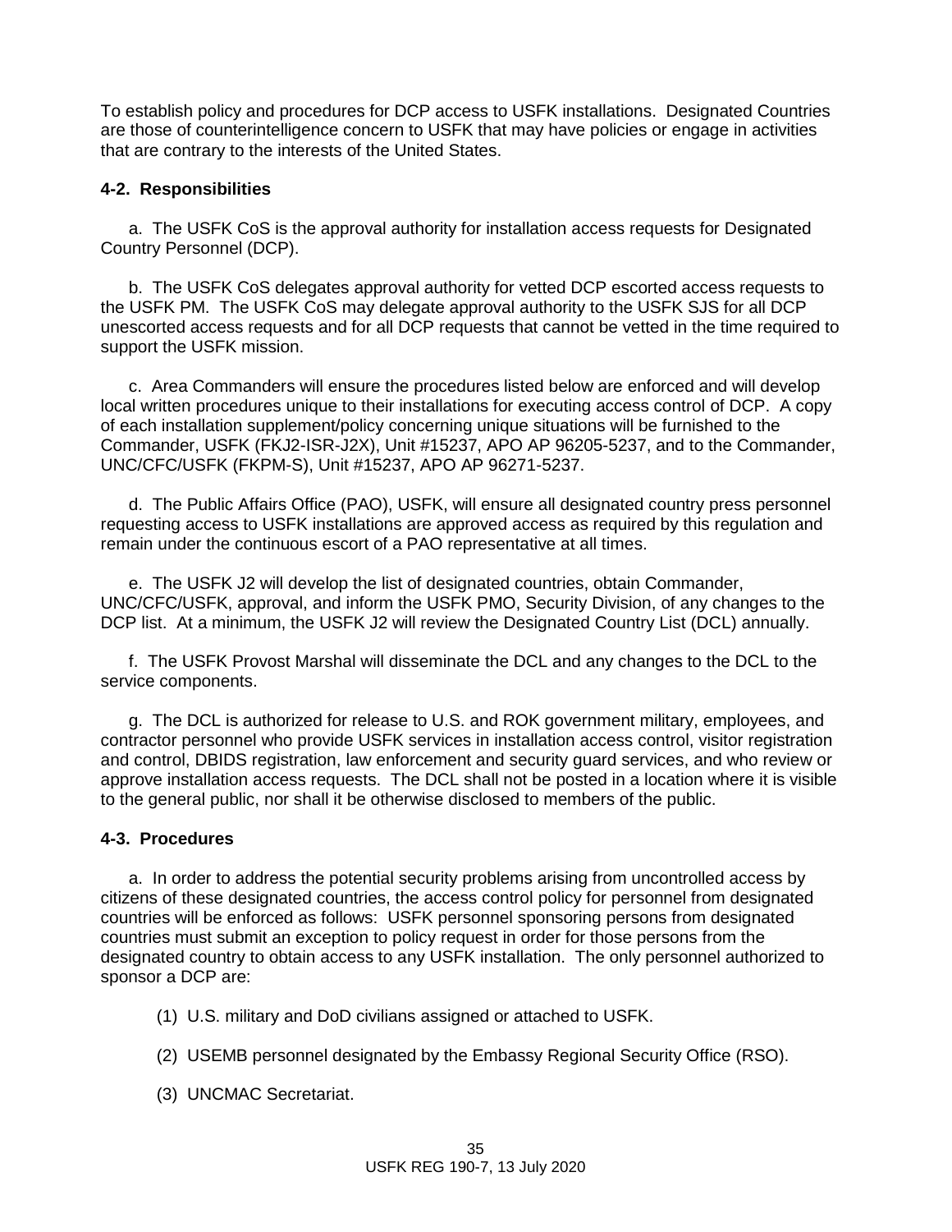To establish policy and procedures for DCP access to USFK installations. Designated Countries are those of counterintelligence concern to USFK that may have policies or engage in activities that are contrary to the interests of the United States.

**4-2. Responsibilities**

a. The USFK CoS is the approval authority for installation access requests for Designated Country Personnel (DCP).

b. The USFK CoS delegates approval authority for vetted DCP escorted access requests to the USFK PM. The USFK CoS may delegate approval authority to the USFK SJS for all DCP unescorted access requests and for all DCP requests that cannot be vetted in the time required to support the USFK mission.

c. Area Commanders will ensure the procedures listed below are enforced and will develop local written procedures unique to their installations for executing access control of DCP. A copy of each installation supplement/policy concerning unique situations will be furnished to the Commander, USFK (FKJ2-ISR-J2X), Unit #15237, APO AP 96205-5237, and to the Commander, UNC/CFC/USFK (FKPM-S), Unit #15237, APO AP 96271-5237.

d. The Public Affairs Office (PAO), USFK, will ensure all designated country press personnel requesting access to USFK installations are approved access as required by this regulation and remain under the continuous escort of a PAO representative at all times.

e. The USFK J2 will develop the list of designated countries, obtain Commander, UNC/CFC/USFK, approval, and inform the USFK PMO, Security Division, of any changes to the DCP list. At a minimum, the USFK J2 will review the Designated Country List (DCL) annually.

f. The USFK Provost Marshal will disseminate the DCL and any changes to the DCL to the service components.

g. The DCL is authorized for release to U.S. and ROK government military, employees, and contractor personnel who provide USFK services in installation access control, visitor registration and control, DBIDS registration, law enforcement and security guard services, and who review or approve installation access requests. The DCL shall not be posted in a location where it is visible to the general public, nor shall it be otherwise disclosed to members of the public.

**4-3. Procedures**

a. In order to address the potential security problems arising from uncontrolled access by citizens of these designated countries, the access control policy for personnel from designated countries will be enforced as follows: USFK personnel sponsoring persons from designated countries must submit an exception to policy request in order for those persons from the designated country to obtain access to any USFK installation. The only personnel authorized to sponsor a DCP are:

(1) U.S. military and DoD civilians assigned or attached to USFK.

(2) USEMB personnel designated by the Embassy Regional Security Office (RSO).

(3) UNCMAC Secretariat.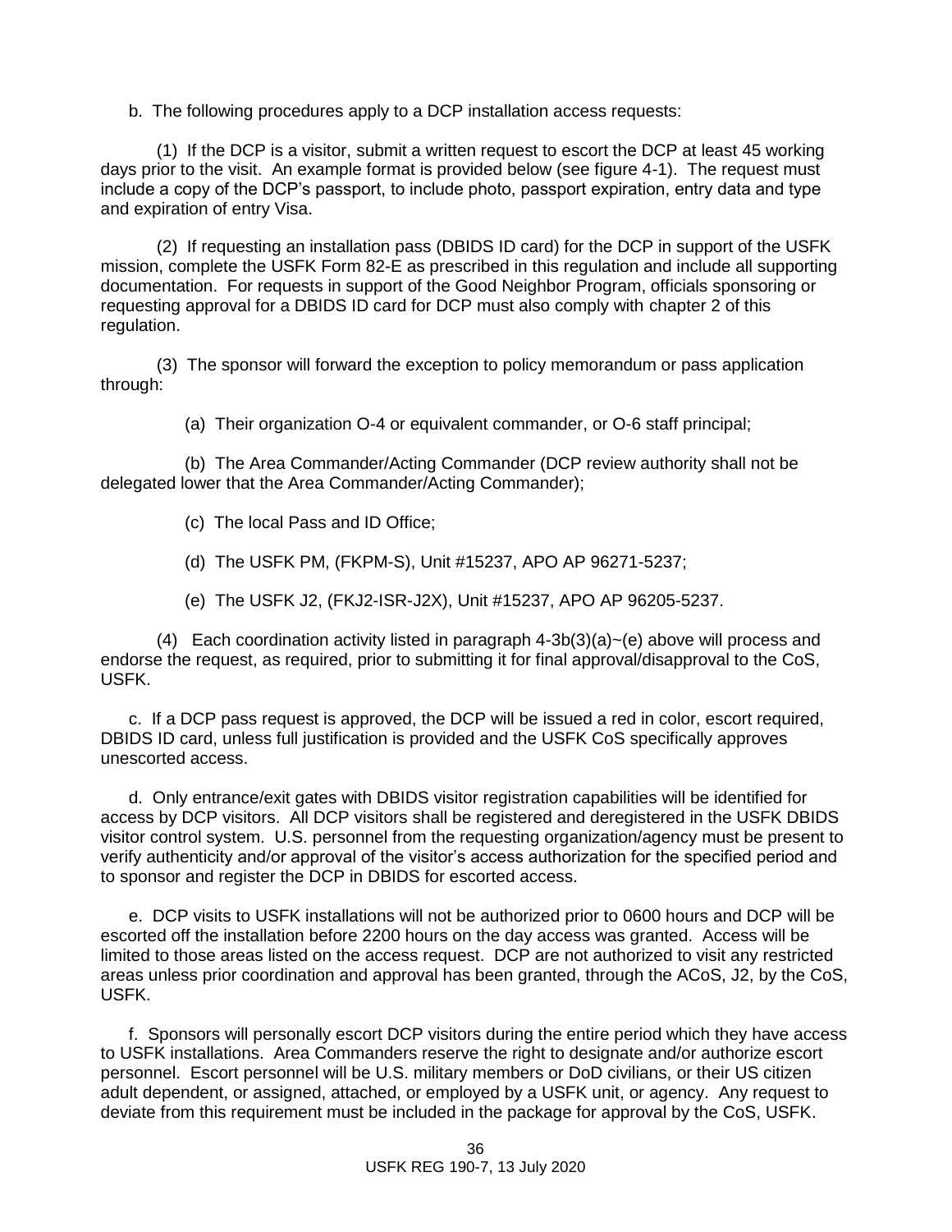b. The following procedures apply to a DCP installation access requests:

(1) If the DCP is a visitor, submit a written request to escort the DCP at least 45 working days prior to the visit. An example format is provided below (see figure 4-1). The request must include a copy of the DCP's passport, to include photo, passport expiration, entry data and type and expiration of entry Visa.

(2) If requesting an installation pass (DBIDS ID card) for the DCP in support of the USFK mission, complete the USFK Form 82-E as prescribed in this regulation and include all supporting documentation. For requests in support of the Good Neighbor Program, officials sponsoring or requesting approval for a DBIDS ID card for DCP must also comply with chapter 2 of this regulation.

(3) The sponsor will forward the exception to policy memorandum or pass application through:

(a) Their organization O-4 or equivalent commander, or O-6 staff principal;

(b) The Area Commander/Acting Commander (DCP review authority shall not be delegated lower that the Area Commander/Acting Commander);

(c) The local Pass and ID Office;

(d) The USFK PM, (FKPM-S), Unit #15237, APO AP 96271-5237;

(e) The USFK J2, (FKJ2-ISR-J2X), Unit #15237, APO AP 96205-5237.

(4) Each coordination activity listed in paragraph 4-3b(3)(a)~(e) above will process and endorse the request, as required, prior to submitting it for final approval/disapproval to the CoS, USFK.

c. If a DCP pass request is approved, the DCP will be issued a red in color, escort required, DBIDS ID card, unless full justification is provided and the USFK CoS specifically approves unescorted access.

d. Only entrance/exit gates with DBIDS visitor registration capabilities will be identified for access by DCP visitors. All DCP visitors shall be registered and deregistered in the USFK DBIDS visitor control system. U.S. personnel from the requesting organization/agency must be present to verify authenticity and/or approval of the visitor's access authorization for the specified period and to sponsor and register the DCP in DBIDS for escorted access.

e. DCP visits to USFK installations will not be authorized prior to 0600 hours and DCP will be escorted off the installation before 2200 hours on the day access was granted. Access will be limited to those areas listed on the access request. DCP are not authorized to visit any restricted areas unless prior coordination and approval has been granted, through the ACoS, J2, by the CoS, USFK.

f. Sponsors will personally escort DCP visitors during the entire period which they have access to USFK installations. Area Commanders reserve the right to designate and/or authorize escort personnel. Escort personnel will be U.S. military members or DoD civilians, or their US citizen adult dependent, or assigned, attached, or employed by a USFK unit, or agency. Any request to deviate from this requirement must be included in the package for approval by the CoS, USFK.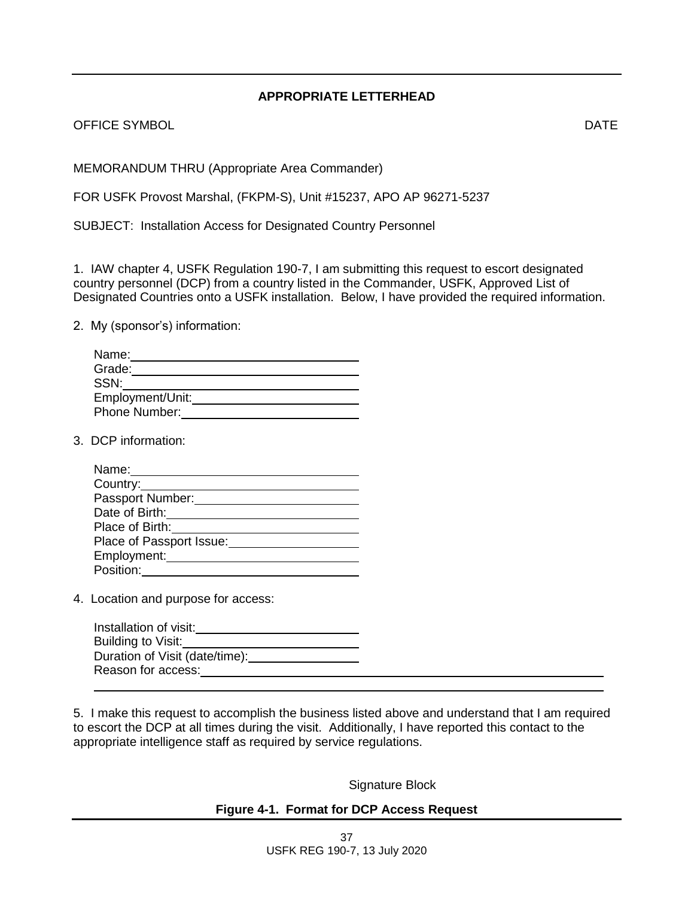**APPROPRIATE LETTERHEAD**

OFFICE SYMBOL DATE

MEMORANDUM THRU (Appropriate Area Commander)

FOR USFK Provost Marshal, (FKPM-S), Unit #15237, APO AP 96271-5237

SUBJECT: Installation Access for Designated Country Personnel

1. IAW chapter 4, USFK Regulation 190-7, I am submitting this request to escort designated country personnel (DCP) from a country listed in the Commander, USFK, Approved List of Designated Countries onto a USFK installation. Below, I have provided the required information.

2. My (sponsor's) information:

Name: ____________________
Grade: ____________________
SSN: ____________________
Employment/Unit: ____________________
Phone Number: ____________________

3. DCP information:

Name: ____________________
Country: ____________________
Passport Number: ____________________
Date of Birth: ____________________
Place of Birth: ____________________
Place of Passport Issue: ____________________
Employment: ____________________
Position: ____________________

4. Location and purpose for access:

Installation of visit: ____________________
Building to Visit: ____________________
Duration of Visit (date/time): ____________________
Reason for access: ____________________________________________
____________________________________________

5. I make this request to accomplish the business listed above and understand that I am required to escort the DCP at all times during the visit. Additionally, I have reported this contact to the appropriate intelligence staff as required by service regulations.

Signature Block

**Figure 4-1. Format for DCP Access Request**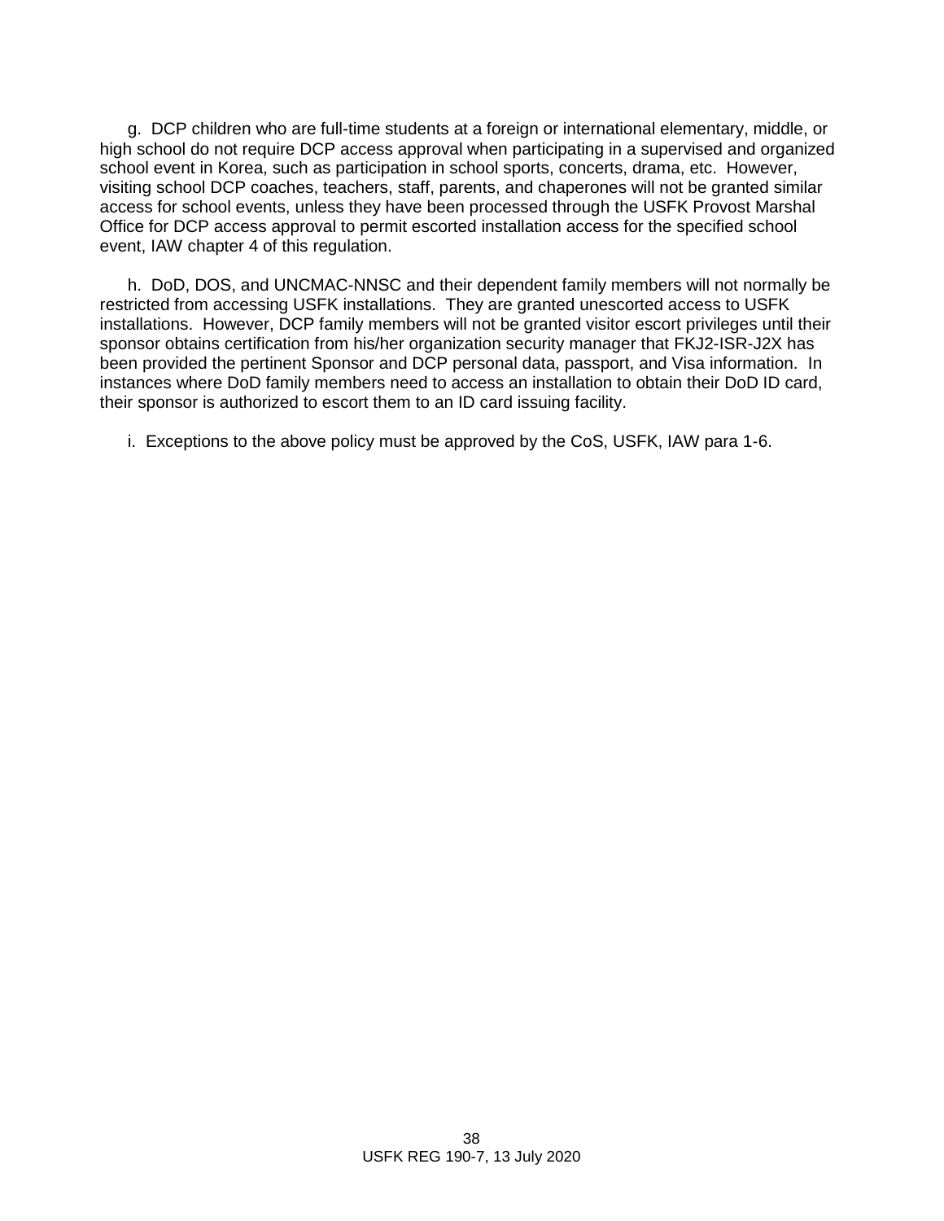g. DCP children who are full-time students at a foreign or international elementary, middle, or high school do not require DCP access approval when participating in a supervised and organized school event in Korea, such as participation in school sports, concerts, drama, etc. However, visiting school DCP coaches, teachers, staff, parents, and chaperones will not be granted similar access for school events, unless they have been processed through the USFK Provost Marshal Office for DCP access approval to permit escorted installation access for the specified school event, IAW chapter 4 of this regulation.

h. DoD, DOS, and UNCMAC-NNSC and their dependent family members will not normally be restricted from accessing USFK installations. They are granted unescorted access to USFK installations. However, DCP family members will not be granted visitor escort privileges until their sponsor obtains certification from his/her organization security manager that FKJ2-ISR-J2X has been provided the pertinent Sponsor and DCP personal data, passport, and Visa information. In instances where DoD family members need to access an installation to obtain their DoD ID card, their sponsor is authorized to escort them to an ID card issuing facility.

i. Exceptions to the above policy must be approved by the CoS, USFK, IAW para 1-6.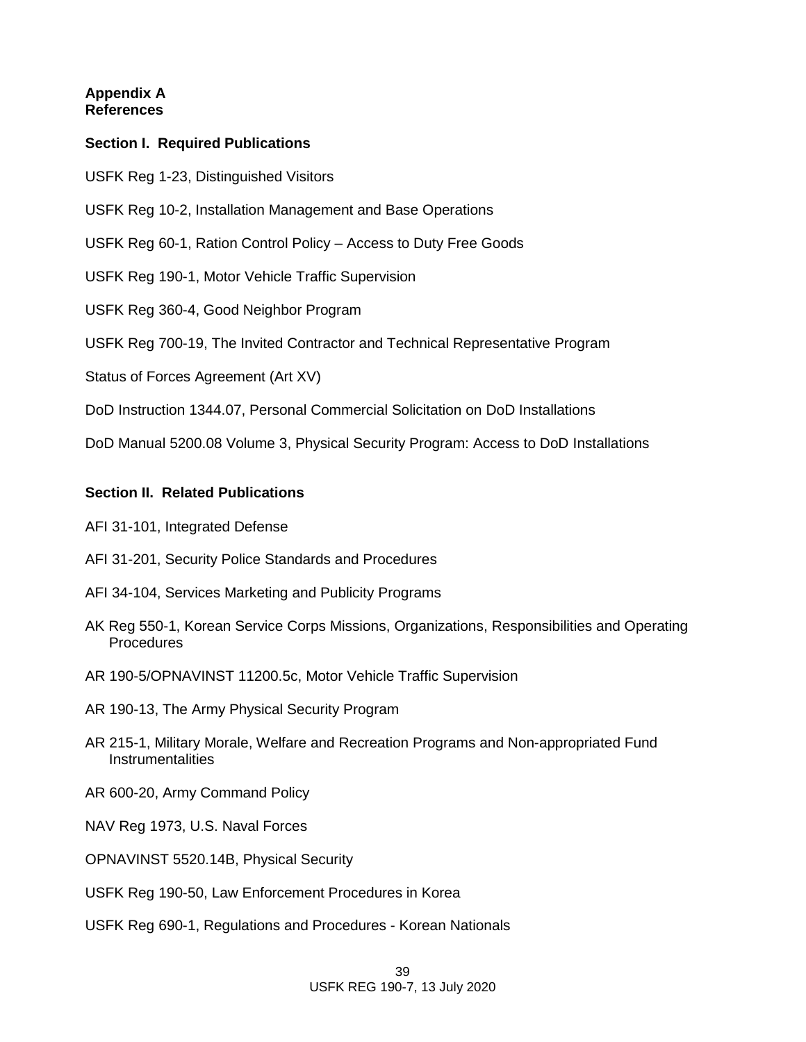# Appendix A
# References

## Section I. Required Publications

USFK Reg 1-23, Distinguished Visitors

USFK Reg 10-2, Installation Management and Base Operations

USFK Reg 60-1, Ration Control Policy – Access to Duty Free Goods

USFK Reg 190-1, Motor Vehicle Traffic Supervision

USFK Reg 360-4, Good Neighbor Program

USFK Reg 700-19, The Invited Contractor and Technical Representative Program

Status of Forces Agreement (Art XV)

DoD Instruction 1344.07, Personal Commercial Solicitation on DoD Installations

DoD Manual 5200.08 Volume 3, Physical Security Program: Access to DoD Installations

## Section II. Related Publications

AFI 31-101, Integrated Defense

AFI 31-201, Security Police Standards and Procedures

AFI 34-104, Services Marketing and Publicity Programs

AK Reg 550-1, Korean Service Corps Missions, Organizations, Responsibilities and Operating Procedures

AR 190-5/OPNAVINST 11200.5c, Motor Vehicle Traffic Supervision

AR 190-13, The Army Physical Security Program

AR 215-1, Military Morale, Welfare and Recreation Programs and Non-appropriated Fund Instrumentalities

AR 600-20, Army Command Policy

NAV Reg 1973, U.S. Naval Forces

OPNAVINST 5520.14B, Physical Security

USFK Reg 190-50, Law Enforcement Procedures in Korea

USFK Reg 690-1, Regulations and Procedures - Korean Nationals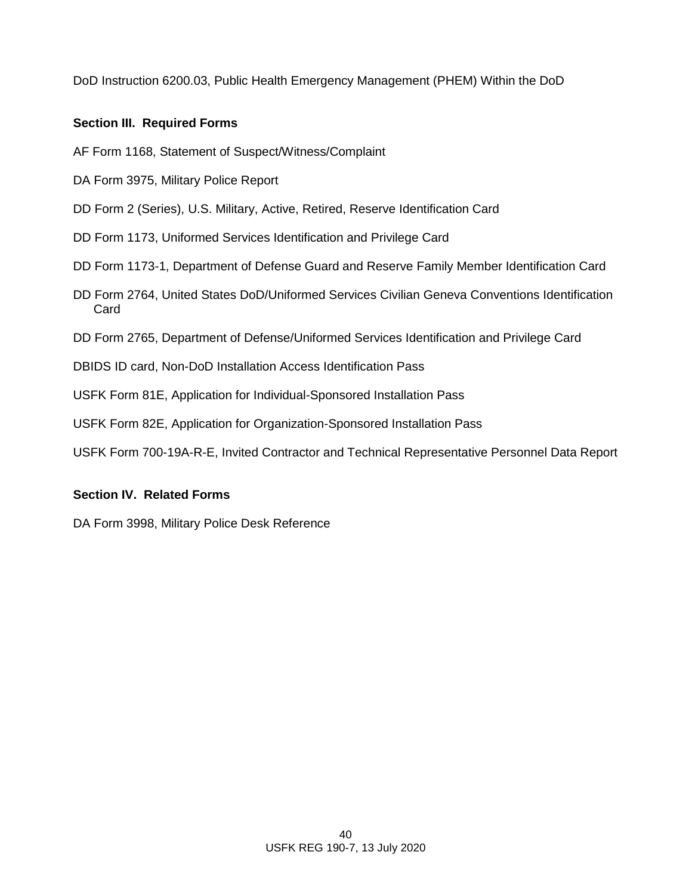DoD Instruction 6200.03, Public Health Emergency Management (PHEM) Within the DoD

**Section III. Required Forms**

AF Form 1168, Statement of Suspect/Witness/Complaint

DA Form 3975, Military Police Report

DD Form 2 (Series), U.S. Military, Active, Retired, Reserve Identification Card

DD Form 1173, Uniformed Services Identification and Privilege Card

DD Form 1173-1, Department of Defense Guard and Reserve Family Member Identification Card

DD Form 2764, United States DoD/Uniformed Services Civilian Geneva Conventions Identification Card

DD Form 2765, Department of Defense/Uniformed Services Identification and Privilege Card

DBIDS ID card, Non-DoD Installation Access Identification Pass

USFK Form 81E, Application for Individual-Sponsored Installation Pass

USFK Form 82E, Application for Organization-Sponsored Installation Pass

USFK Form 700-19A-R-E, Invited Contractor and Technical Representative Personnel Data Report

**Section IV. Related Forms**

DA Form 3998, Military Police Desk Reference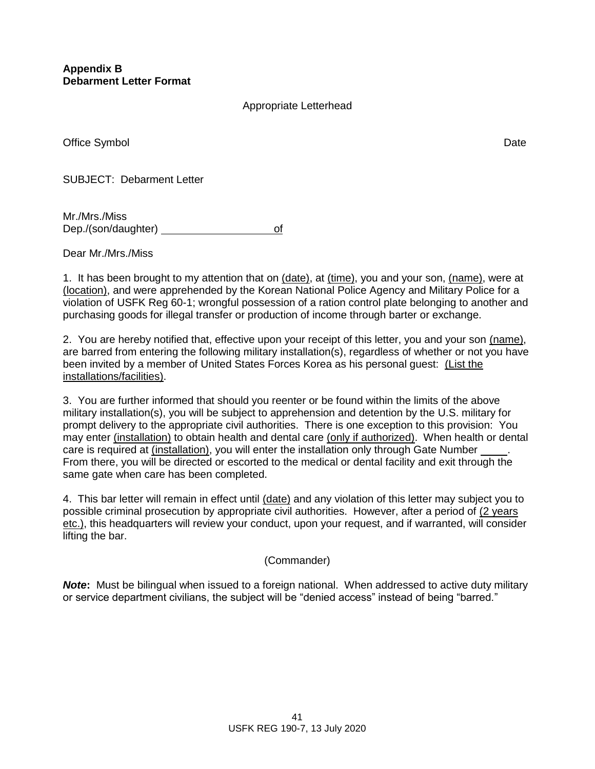**Appendix B**
**Debarment Letter Format**

Appropriate Letterhead

Office Symbol Date

SUBJECT: Debarment Letter

Mr./Mrs./Miss
Dep./(son/daughter) ____________________ of

Dear Mr./Mrs./Miss

1. It has been brought to my attention that on (date), at (time), you and your son, (name), were at (location), and were apprehended by the Korean National Police Agency and Military Police for a violation of USFK Reg 60-1; wrongful possession of a ration control plate belonging to another and purchasing goods for illegal transfer or production of income through barter or exchange.

2. You are hereby notified that, effective upon your receipt of this letter, you and your son (name), are barred from entering the following military installation(s), regardless of whether or not you have been invited by a member of United States Forces Korea as his personal guest: (List the installations/facilities).

3. You are further informed that should you reenter or be found within the limits of the above military installation(s), you will be subject to apprehension and detention by the U.S. military for prompt delivery to the appropriate civil authorities. There is one exception to this provision: You may enter (installation) to obtain health and dental care (only if authorized). When health or dental care is required at (installation), you will enter the installation only through Gate Number _____. From there, you will be directed or escorted to the medical or dental facility and exit through the same gate when care has been completed.

4. This bar letter will remain in effect until (date) and any violation of this letter may subject you to possible criminal prosecution by appropriate civil authorities. However, after a period of (2 years etc.), this headquarters will review your conduct, upon your request, and if warranted, will consider lifting the bar.

(Commander)

***Note*:** Must be bilingual when issued to a foreign national. When addressed to active duty military or service department civilians, the subject will be "denied access" instead of being "barred."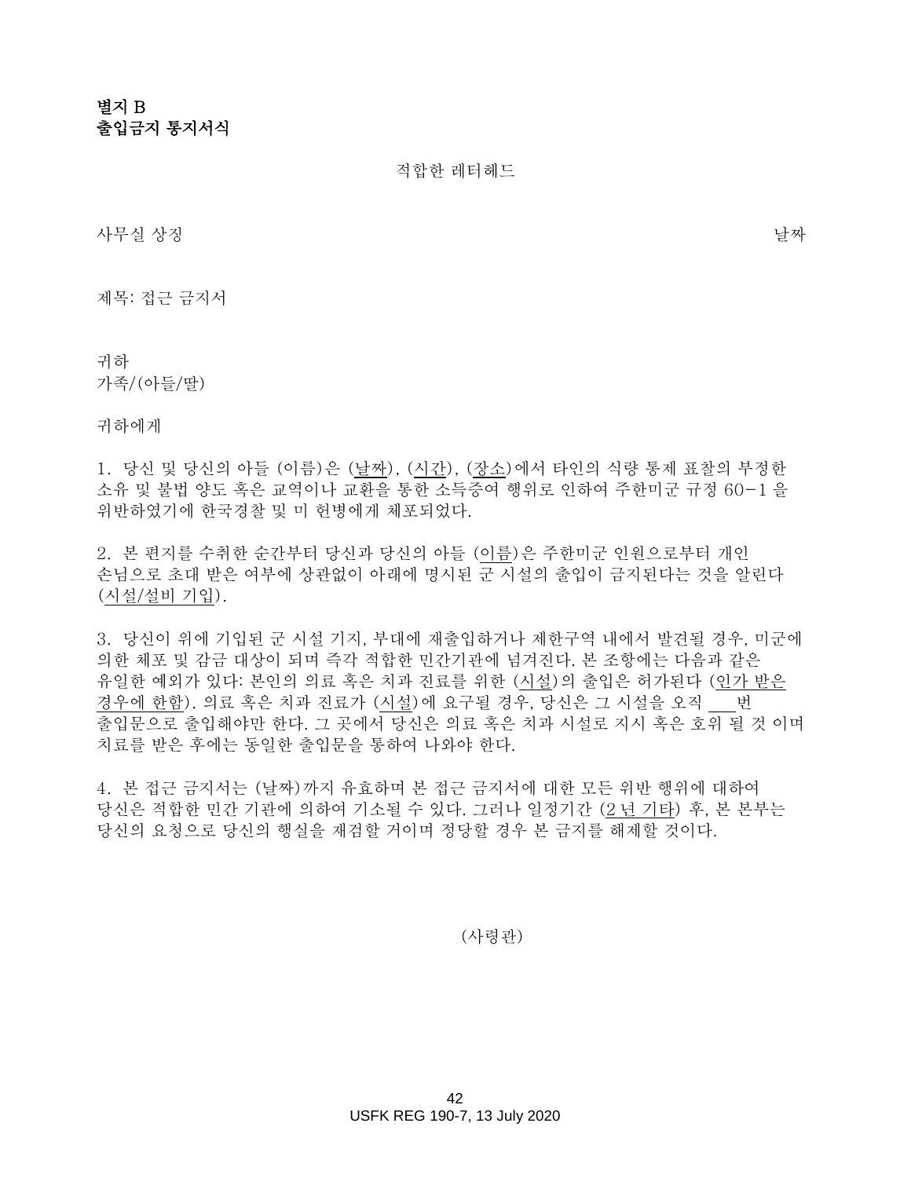**별지 B**
**출입금지 통지서식**

적합한 레터헤드

사무실 상징 날짜

제목: 접근 금지서

귀하
가족/(아들/딸)

귀하에게

1. 당신 및 당신의 아들 (이름)은 (날짜), (시간), (장소)에서 타인의 식량 통제 표찰의 부정한 소유 및 불법 양도 혹은 교역이나 교환을 통한 소득증여 행위로 인하여 주한미군 규정 60-1 을 위반하였기에 한국경찰 및 미 헌병에게 체포되었다.

2. 본 편지를 수취한 순간부터 당신과 당신의 아들 (이름)은 주한미군 인원으로부터 개인 손님으로 초대 받은 여부에 상관없이 아래에 명시된 군 시설의 출입이 금지된다는 것을 알린다 (시설/설비 기입).

3. 당신이 위에 기입된 군 시설 기지, 부대에 재출입하거나 제한구역 내에서 발견될 경우, 미군에 의한 체포 및 감금 대상이 되며 즉각 적합한 민간기관에 넘겨진다. 본 조항에는 다음과 같은 유일한 예외가 있다: 본인의 의료 혹은 치과 진료를 위한 (시설)의 출입은 허가된다 (인가 받은 경우에 한함). 의료 혹은 치과 진료가 (시설)에 요구될 경우, 당신은 그 시설을 오직 ___번 출입문으로 출입해야만 한다. 그 곳에서 당신은 의료 혹은 치과 시설로 지시 혹은 호위 될 것 이며 치료를 받은 후에는 동일한 출입문을 통하여 나와야 한다.

4. 본 접근 금지서는 (날짜)까지 유효하며 본 접근 금지서에 대한 모든 위반 행위에 대하여 당신은 적합한 민간 기관에 의하여 기소될 수 있다. 그러나 일정기간 (2 년 기타) 후, 본 본부는 당신의 요청으로 당신의 행실을 재검할 거이며 정당할 경우 본 금지를 해제할 것이다.

(사령관)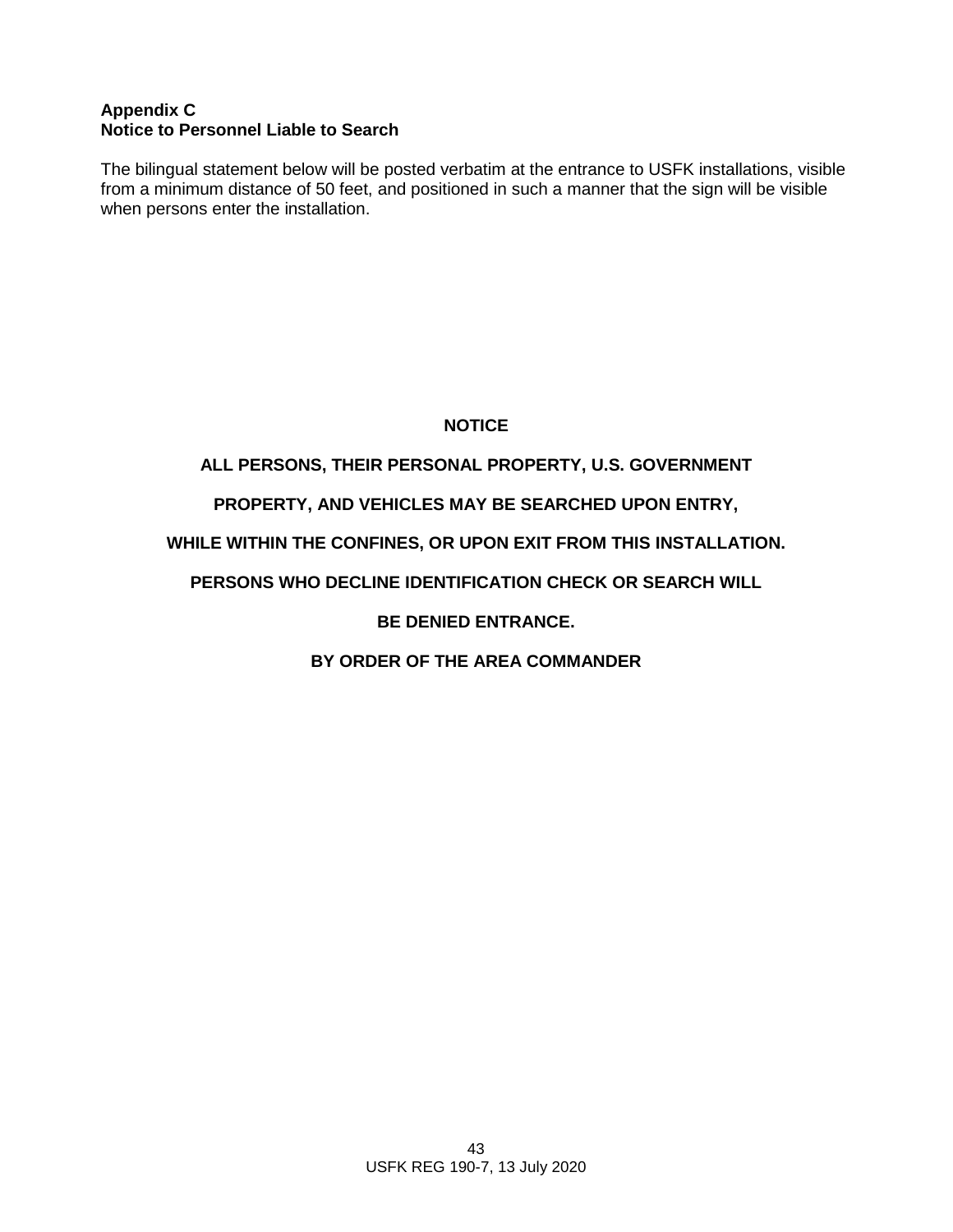## Appendix C
## Notice to Personnel Liable to Search

The bilingual statement below will be posted verbatim at the entrance to USFK installations, visible from a minimum distance of 50 feet, and positioned in such a manner that the sign will be visible when persons enter the installation.

**NOTICE**

**ALL PERSONS, THEIR PERSONAL PROPERTY, U.S. GOVERNMENT**

**PROPERTY, AND VEHICLES MAY BE SEARCHED UPON ENTRY,**

**WHILE WITHIN THE CONFINES, OR UPON EXIT FROM THIS INSTALLATION.**

**PERSONS WHO DECLINE IDENTIFICATION CHECK OR SEARCH WILL**

**BE DENIED ENTRANCE.**

**BY ORDER OF THE AREA COMMANDER**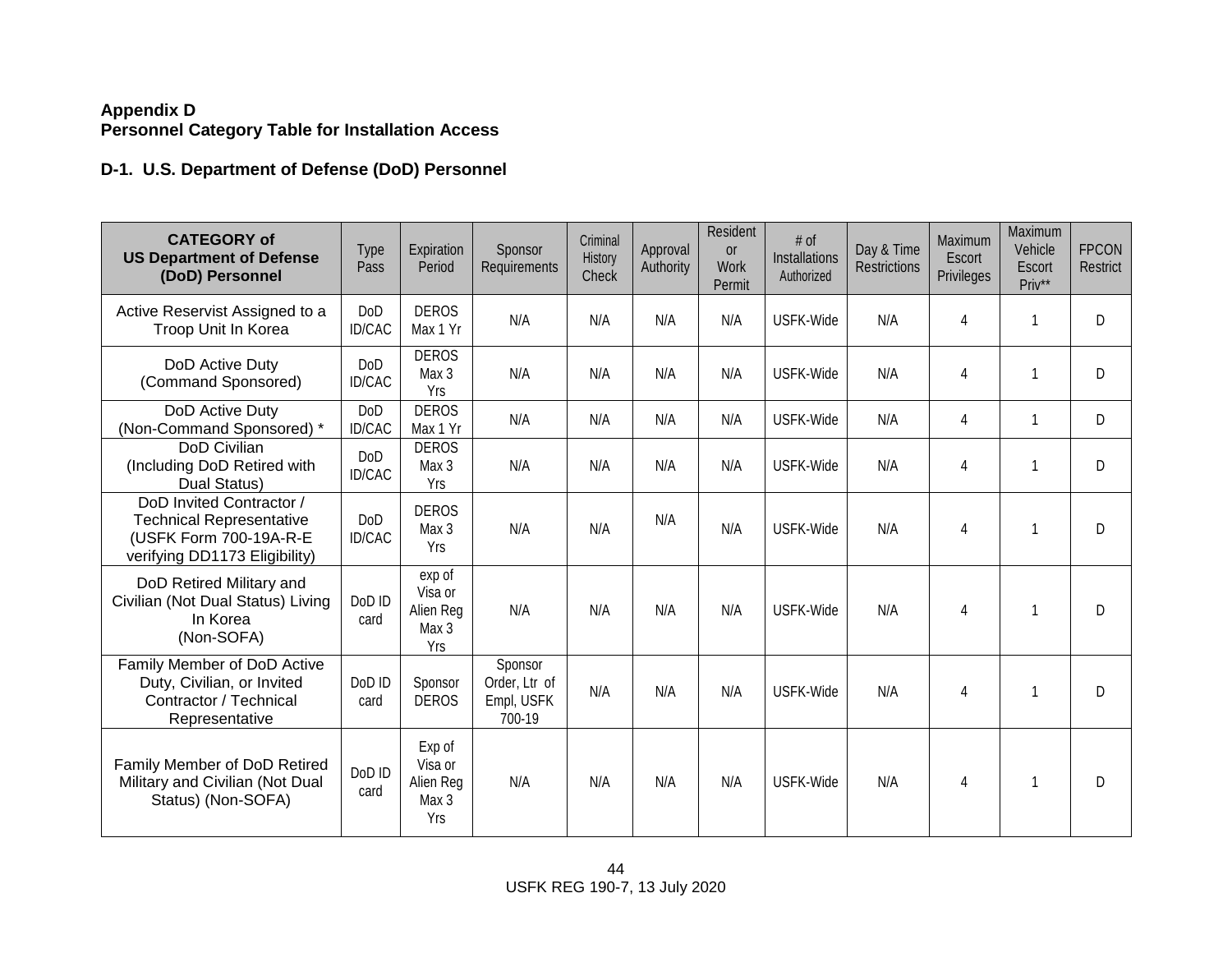## Appendix D
## Personnel Category Table for Installation Access

### D-1. U.S. Department of Defense (DoD) Personnel

| CATEGORY of US Department of Defense (DoD) Personnel | Type Pass | Expiration Period | Sponsor Requirements | Criminal History Check | Approval Authority | Resident or Work Permit | # of Installations Authorized | Day & Time Restrictions | Maximum Escort Privileges | Maximum Vehicle Escort Priv** | FPCON Restrict |
|---|---|---|---|---|---|---|---|---|---|---|---|
| Active Reservist Assigned to a Troop Unit In Korea | DoD ID/CAC | DEROS Max 1 Yr | N/A | N/A | N/A | N/A | USFK-Wide | N/A | 4 | 1 | D |
| DoD Active Duty (Command Sponsored) | DoD ID/CAC | DEROS Max 3 Yrs | N/A | N/A | N/A | N/A | USFK-Wide | N/A | 4 | 1 | D |
| DoD Active Duty (Non-Command Sponsored) * | DoD ID/CAC | DEROS Max 1 Yr | N/A | N/A | N/A | N/A | USFK-Wide | N/A | 4 | 1 | D |
| DoD Civilian (Including DoD Retired with Dual Status) | DoD ID/CAC | DEROS Max 3 Yrs | N/A | N/A | N/A | N/A | USFK-Wide | N/A | 4 | 1 | D |
| DoD Invited Contractor / Technical Representative (USFK Form 700-19A-R-E verifying DD1173 Eligibility) | DoD ID/CAC | DEROS Max 3 Yrs | N/A | N/A | N/A | N/A | USFK-Wide | N/A | 4 | 1 | D |
| DoD Retired Military and Civilian (Not Dual Status) Living In Korea (Non-SOFA) | DoD ID card | exp of Visa or Alien Reg Max 3 Yrs | N/A | N/A | N/A | N/A | USFK-Wide | N/A | 4 | 1 | D |
| Family Member of DoD Active Duty, Civilian, or Invited Contractor / Technical Representative | DoD ID card | Sponsor DEROS | Sponsor Order, Ltr of Empl, USFK 700-19 | N/A | N/A | N/A | USFK-Wide | N/A | 4 | 1 | D |
| Family Member of DoD Retired Military and Civilian (Not Dual Status) (Non-SOFA) | DoD ID card | Exp of Visa or Alien Reg Max 3 Yrs | N/A | N/A | N/A | N/A | USFK-Wide | N/A | 4 | 1 | D |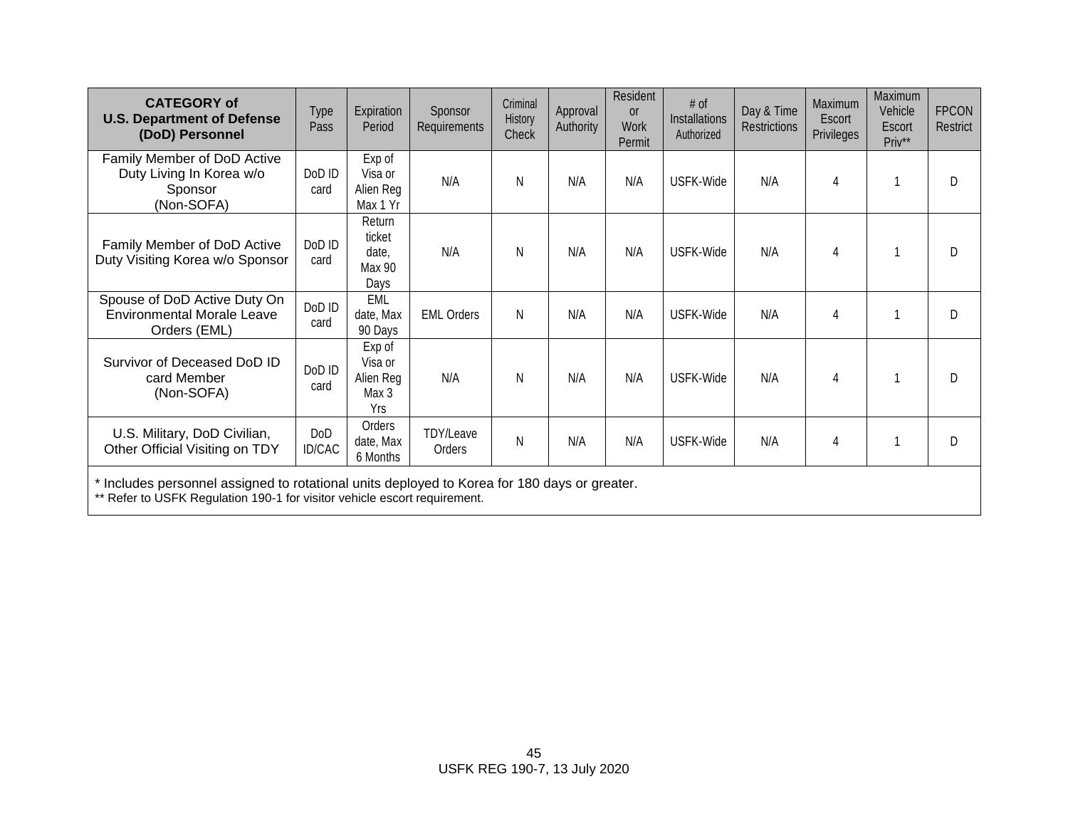| CATEGORY of U.S. Department of Defense (DoD) Personnel | Type Pass | Expiration Period | Sponsor Requirements | Criminal History Check | Approval Authority | Resident or Work Permit | # of Installations Authorized | Day & Time Restrictions | Maximum Escort Privileges | Maximum Vehicle Escort Priv** | FPCON Restrict |
|---|---|---|---|---|---|---|---|---|---|---|---|
| Family Member of DoD Active Duty Living In Korea w/o Sponsor (Non-SOFA) | DoD ID card | Exp of Visa or Alien Reg Max 1 Yr | N/A | N | N/A | N/A | USFK-Wide | N/A | 4 | 1 | D |
| Family Member of DoD Active Duty Visiting Korea w/o Sponsor | DoD ID card | Return ticket date, Max 90 Days | N/A | N | N/A | N/A | USFK-Wide | N/A | 4 | 1 | D |
| Spouse of DoD Active Duty On Environmental Morale Leave Orders (EML) | DoD ID card | EML date, Max 90 Days | EML Orders | N | N/A | N/A | USFK-Wide | N/A | 4 | 1 | D |
| Survivor of Deceased DoD ID card Member (Non-SOFA) | DoD ID card | Exp of Visa or Alien Reg Max 3 Yrs | N/A | N | N/A | N/A | USFK-Wide | N/A | 4 | 1 | D |
| U.S. Military, DoD Civilian, Other Official Visiting on TDY | DoD ID/CAC | Orders date, Max 6 Months | TDY/Leave Orders | N | N/A | N/A | USFK-Wide | N/A | 4 | 1 | D |

* Includes personnel assigned to rotational units deployed to Korea for 180 days or greater.
** Refer to USFK Regulation 190-1 for visitor vehicle escort requirement.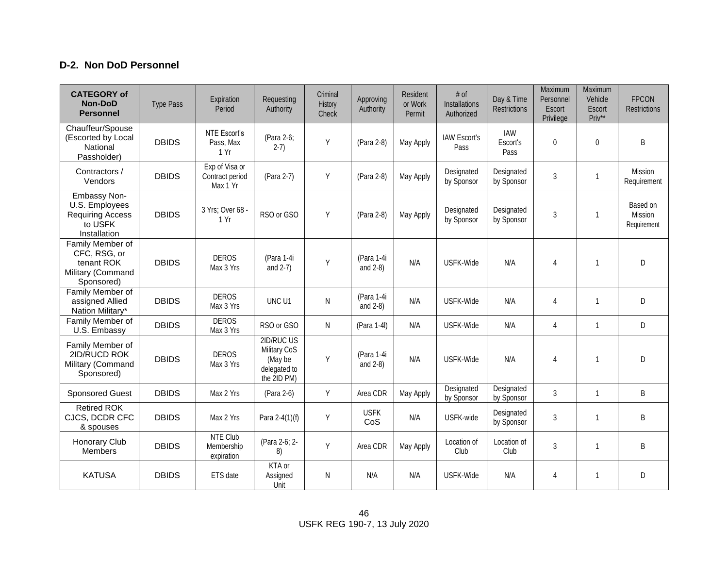## D-2. Non DoD Personnel

| CATEGORY of Non-DoD Personnel | Type Pass | Expiration Period | Requesting Authority | Criminal History Check | Approving Authority | Resident or Work Permit | # of Installations Authorized | Day & Time Restrictions | Maximum Personnel Escort Privilege | Maximum Vehicle Escort Priv** | FPCON Restrictions |
|---|---|---|---|---|---|---|---|---|---|---|---|
| Chauffeur/Spouse (Escorted by Local National Passholder) | DBIDS | NTE Escort's Pass, Max 1 Yr | (Para 2-6; 2-7) | Y | (Para 2-8) | May Apply | IAW Escort's Pass | IAW Escort's Pass | 0 | 0 | B |
| Contractors / Vendors | DBIDS | Exp of Visa or Contract period Max 1 Yr | (Para 2-7) | Y | (Para 2-8) | May Apply | Designated by Sponsor | Designated by Sponsor | 3 | 1 | Mission Requirement |
| Embassy Non-U.S. Employees Requiring Access to USFK Installation | DBIDS | 3 Yrs; Over 68 - 1 Yr | RSO or GSO | Y | (Para 2-8) | May Apply | Designated by Sponsor | Designated by Sponsor | 3 | 1 | Based on Mission Requirement |
| Family Member of CFC, RSG, or tenant ROK Military (Command Sponsored) | DBIDS | DEROS Max 3 Yrs | (Para 1-4i and 2-7) | Y | (Para 1-4i and 2-8) | N/A | USFK-Wide | N/A | 4 | 1 | D |
| Family Member of assigned Allied Nation Military* | DBIDS | DEROS Max 3 Yrs | UNC U1 | N | (Para 1-4i and 2-8) | N/A | USFK-Wide | N/A | 4 | 1 | D |
| Family Member of U.S. Embassy | DBIDS | DEROS Max 3 Yrs | RSO or GSO | N | (Para 1-4l) | N/A | USFK-Wide | N/A | 4 | 1 | D |
| Family Member of 2ID/RUCD ROK Military (Command Sponsored) | DBIDS | DEROS Max 3 Yrs | 2ID/RUC US Military CoS (May be delegated to the 2ID PM) | Y | (Para 1-4i and 2-8) | N/A | USFK-Wide | N/A | 4 | 1 | D |
| Sponsored Guest | DBIDS | Max 2 Yrs | (Para 2-6) | Y | Area CDR | May Apply | Designated by Sponsor | Designated by Sponsor | 3 | 1 | B |
| Retired ROK CJCS, DCDR CFC & spouses | DBIDS | Max 2 Yrs | Para 2-4(1)(f) | Y | USFK CoS | N/A | USFK-wide | Designated by Sponsor | 3 | 1 | B |
| Honorary Club Members | DBIDS | NTE Club Membership expiration | (Para 2-6; 2-8) | Y | Area CDR | May Apply | Location of Club | Location of Club | 3 | 1 | B |
| KATUSA | DBIDS | ETS date | KTA or Assigned Unit | N | N/A | N/A | USFK-Wide | N/A | 4 | 1 | D |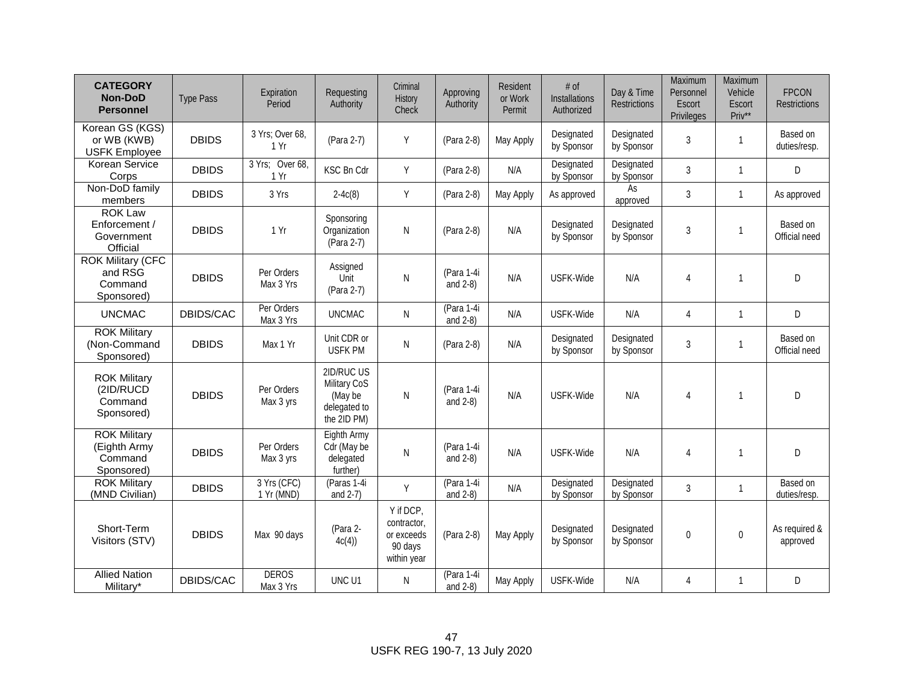| **CATEGORY Non-DoD Personnel** | Type Pass | Expiration Period | Requesting Authority | Criminal History Check | Approving Authority | Resident or Work Permit | # of Installations Authorized | Day & Time Restrictions | Maximum Personnel Escort Privileges | Maximum Vehicle Escort Priv** | FPCON Restrictions |
|---|---|---|---|---|---|---|---|---|---|---|---|
| Korean GS (KGS) or WB (KWB) USFK Employee | DBIDS | 3 Yrs; Over 68, 1 Yr | (Para 2-7) | Y | (Para 2-8) | May Apply | Designated by Sponsor | Designated by Sponsor | 3 | 1 | Based on duties/resp. |
| Korean Service Corps | DBIDS | 3 Yrs; Over 68, 1 Yr | KSC Bn Cdr | Y | (Para 2-8) | N/A | Designated by Sponsor | Designated by Sponsor | 3 | 1 | D |
| Non-DoD family members | DBIDS | 3 Yrs | 2-4c(8) | Y | (Para 2-8) | May Apply | As approved | As approved | 3 | 1 | As approved |
| ROK Law Enforcement / Government Official | DBIDS | 1 Yr | Sponsoring Organization (Para 2-7) | N | (Para 2-8) | N/A | Designated by Sponsor | Designated by Sponsor | 3 | 1 | Based on Official need |
| ROK Military (CFC and RSG Command Sponsored) | DBIDS | Per Orders Max 3 Yrs | Assigned Unit (Para 2-7) | N | (Para 1-4i and 2-8) | N/A | USFK-Wide | N/A | 4 | 1 | D |
| UNCMAC | DBIDS/CAC | Per Orders Max 3 Yrs | UNCMAC | N | (Para 1-4i and 2-8) | N/A | USFK-Wide | N/A | 4 | 1 | D |
| ROK Military (Non-Command Sponsored) | DBIDS | Max 1 Yr | Unit CDR or USFK PM | N | (Para 2-8) | N/A | Designated by Sponsor | Designated by Sponsor | 3 | 1 | Based on Official need |
| ROK Military (2ID/RUCD Command Sponsored) | DBIDS | Per Orders Max 3 yrs | 2ID/RUC US Military CoS (May be delegated to the 2ID PM) | N | (Para 1-4i and 2-8) | N/A | USFK-Wide | N/A | 4 | 1 | D |
| ROK Military (Eighth Army Command Sponsored) | DBIDS | Per Orders Max 3 yrs | Eighth Army Cdr (May be delegated further) | N | (Para 1-4i and 2-8) | N/A | USFK-Wide | N/A | 4 | 1 | D |
| ROK Military (MND Civilian) | DBIDS | 3 Yrs (CFC) 1 Yr (MND) | (Paras 1-4i and 2-7) | Y | (Para 1-4i and 2-8) | N/A | Designated by Sponsor | Designated by Sponsor | 3 | 1 | Based on duties/resp. |
| Short-Term Visitors (STV) | DBIDS | Max 90 days | (Para 2-4c(4)) | Y if DCP, contractor, or exceeds 90 days within year | (Para 2-8) | May Apply | Designated by Sponsor | Designated by Sponsor | 0 | 0 | As required & approved |
| Allied Nation Military* | DBIDS/CAC | DEROS Max 3 Yrs | UNC U1 | N | (Para 1-4i and 2-8) | May Apply | USFK-Wide | N/A | 4 | 1 | D |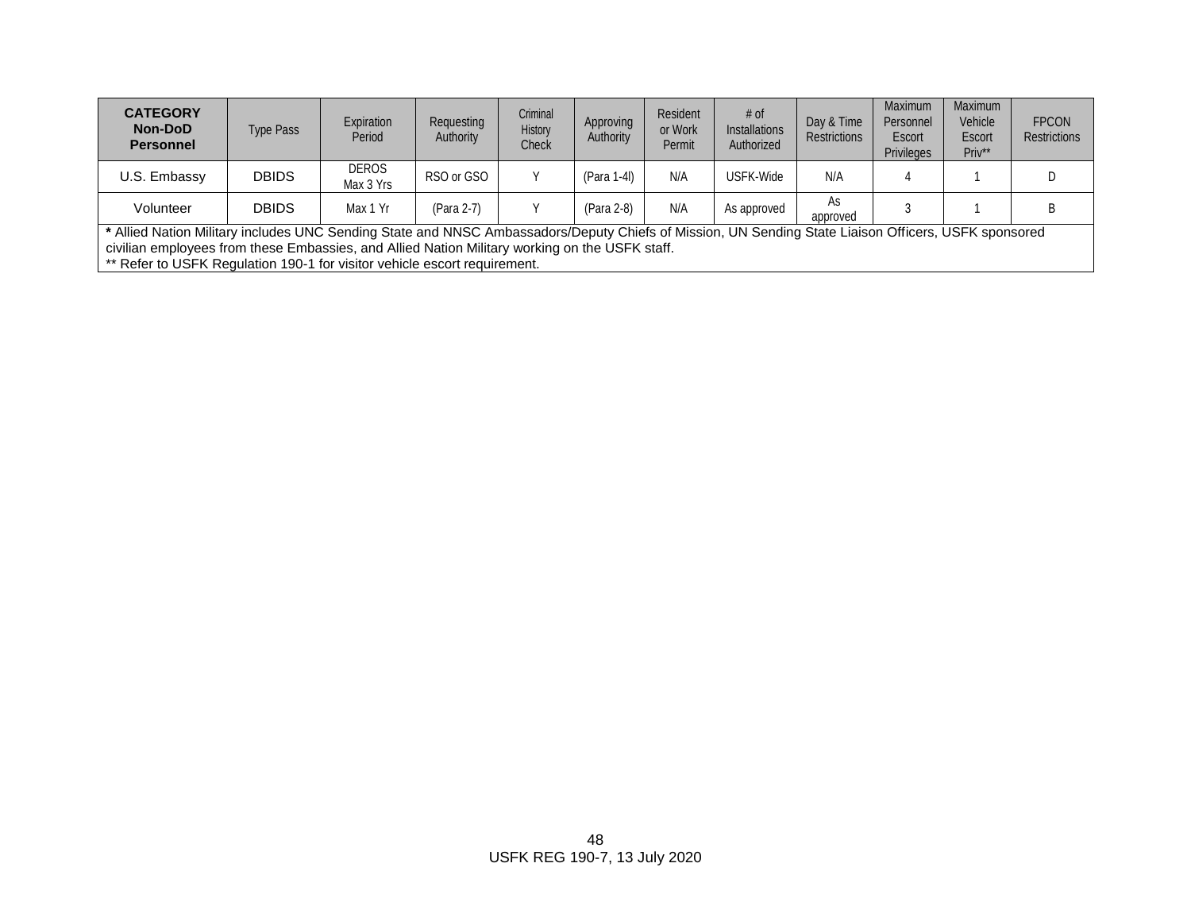| **CATEGORY Non-DoD Personnel** | Type Pass | Expiration Period | Requesting Authority | Criminal History Check | Approving Authority | Resident or Work Permit | # of Installations Authorized | Day & Time Restrictions | Maximum Personnel Escort Privileges | Maximum Vehicle Escort Priv** | FPCON Restrictions |
|---|---|---|---|---|---|---|---|---|---|---|---|
| U.S. Embassy | DBIDS | DEROS Max 3 Yrs | RSO or GSO | Y | (Para 1-4l) | N/A | USFK-Wide | N/A | 4 | 1 | D |
| Volunteer | DBIDS | Max 1 Yr | (Para 2-7) | Y | (Para 2-8) | N/A | As approved | As approved | 3 | 1 | B |

**\*** Allied Nation Military includes UNC Sending State and NNSC Ambassadors/Deputy Chiefs of Mission, UN Sending State Liaison Officers, USFK sponsored civilian employees from these Embassies, and Allied Nation Military working on the USFK staff.
** Refer to USFK Regulation 190-1 for visitor vehicle escort requirement.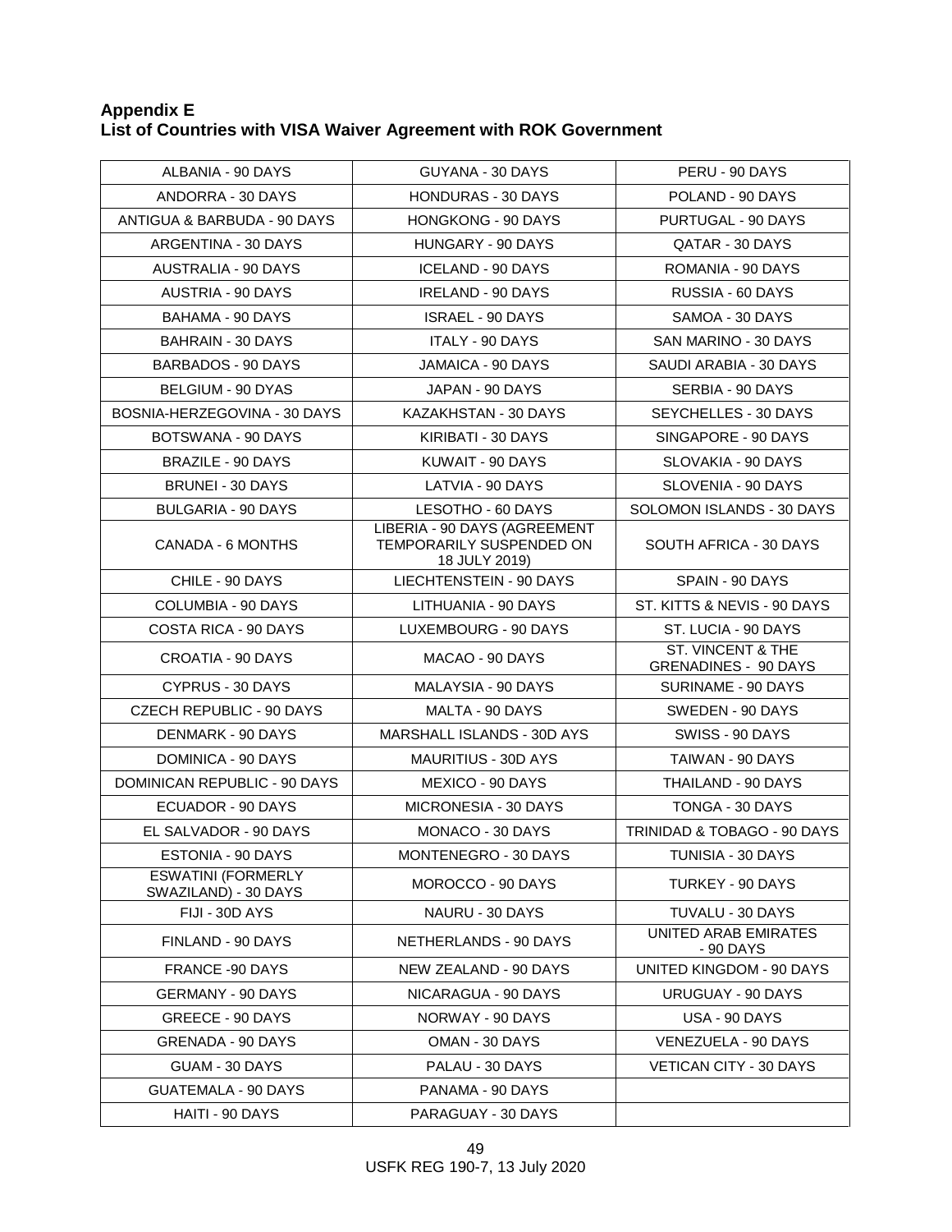**Appendix E**
**List of Countries with VISA Waiver Agreement with ROK Government**

| | | |
|---|---|---|
| ALBANIA - 90 DAYS | GUYANA - 30 DAYS | PERU - 90 DAYS |
| ANDORRA - 30 DAYS | HONDURAS - 30 DAYS | POLAND - 90 DAYS |
| ANTIGUA & BARBUDA - 90 DAYS | HONGKONG - 90 DAYS | PURTUGAL - 90 DAYS |
| ARGENTINA - 30 DAYS | HUNGARY - 90 DAYS | QATAR - 30 DAYS |
| AUSTRALIA - 90 DAYS | ICELAND - 90 DAYS | ROMANIA - 90 DAYS |
| AUSTRIA - 90 DAYS | IRELAND - 90 DAYS | RUSSIA - 60 DAYS |
| BAHAMA - 90 DAYS | ISRAEL - 90 DAYS | SAMOA - 30 DAYS |
| BAHRAIN - 30 DAYS | ITALY - 90 DAYS | SAN MARINO - 30 DAYS |
| BARBADOS - 90 DAYS | JAMAICA - 90 DAYS | SAUDI ARABIA - 30 DAYS |
| BELGIUM - 90 DYAS | JAPAN - 90 DAYS | SERBIA - 90 DAYS |
| BOSNIA-HERZEGOVINA - 30 DAYS | KAZAKHSTAN - 30 DAYS | SEYCHELLES - 30 DAYS |
| BOTSWANA - 90 DAYS | KIRIBATI - 30 DAYS | SINGAPORE - 90 DAYS |
| BRAZILE - 90 DAYS | KUWAIT - 90 DAYS | SLOVAKIA - 90 DAYS |
| BRUNEI - 30 DAYS | LATVIA - 90 DAYS | SLOVENIA - 90 DAYS |
| BULGARIA - 90 DAYS | LESOTHO - 60 DAYS | SOLOMON ISLANDS - 30 DAYS |
| CANADA - 6 MONTHS | LIBERIA - 90 DAYS (AGREEMENT TEMPORARILY SUSPENDED ON 18 JULY 2019) | SOUTH AFRICA - 30 DAYS |
| CHILE - 90 DAYS | LIECHTENSTEIN - 90 DAYS | SPAIN - 90 DAYS |
| COLUMBIA - 90 DAYS | LITHUANIA - 90 DAYS | ST. KITTS & NEVIS - 90 DAYS |
| COSTA RICA - 90 DAYS | LUXEMBOURG - 90 DAYS | ST. LUCIA - 90 DAYS |
| CROATIA - 90 DAYS | MACAO - 90 DAYS | ST. VINCENT & THE GRENADINES - 90 DAYS |
| CYPRUS - 30 DAYS | MALAYSIA - 90 DAYS | SURINAME - 90 DAYS |
| CZECH REPUBLIC - 90 DAYS | MALTA - 90 DAYS | SWEDEN - 90 DAYS |
| DENMARK - 90 DAYS | MARSHALL ISLANDS - 30D AYS | SWISS - 90 DAYS |
| DOMINICA - 90 DAYS | MAURITIUS - 30D AYS | TAIWAN - 90 DAYS |
| DOMINICAN REPUBLIC - 90 DAYS | MEXICO - 90 DAYS | THAILAND - 90 DAYS |
| ECUADOR - 90 DAYS | MICRONESIA - 30 DAYS | TONGA - 30 DAYS |
| EL SALVADOR - 90 DAYS | MONACO - 30 DAYS | TRINIDAD & TOBAGO - 90 DAYS |
| ESTONIA - 90 DAYS | MONTENEGRO - 30 DAYS | TUNISIA - 30 DAYS |
| ESWATINI (FORMERLY SWAZILAND) - 30 DAYS | MOROCCO - 90 DAYS | TURKEY - 90 DAYS |
| FIJI - 30D AYS | NAURU - 30 DAYS | TUVALU - 30 DAYS |
| FINLAND - 90 DAYS | NETHERLANDS - 90 DAYS | UNITED ARAB EMIRATES - 90 DAYS |
| FRANCE -90 DAYS | NEW ZEALAND - 90 DAYS | UNITED KINGDOM - 90 DAYS |
| GERMANY - 90 DAYS | NICARAGUA - 90 DAYS | URUGUAY - 90 DAYS |
| GREECE - 90 DAYS | NORWAY - 90 DAYS | USA - 90 DAYS |
| GRENADA - 90 DAYS | OMAN - 30 DAYS | VENEZUELA - 90 DAYS |
| GUAM - 30 DAYS | PALAU - 30 DAYS | VETICAN CITY - 30 DAYS |
| GUATEMALA - 90 DAYS | PANAMA - 90 DAYS | |
| HAITI - 90 DAYS | PARAGUAY - 30 DAYS | |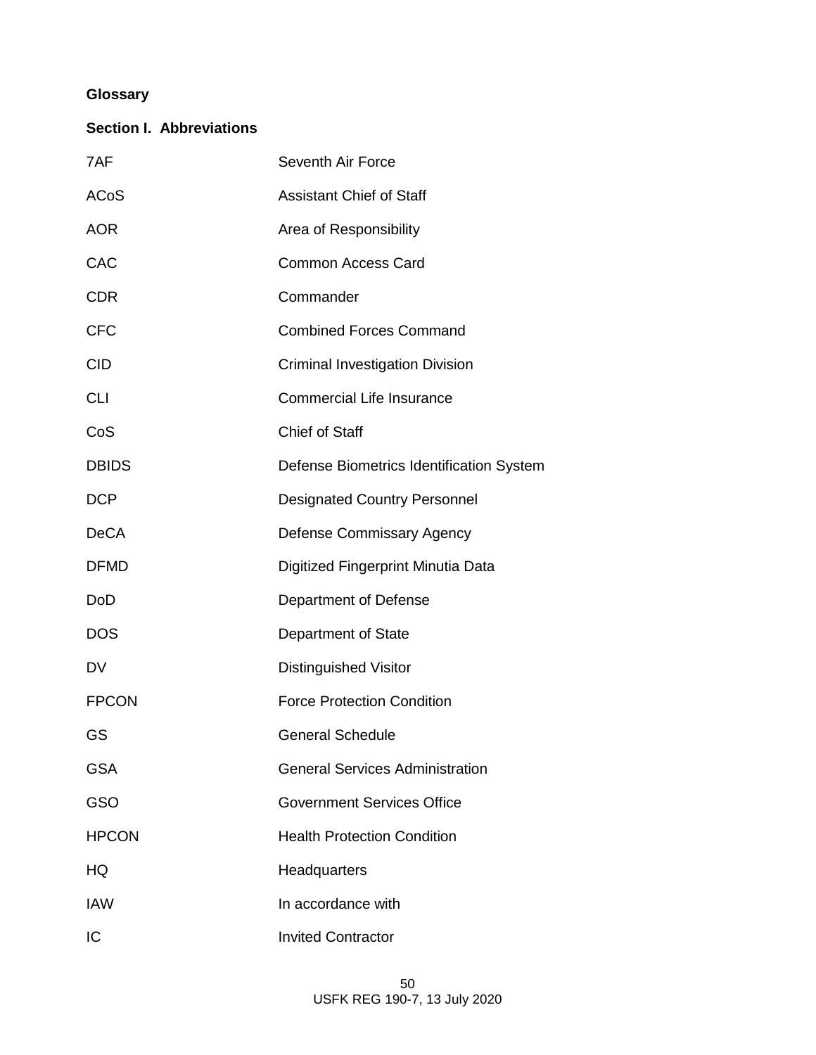# Glossary

## Section I. Abbreviations

| | |
|---|---|
| 7AF | Seventh Air Force |
| ACoS | Assistant Chief of Staff |
| AOR | Area of Responsibility |
| CAC | Common Access Card |
| CDR | Commander |
| CFC | Combined Forces Command |
| CID | Criminal Investigation Division |
| CLI | Commercial Life Insurance |
| CoS | Chief of Staff |
| DBIDS | Defense Biometrics Identification System |
| DCP | Designated Country Personnel |
| DeCA | Defense Commissary Agency |
| DFMD | Digitized Fingerprint Minutia Data |
| DoD | Department of Defense |
| DOS | Department of State |
| DV | Distinguished Visitor |
| FPCON | Force Protection Condition |
| GS | General Schedule |
| GSA | General Services Administration |
| GSO | Government Services Office |
| HPCON | Health Protection Condition |
| HQ | Headquarters |
| IAW | In accordance with |
| IC | Invited Contractor |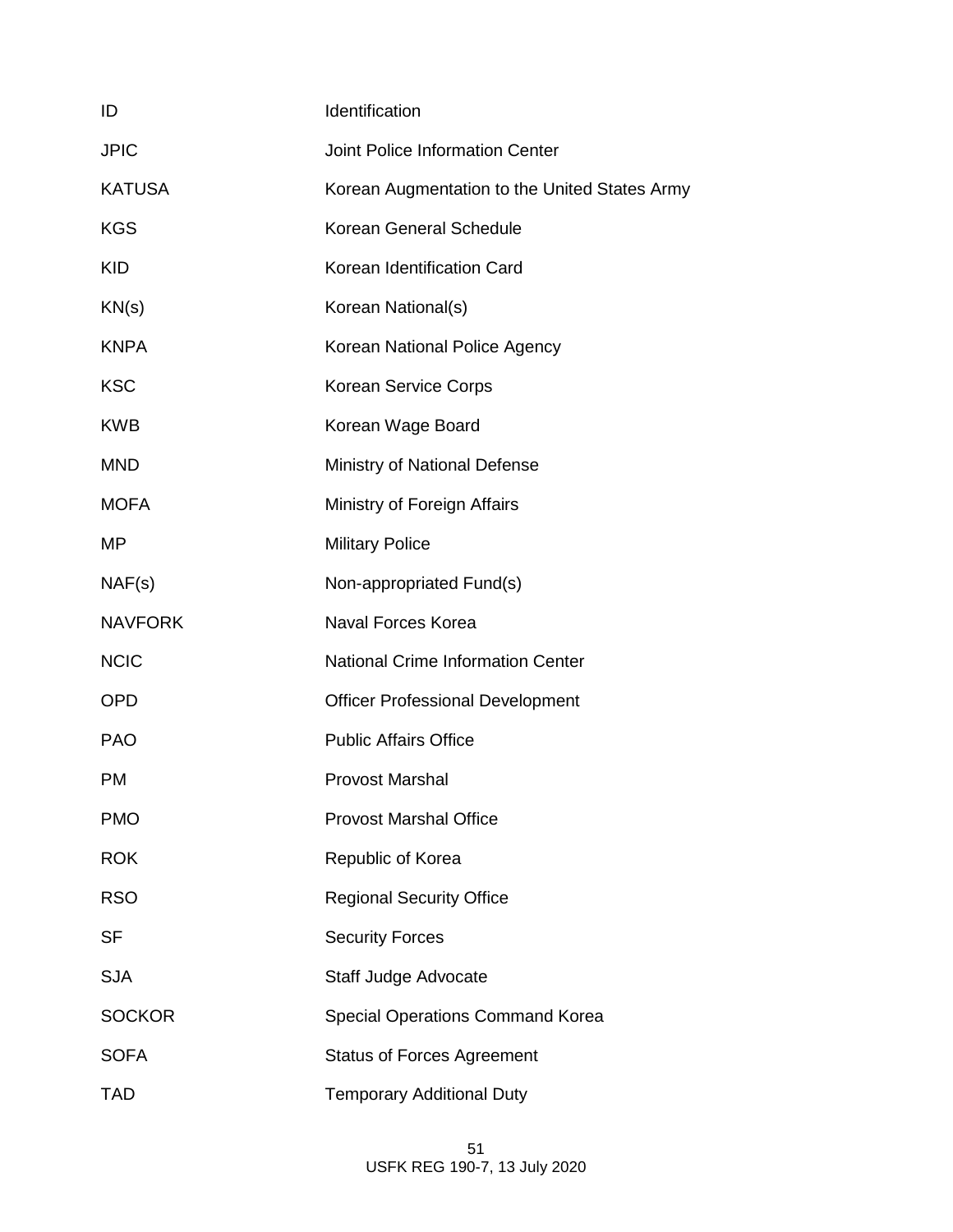| | |
|---|---|
| ID | Identification |
| JPIC | Joint Police Information Center |
| KATUSA | Korean Augmentation to the United States Army |
| KGS | Korean General Schedule |
| KID | Korean Identification Card |
| KN(s) | Korean National(s) |
| KNPA | Korean National Police Agency |
| KSC | Korean Service Corps |
| KWB | Korean Wage Board |
| MND | Ministry of National Defense |
| MOFA | Ministry of Foreign Affairs |
| MP | Military Police |
| NAF(s) | Non-appropriated Fund(s) |
| NAVFORK | Naval Forces Korea |
| NCIC | National Crime Information Center |
| OPD | Officer Professional Development |
| PAO | Public Affairs Office |
| PM | Provost Marshal |
| PMO | Provost Marshal Office |
| ROK | Republic of Korea |
| RSO | Regional Security Office |
| SF | Security Forces |
| SJA | Staff Judge Advocate |
| SOCKOR | Special Operations Command Korea |
| SOFA | Status of Forces Agreement |
| TAD | Temporary Additional Duty |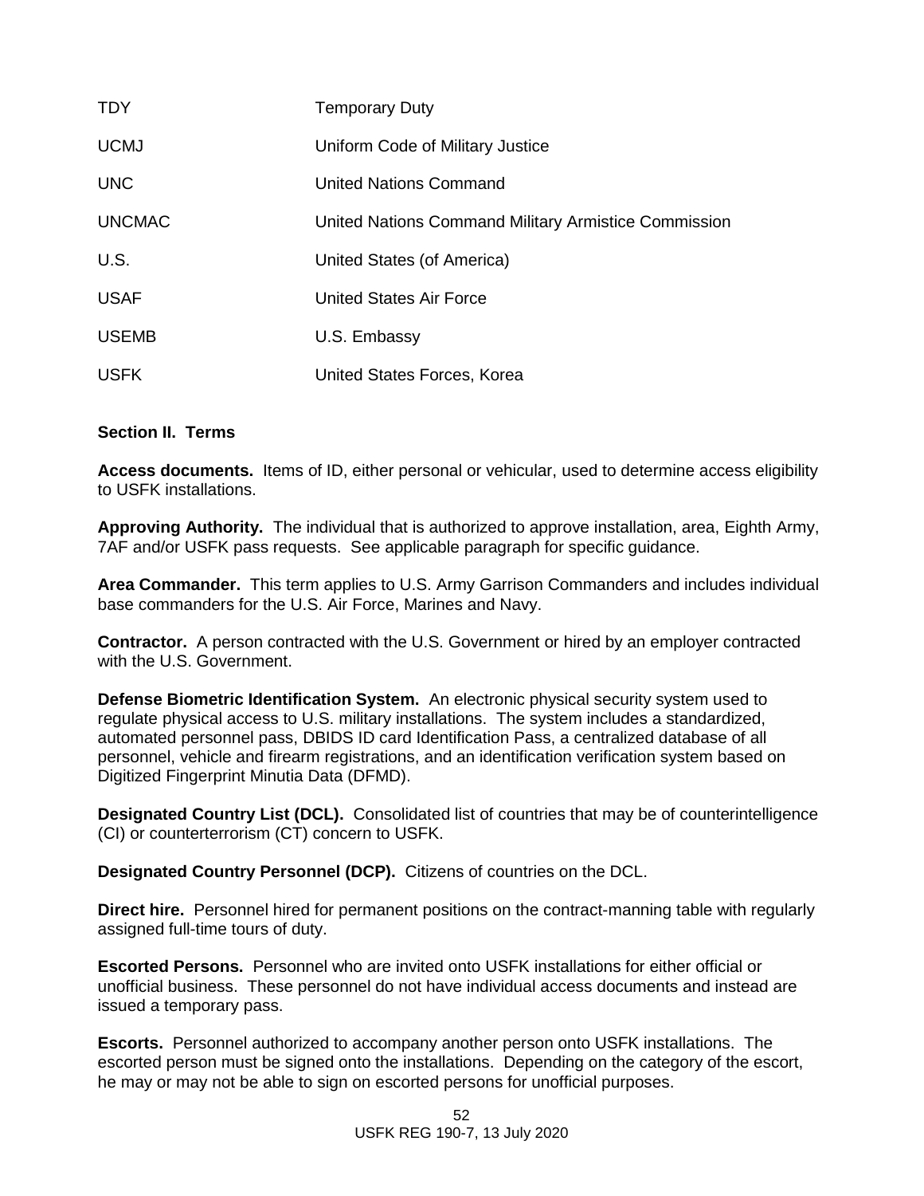| | |
|---|---|
| TDY | Temporary Duty |
| UCMJ | Uniform Code of Military Justice |
| UNC | United Nations Command |
| UNCMAC | United Nations Command Military Armistice Commission |
| U.S. | United States (of America) |
| USAF | United States Air Force |
| USEMB | U.S. Embassy |
| USFK | United States Forces, Korea |

**Section II. Terms**

**Access documents.** Items of ID, either personal or vehicular, used to determine access eligibility to USFK installations.

**Approving Authority.** The individual that is authorized to approve installation, area, Eighth Army, 7AF and/or USFK pass requests. See applicable paragraph for specific guidance.

**Area Commander.** This term applies to U.S. Army Garrison Commanders and includes individual base commanders for the U.S. Air Force, Marines and Navy.

**Contractor.** A person contracted with the U.S. Government or hired by an employer contracted with the U.S. Government.

**Defense Biometric Identification System.** An electronic physical security system used to regulate physical access to U.S. military installations. The system includes a standardized, automated personnel pass, DBIDS ID card Identification Pass, a centralized database of all personnel, vehicle and firearm registrations, and an identification verification system based on Digitized Fingerprint Minutia Data (DFMD).

**Designated Country List (DCL).** Consolidated list of countries that may be of counterintelligence (CI) or counterterrorism (CT) concern to USFK.

**Designated Country Personnel (DCP).** Citizens of countries on the DCL.

**Direct hire.** Personnel hired for permanent positions on the contract-manning table with regularly assigned full-time tours of duty.

**Escorted Persons.** Personnel who are invited onto USFK installations for either official or unofficial business. These personnel do not have individual access documents and instead are issued a temporary pass.

**Escorts.** Personnel authorized to accompany another person onto USFK installations. The escorted person must be signed onto the installations. Depending on the category of the escort, he may or may not be able to sign on escorted persons for unofficial purposes.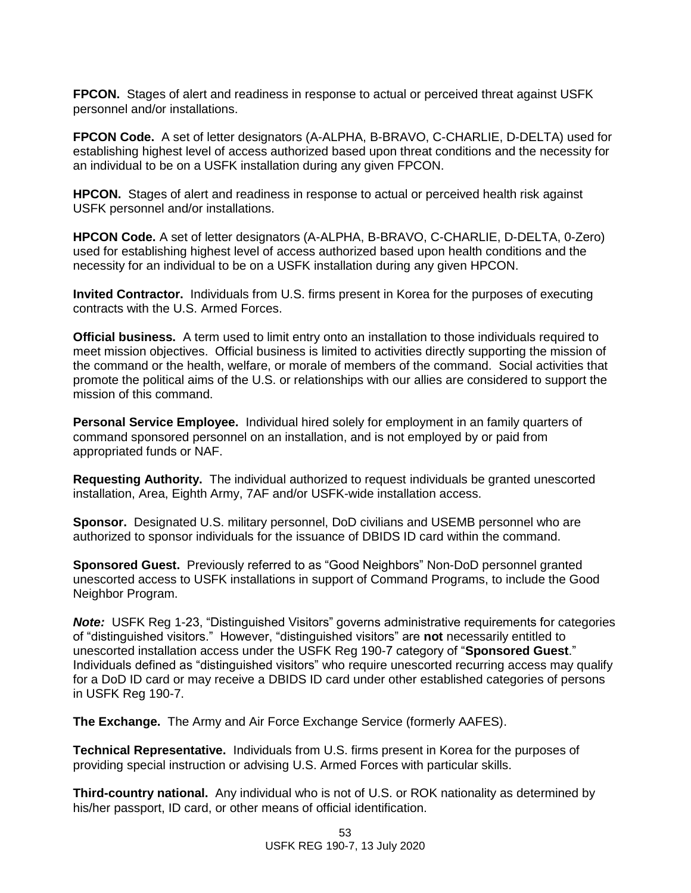**FPCON.** Stages of alert and readiness in response to actual or perceived threat against USFK personnel and/or installations.

**FPCON Code.** A set of letter designators (A-ALPHA, B-BRAVO, C-CHARLIE, D-DELTA) used for establishing highest level of access authorized based upon threat conditions and the necessity for an individual to be on a USFK installation during any given FPCON.

**HPCON.** Stages of alert and readiness in response to actual or perceived health risk against USFK personnel and/or installations.

**HPCON Code.** A set of letter designators (A-ALPHA, B-BRAVO, C-CHARLIE, D-DELTA, 0-Zero) used for establishing highest level of access authorized based upon health conditions and the necessity for an individual to be on a USFK installation during any given HPCON.

**Invited Contractor.** Individuals from U.S. firms present in Korea for the purposes of executing contracts with the U.S. Armed Forces.

**Official business.** A term used to limit entry onto an installation to those individuals required to meet mission objectives. Official business is limited to activities directly supporting the mission of the command or the health, welfare, or morale of members of the command. Social activities that promote the political aims of the U.S. or relationships with our allies are considered to support the mission of this command.

**Personal Service Employee.** Individual hired solely for employment in an family quarters of command sponsored personnel on an installation, and is not employed by or paid from appropriated funds or NAF.

**Requesting Authority.** The individual authorized to request individuals be granted unescorted installation, Area, Eighth Army, 7AF and/or USFK-wide installation access.

**Sponsor.** Designated U.S. military personnel, DoD civilians and USEMB personnel who are authorized to sponsor individuals for the issuance of DBIDS ID card within the command.

**Sponsored Guest.** Previously referred to as "Good Neighbors" Non-DoD personnel granted unescorted access to USFK installations in support of Command Programs, to include the Good Neighbor Program.

***Note:*** USFK Reg 1-23, "Distinguished Visitors" governs administrative requirements for categories of "distinguished visitors." However, "distinguished visitors" are **not** necessarily entitled to unescorted installation access under the USFK Reg 190-7 category of "**Sponsored Guest**." Individuals defined as "distinguished visitors" who require unescorted recurring access may qualify for a DoD ID card or may receive a DBIDS ID card under other established categories of persons in USFK Reg 190-7.

**The Exchange.** The Army and Air Force Exchange Service (formerly AAFES).

**Technical Representative.** Individuals from U.S. firms present in Korea for the purposes of providing special instruction or advising U.S. Armed Forces with particular skills.

**Third-country national.** Any individual who is not of U.S. or ROK nationality as determined by his/her passport, ID card, or other means of official identification.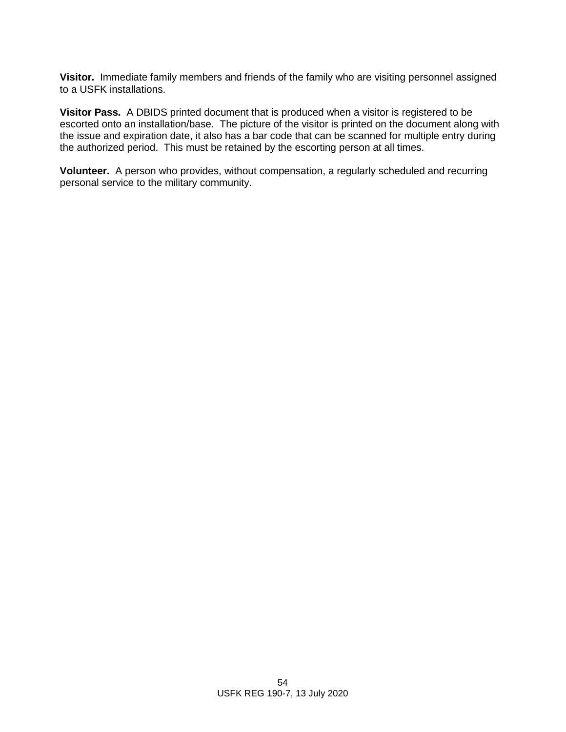**Visitor.** Immediate family members and friends of the family who are visiting personnel assigned to a USFK installations.

**Visitor Pass.** A DBIDS printed document that is produced when a visitor is registered to be escorted onto an installation/base. The picture of the visitor is printed on the document along with the issue and expiration date, it also has a bar code that can be scanned for multiple entry during the authorized period. This must be retained by the escorting person at all times.

**Volunteer.** A person who provides, without compensation, a regularly scheduled and recurring personal service to the military community.